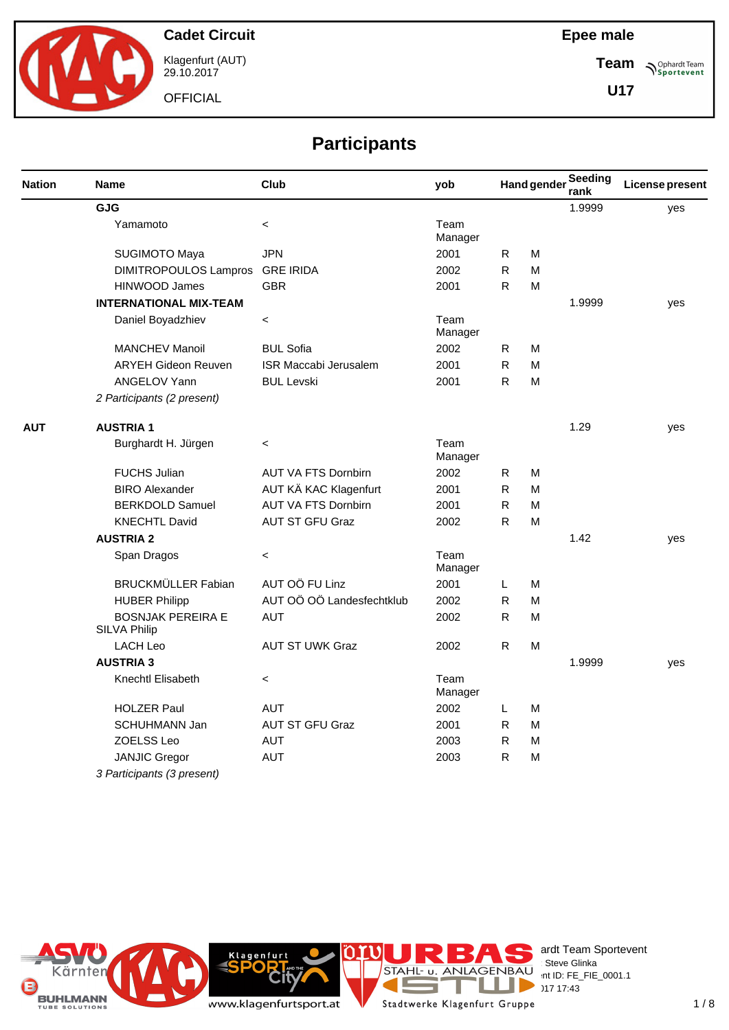Cadet Circuit

Klagenfurt (AUT)
29.10.2017

OFFICIAL

Epee male

Team

U17

# Participants

| Nation | Name | Club | yob | Hand | gender | Seeding rank | License present |
|---|---|---|---|---|---|---|---|
| | **GJG** | | | | | 1.9999 | yes |
| | Yamamoto | < | Team Manager | | | | |
| | SUGIMOTO Maya | JPN | 2001 | R | M | | |
| | DIMITROPOULOS Lampros | GRE IRIDA | 2002 | R | M | | |
| | HINWOOD James | GBR | 2001 | R | M | | |
| | **INTERNATIONAL MIX-TEAM** | | | | | 1.9999 | yes |
| | Daniel Boyadzhiev | < | Team Manager | | | | |
| | MANCHEV Manoil | BUL Sofia | 2002 | R | M | | |
| | ARYEH Gideon Reuven | ISR Maccabi Jerusalem | 2001 | R | M | | |
| | ANGELOV Yann | BUL Levski | 2001 | R | M | | |
| | *2 Participants (2 present)* | | | | | | |
| **AUT** | **AUSTRIA 1** | | | | | 1.29 | yes |
| | Burghardt H. Jürgen | < | Team Manager | | | | |
| | FUCHS Julian | AUT VA FTS Dornbirn | 2002 | R | M | | |
| | BIRO Alexander | AUT KÄ KAC Klagenfurt | 2001 | R | M | | |
| | BERKDOLD Samuel | AUT VA FTS Dornbirn | 2001 | R | M | | |
| | KNECHTL David | AUT ST GFU Graz | 2002 | R | M | | |
| | **AUSTRIA 2** | | | | | 1.42 | yes |
| | Span Dragos | < | Team Manager | | | | |
| | BRUCKMÜLLER Fabian | AUT OÖ FU Linz | 2001 | L | M | | |
| | HUBER Philipp | AUT OÖ OÖ Landesfechtklub | 2002 | R | M | | |
| | BOSNJAK PEREIRA E SILVA Philip | AUT | 2002 | R | M | | |
| | LACH Leo | AUT ST UWK Graz | 2002 | R | M | | |
| | **AUSTRIA 3** | | | | | 1.9999 | yes |
| | Knechtl Elisabeth | < | Team Manager | | | | |
| | HOLZER Paul | AUT | 2002 | L | M | | |
| | SCHUHMANN Jan | AUT ST GFU Graz | 2001 | R | M | | |
| | ZOELSS Leo | AUT | 2003 | R | M | | |
| | JANJIC Gregor | AUT | 2003 | R | M | | |
| | *3 Participants (3 present)* | | | | | | |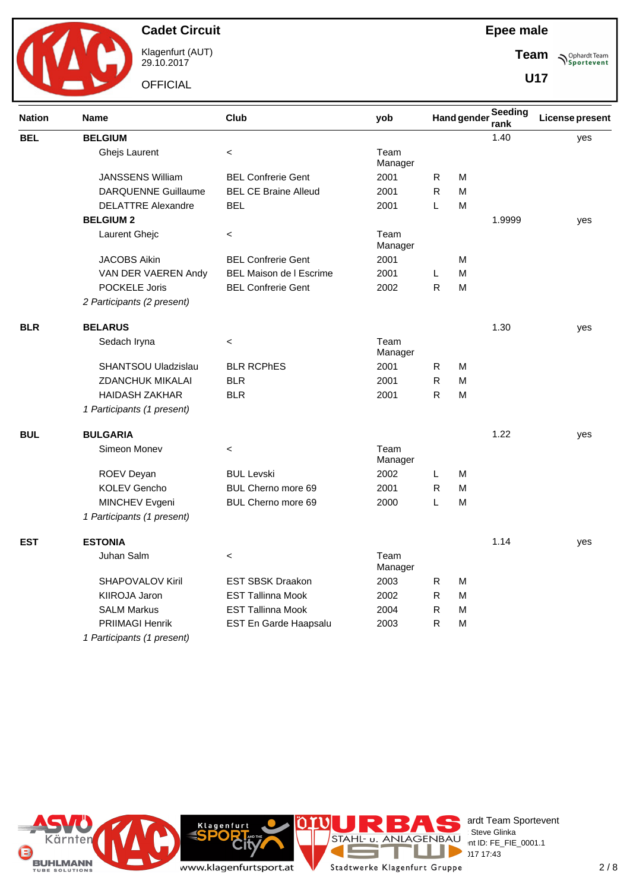**Cadet Circuit**

Klagenfurt (AUT)
29.10.2017

OFFICIAL

**Epee male**

**Team**

**U17**

| Nation | Name | Club | yob | Hand | gender | Seeding rank | License present |
|---|---|---|---|---|---|---|---|
| **BEL** | **BELGIUM** | | | | | 1.40 | yes |
| | Ghejs Laurent | < | Team Manager | | | | |
| | JANSSENS William | BEL Confrerie Gent | 2001 | R | M | | |
| | DARQUENNE Guillaume | BEL CE Braine Alleud | 2001 | R | M | | |
| | DELATTRE Alexandre | BEL | 2001 | L | M | | |
| | **BELGIUM 2** | | | | | 1.9999 | yes |
| | Laurent Ghejc | < | Team Manager | | | | |
| | JACOBS Aikin | BEL Confrerie Gent | 2001 | | M | | |
| | VAN DER VAEREN Andy | BEL Maison de l Escrime | 2001 | L | M | | |
| | POCKELE Joris | BEL Confrerie Gent | 2002 | R | M | | |
| | *2 Participants (2 present)* | | | | | | |
| **BLR** | **BELARUS** | | | | | 1.30 | yes |
| | Sedach Iryna | < | Team Manager | | | | |
| | SHANTSOU Uladzislau | BLR RCPhES | 2001 | R | M | | |
| | ZDANCHUK MIKALAI | BLR | 2001 | R | M | | |
| | HAIDASH ZAKHAR | BLR | 2001 | R | M | | |
| | *1 Participants (1 present)* | | | | | | |
| **BUL** | **BULGARIA** | | | | | 1.22 | yes |
| | Simeon Monev | < | Team Manager | | | | |
| | ROEV Deyan | BUL Levski | 2002 | L | M | | |
| | KOLEV Gencho | BUL Cherno more 69 | 2001 | R | M | | |
| | MINCHEV Evgeni | BUL Cherno more 69 | 2000 | L | M | | |
| | *1 Participants (1 present)* | | | | | | |
| **EST** | **ESTONIA** | | | | | 1.14 | yes |
| | Juhan Salm | < | Team Manager | | | | |
| | SHAPOVALOV Kiril | EST SBSK Draakon | 2003 | R | M | | |
| | KIIROJA Jaron | EST Tallinna Mook | 2002 | R | M | | |
| | SALM Markus | EST Tallinna Mook | 2004 | R | M | | |
| | PRIIMAGI Henrik | EST En Garde Haapsalu | 2003 | R | M | | |
| | *1 Participants (1 present)* | | | | | | |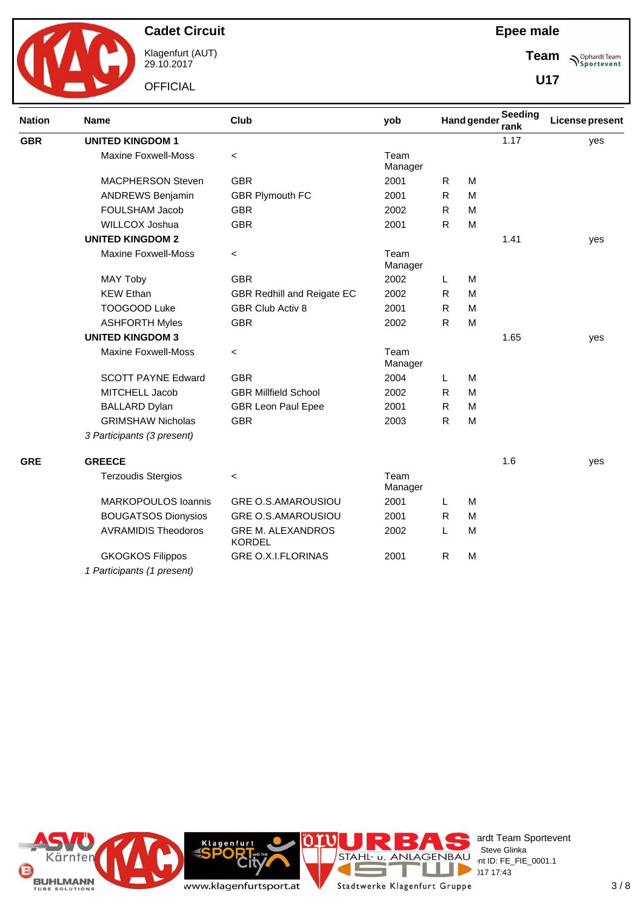**Cadet Circuit**

Klagenfurt (AUT)
29.10.2017

OFFICIAL

**Epee male**

**Team**

**U17**

| Nation | Name | Club | yob | Hand | gender | Seeding rank | License present |
|---|---|---|---|---|---|---|---|
| **GBR** | **UNITED KINGDOM 1** | | | | | 1.17 | yes |
| | Maxine Foxwell-Moss | < | Team Manager | | | | |
| | MACPHERSON Steven | GBR | 2001 | R | M | | |
| | ANDREWS Benjamin | GBR Plymouth FC | 2001 | R | M | | |
| | FOULSHAM Jacob | GBR | 2002 | R | M | | |
| | WILLCOX Joshua | GBR | 2001 | R | M | | |
| | **UNITED KINGDOM 2** | | | | | 1.41 | yes |
| | Maxine Foxwell-Moss | < | Team Manager | | | | |
| | MAY Toby | GBR | 2002 | L | M | | |
| | KEW Ethan | GBR Redhill and Reigate EC | 2002 | R | M | | |
| | TOOGOOD Luke | GBR Club Activ 8 | 2001 | R | M | | |
| | ASHFORTH Myles | GBR | 2002 | R | M | | |
| | **UNITED KINGDOM 3** | | | | | 1.65 | yes |
| | Maxine Foxwell-Moss | < | Team Manager | | | | |
| | SCOTT PAYNE Edward | GBR | 2004 | L | M | | |
| | MITCHELL Jacob | GBR Millfield School | 2002 | R | M | | |
| | BALLARD Dylan | GBR Leon Paul Epee | 2001 | R | M | | |
| | GRIMSHAW Nicholas | GBR | 2003 | R | M | | |
| | *3 Participants (3 present)* | | | | | | |
| **GRE** | **GREECE** | | | | | 1.6 | yes |
| | Terzoudis Stergios | < | Team Manager | | | | |
| | MARKOPOULOS Ioannis | GRE O.S.AMAROUSIOU | 2001 | L | M | | |
| | BOUGATSOS Dionysios | GRE O.S.AMAROUSIOU | 2001 | R | M | | |
| | AVRAMIDIS Theodoros | GRE M. ALEXANDROS KORDEL | 2002 | L | M | | |
| | GKOGKOS Filippos | GRE O.X.I.FLORINAS | 2001 | R | M | | |
| | *1 Participants (1 present)* | | | | | | |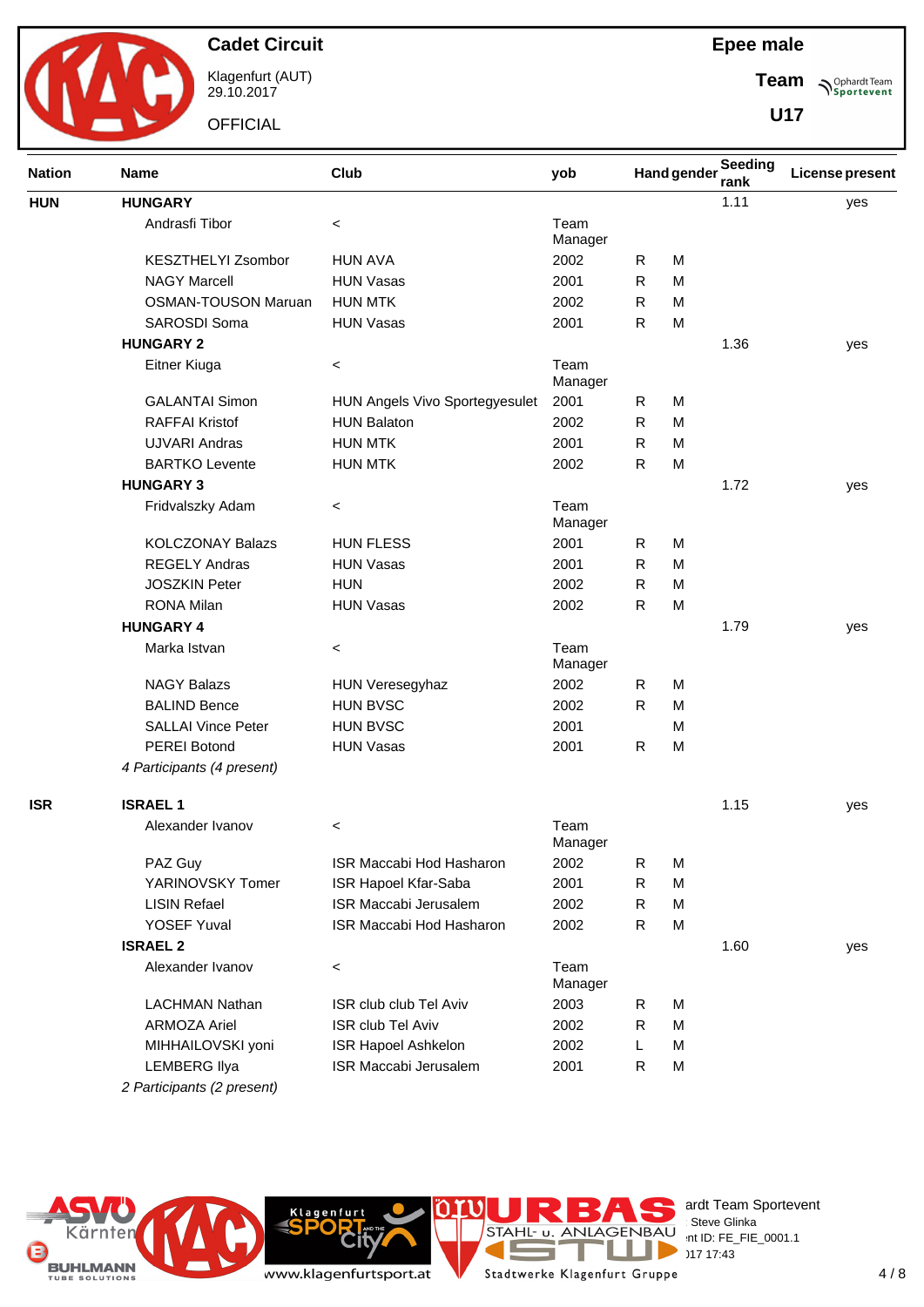**Cadet Circuit**

Klagenfurt (AUT)
29.10.2017

OFFICIAL

**Epee male**

**Team**

**U17**

| Nation | Name | Club | yob | Hand | gender | Seeding rank | License present |
|---|---|---|---|---|---|---|---|
| **HUN** | **HUNGARY** | | | | | 1.11 | yes |
| | Andrasfi Tibor | < | Team Manager | | | | |
| | KESZTHELYI Zsombor | HUN AVA | 2002 | R | M | | |
| | NAGY Marcell | HUN Vasas | 2001 | R | M | | |
| | OSMAN-TOUSON Maruan | HUN MTK | 2002 | R | M | | |
| | SAROSDI Soma | HUN Vasas | 2001 | R | M | | |
| | **HUNGARY 2** | | | | | 1.36 | yes |
| | Eitner Kiuga | < | Team Manager | | | | |
| | GALANTAI Simon | HUN Angels Vivo Sportegyesulet | 2001 | R | M | | |
| | RAFFAI Kristof | HUN Balaton | 2002 | R | M | | |
| | UJVARI Andras | HUN MTK | 2001 | R | M | | |
| | BARTKO Levente | HUN MTK | 2002 | R | M | | |
| | **HUNGARY 3** | | | | | 1.72 | yes |
| | Fridvalszky Adam | < | Team Manager | | | | |
| | KOLCZONAY Balazs | HUN FLESS | 2001 | R | M | | |
| | REGELY Andras | HUN Vasas | 2001 | R | M | | |
| | JOSZKIN Peter | HUN | 2002 | R | M | | |
| | RONA Milan | HUN Vasas | 2002 | R | M | | |
| | **HUNGARY 4** | | | | | 1.79 | yes |
| | Marka Istvan | < | Team Manager | | | | |
| | NAGY Balazs | HUN Veresegyhaz | 2002 | R | M | | |
| | BALIND Bence | HUN BVSC | 2002 | R | M | | |
| | SALLAI Vince Peter | HUN BVSC | 2001 | | M | | |
| | PEREI Botond | HUN Vasas | 2001 | R | M | | |
| | *4 Participants (4 present)* | | | | | | |
| **ISR** | **ISRAEL 1** | | | | | 1.15 | yes |
| | Alexander Ivanov | < | Team Manager | | | | |
| | PAZ Guy | ISR Maccabi Hod Hasharon | 2002 | R | M | | |
| | YARINOVSKY Tomer | ISR Hapoel Kfar-Saba | 2001 | R | M | | |
| | LISIN Refael | ISR Maccabi Jerusalem | 2002 | R | M | | |
| | YOSEF Yuval | ISR Maccabi Hod Hasharon | 2002 | R | M | | |
| | **ISRAEL 2** | | | | | 1.60 | yes |
| | Alexander Ivanov | < | Team Manager | | | | |
| | LACHMAN Nathan | ISR club club Tel Aviv | 2003 | R | M | | |
| | ARMOZA Ariel | ISR club Tel Aviv | 2002 | R | M | | |
| | MIHHAILOVSKI yoni | ISR Hapoel Ashkelon | 2002 | L | M | | |
| | LEMBERG Ilya | ISR Maccabi Jerusalem | 2001 | R | M | | |
| | *2 Participants (2 present)* | | | | | | |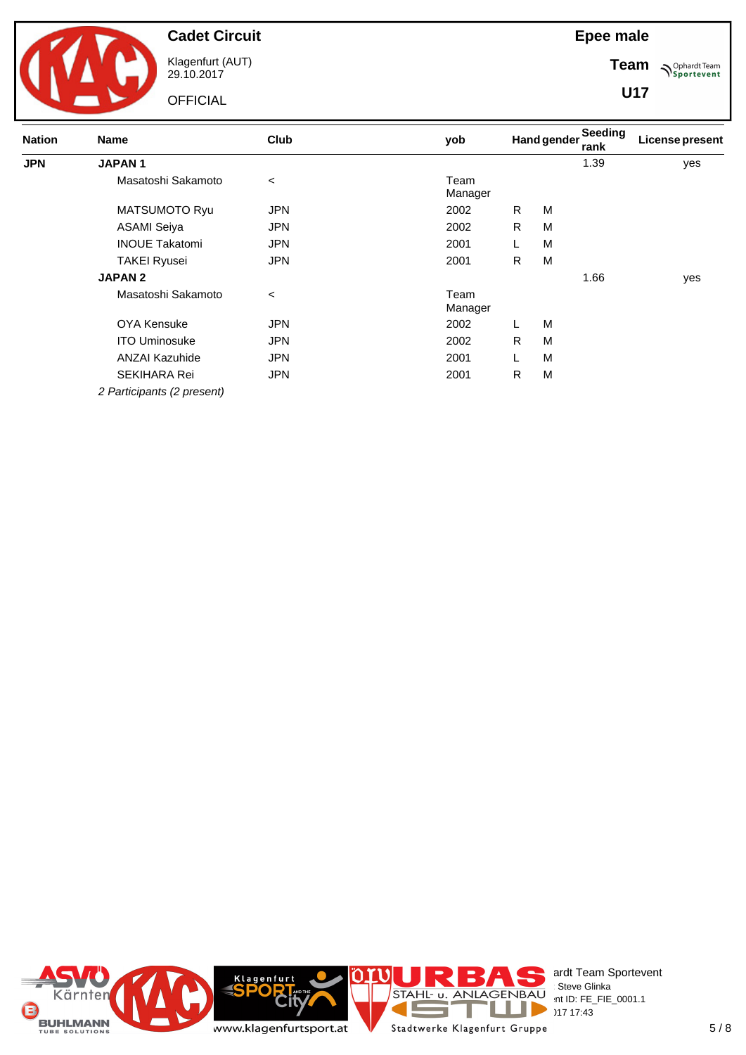**Cadet Circuit**

Klagenfurt (AUT)
29.10.2017

OFFICIAL

**Epee male**

**Team**

**U17**

| Nation | Name | Club | yob | Hand | gender | Seeding rank | License present |
|---|---|---|---|---|---|---|---|
| **JPN** | **JAPAN 1** | | | | | 1.39 | yes |
| | Masatoshi Sakamoto | < | Team Manager | | | | |
| | MATSUMOTO Ryu | JPN | 2002 | R | M | | |
| | ASAMI Seiya | JPN | 2002 | R | M | | |
| | INOUE Takatomi | JPN | 2001 | L | M | | |
| | TAKEI Ryusei | JPN | 2001 | R | M | | |
| | **JAPAN 2** | | | | | 1.66 | yes |
| | Masatoshi Sakamoto | < | Team Manager | | | | |
| | OYA Kensuke | JPN | 2002 | L | M | | |
| | ITO Uminosuke | JPN | 2002 | R | M | | |
| | ANZAI Kazuhide | JPN | 2001 | L | M | | |
| | SEKIHARA Rei | JPN | 2001 | R | M | | |

*2 Participants (2 present)*

ardt Team Sportevent
: Steve Glinka
:nt ID: FE_FIE_0001.1
)17 17:43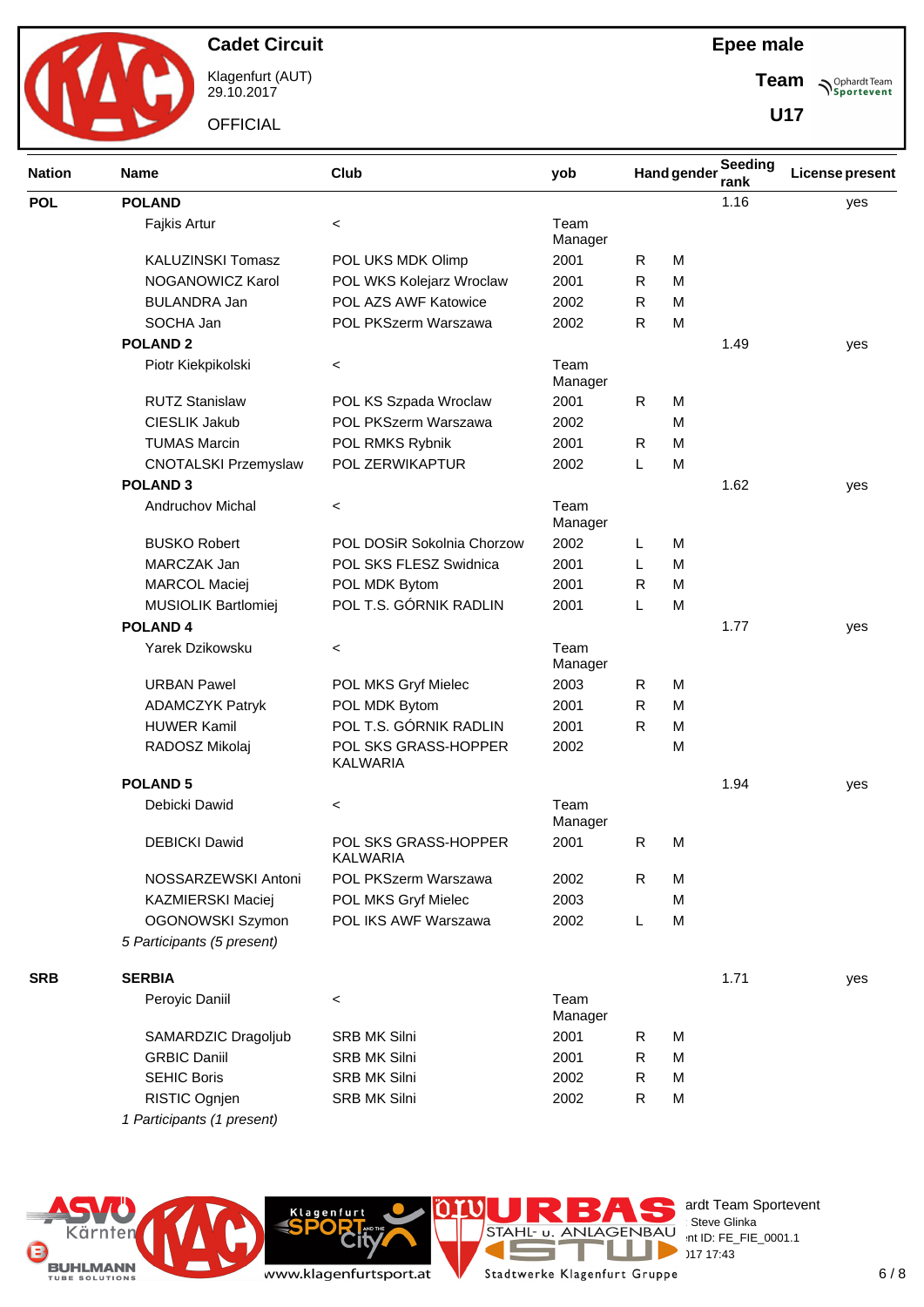# Cadet Circuit

Klagenfurt (AUT)
29.10.2017

OFFICIAL

**Epee male**

**Team**

**U17**

| Nation | Name | Club | yob | Hand | gender | Seeding rank | License present |
|---|---|---|---|---|---|---|---|
| **POL** | **POLAND** | | | | | 1.16 | yes |
| | Fajkis Artur | < | Team Manager | | | | |
| | KALUZINSKI Tomasz | POL UKS MDK Olimp | 2001 | R | M | | |
| | NOGANOWICZ Karol | POL WKS Kolejarz Wroclaw | 2001 | R | M | | |
| | BULANDRA Jan | POL AZS AWF Katowice | 2002 | R | M | | |
| | SOCHA Jan | POL PKSzerm Warszawa | 2002 | R | M | | |
| | **POLAND 2** | | | | | 1.49 | yes |
| | Piotr Kiekpikolski | < | Team Manager | | | | |
| | RUTZ Stanislaw | POL KS Szpada Wroclaw | 2001 | R | M | | |
| | CIESLIK Jakub | POL PKSzerm Warszawa | 2002 | | M | | |
| | TUMAS Marcin | POL RMKS Rybnik | 2001 | R | M | | |
| | CNOTALSKI Przemyslaw | POL ZERWIKAPTUR | 2002 | L | M | | |
| | **POLAND 3** | | | | | 1.62 | yes |
| | Andruchov Michal | < | Team Manager | | | | |
| | BUSKO Robert | POL DOSiR Sokolnia Chorzow | 2002 | L | M | | |
| | MARCZAK Jan | POL SKS FLESZ Swidnica | 2001 | L | M | | |
| | MARCOL Maciej | POL MDK Bytom | 2001 | R | M | | |
| | MUSIOLIK Bartlomiej | POL T.S. GÓRNIK RADLIN | 2001 | L | M | | |
| | **POLAND 4** | | | | | 1.77 | yes |
| | Yarek Dzikowsku | < | Team Manager | | | | |
| | URBAN Pawel | POL MKS Gryf Mielec | 2003 | R | M | | |
| | ADAMCZYK Patryk | POL MDK Bytom | 2001 | R | M | | |
| | HUWER Kamil | POL T.S. GÓRNIK RADLIN | 2001 | R | M | | |
| | RADOSZ Mikolaj | POL SKS GRASS-HOPPER KALWARIA | 2002 | | M | | |
| | **POLAND 5** | | | | | 1.94 | yes |
| | Debicki Dawid | < | Team Manager | | | | |
| | DEBICKI Dawid | POL SKS GRASS-HOPPER KALWARIA | 2001 | R | M | | |
| | NOSSARZEWSKI Antoni | POL PKSzerm Warszawa | 2002 | R | M | | |
| | KAZMIERSKI Maciej | POL MKS Gryf Mielec | 2003 | | M | | |
| | OGONOWSKI Szymon | POL IKS AWF Warszawa | 2002 | L | M | | |
| | *5 Participants (5 present)* | | | | | | |
| **SRB** | **SERBIA** | | | | | 1.71 | yes |
| | Peroyic Daniil | < | Team Manager | | | | |
| | SAMARDZIC Dragoljub | SRB MK Silni | 2001 | R | M | | |
| | GRBIC Daniil | SRB MK Silni | 2001 | R | M | | |
| | SEHIC Boris | SRB MK Silni | 2002 | R | M | | |
| | RISTIC Ognjen | SRB MK Silni | 2002 | R | M | | |
| | *1 Participants (1 present)* | | | | | | |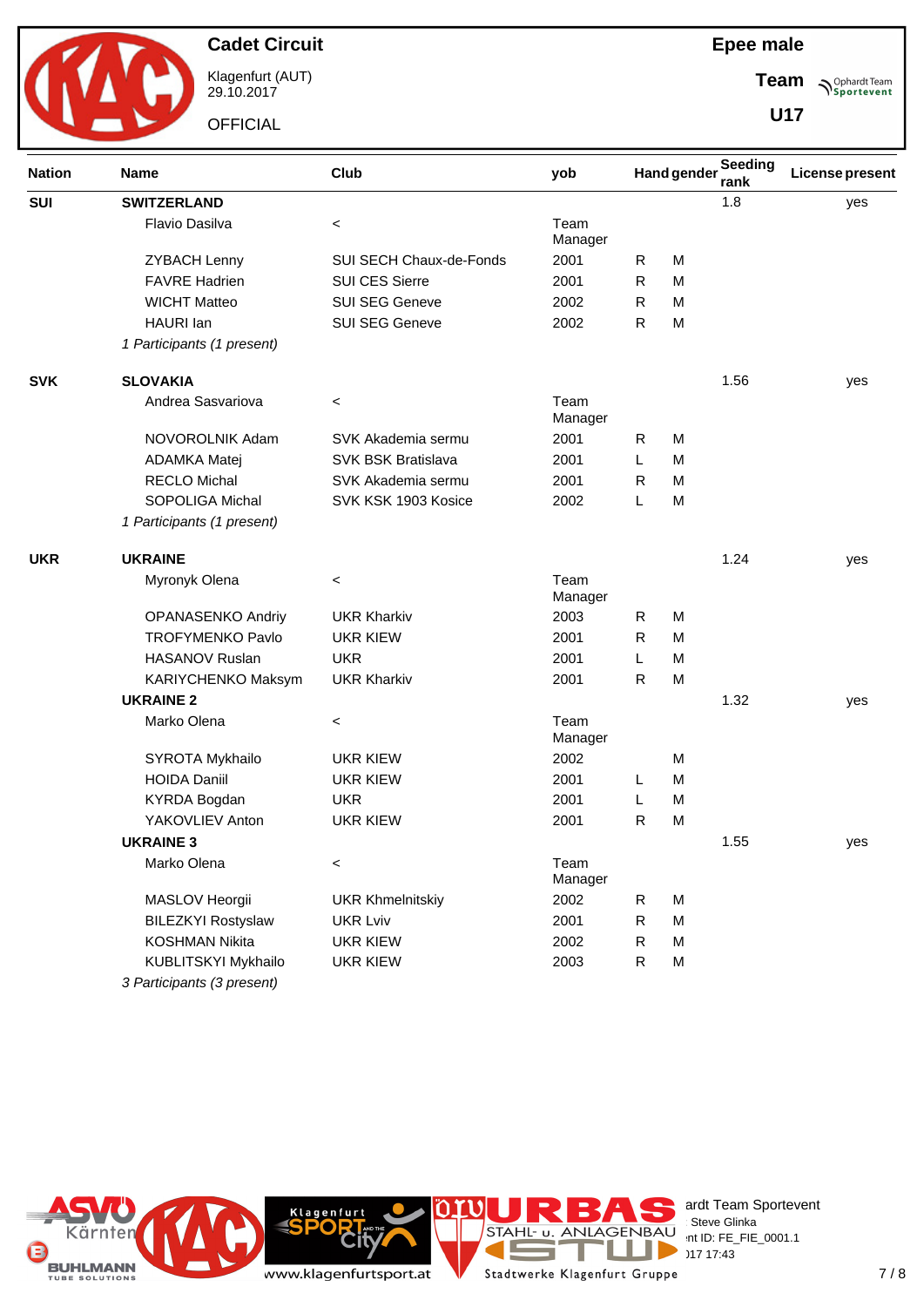# Cadet Circuit

Klagenfurt (AUT)
29.10.2017

OFFICIAL

**Epee male**

**Team**

**U17**

| Nation | Name | Club | yob | Hand | gender | Seeding rank | License present |
|---|---|---|---|---|---|---|---|
| **SUI** | **SWITZERLAND** | | | | | 1.8 | yes |
| | Flavio Dasilva | < | Team Manager | | | | |
| | ZYBACH Lenny | SUI SECH Chaux-de-Fonds | 2001 | R | M | | |
| | FAVRE Hadrien | SUI CES Sierre | 2001 | R | M | | |
| | WICHT Matteo | SUI SEG Geneve | 2002 | R | M | | |
| | HAURI Ian | SUI SEG Geneve | 2002 | R | M | | |
| | *1 Participants (1 present)* | | | | | | |
| **SVK** | **SLOVAKIA** | | | | | 1.56 | yes |
| | Andrea Sasvariova | < | Team Manager | | | | |
| | NOVOROLNIK Adam | SVK Akademia sermu | 2001 | R | M | | |
| | ADAMKA Matej | SVK BSK Bratislava | 2001 | L | M | | |
| | RECLO Michal | SVK Akademia sermu | 2001 | R | M | | |
| | SOPOLIGA Michal | SVK KSK 1903 Kosice | 2002 | L | M | | |
| | *1 Participants (1 present)* | | | | | | |
| **UKR** | **UKRAINE** | | | | | 1.24 | yes |
| | Myronyk Olena | < | Team Manager | | | | |
| | OPANASENKO Andriy | UKR Kharkiv | 2003 | R | M | | |
| | TROFYMENKO Pavlo | UKR KIEW | 2001 | R | M | | |
| | HASANOV Ruslan | UKR | 2001 | L | M | | |
| | KARIYCHENKO Maksym | UKR Kharkiv | 2001 | R | M | | |
| | **UKRAINE 2** | | | | | 1.32 | yes |
| | Marko Olena | < | Team Manager | | | | |
| | SYROTA Mykhailo | UKR KIEW | 2002 | | M | | |
| | HOIDA Daniil | UKR KIEW | 2001 | L | M | | |
| | KYRDA Bogdan | UKR | 2001 | L | M | | |
| | YAKOVLIEV Anton | UKR KIEW | 2001 | R | M | | |
| | **UKRAINE 3** | | | | | 1.55 | yes |
| | Marko Olena | < | Team Manager | | | | |
| | MASLOV Heorgii | UKR Khmelnitskiy | 2002 | R | M | | |
| | BILEZKYI Rostyslaw | UKR Lviv | 2001 | R | M | | |
| | KOSHMAN Nikita | UKR KIEW | 2002 | R | M | | |
| | KUBLITSKYI Mykhailo | UKR KIEW | 2003 | R | M | | |
| | *3 Participants (3 present)* | | | | | | |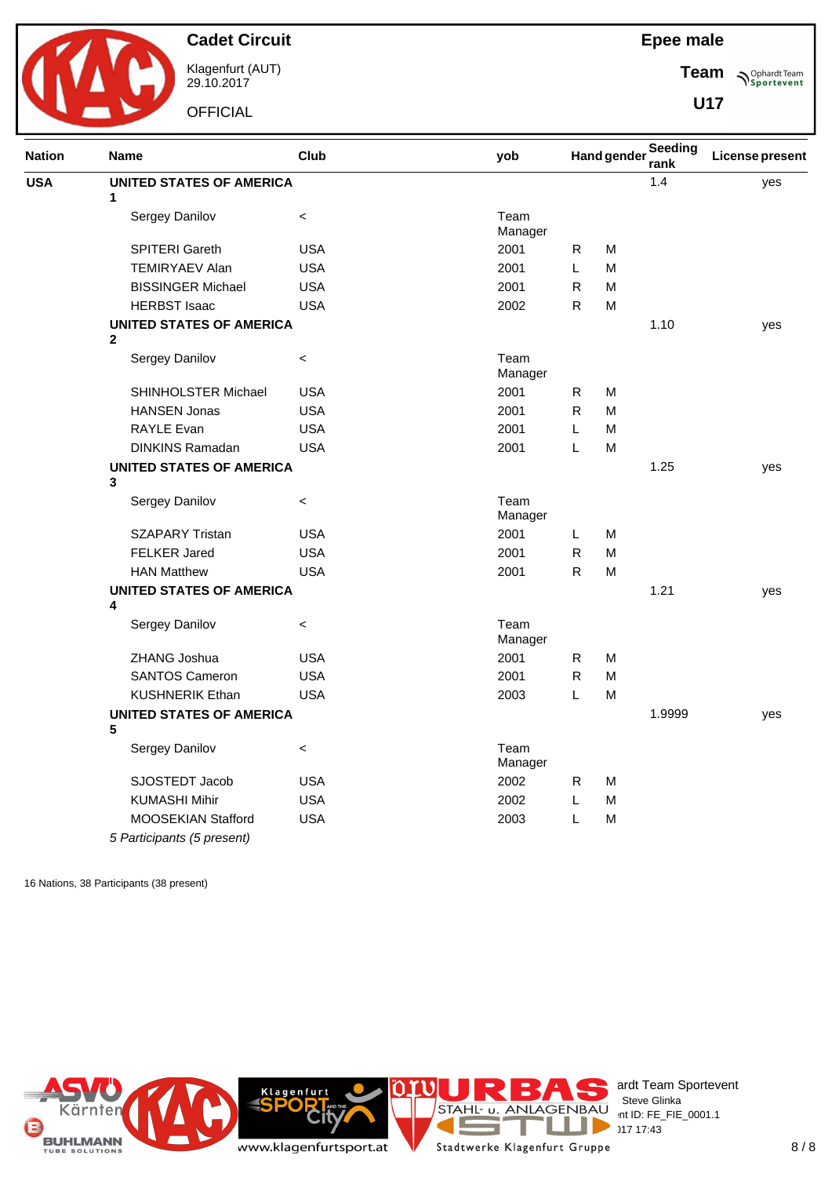# Cadet Circuit

Klagenfurt (AUT)
29.10.2017

OFFICIAL

**Epee male**

**Team**

**U17**

| Nation | Name | Club | yob | Hand | gender | Seeding rank | License present |
|---|---|---|---|---|---|---|---|
| **USA** | **UNITED STATES OF AMERICA 1** | | | | | 1.4 | yes |
| | Sergey Danilov | < | Team Manager | | | | |
| | SPITERI Gareth | USA | 2001 | R | M | | |
| | TEMIRYAEV Alan | USA | 2001 | L | M | | |
| | BISSINGER Michael | USA | 2001 | R | M | | |
| | HERBST Isaac | USA | 2002 | R | M | | |
| | **UNITED STATES OF AMERICA 2** | | | | | 1.10 | yes |
| | Sergey Danilov | < | Team Manager | | | | |
| | SHINHOLSTER Michael | USA | 2001 | R | M | | |
| | HANSEN Jonas | USA | 2001 | R | M | | |
| | RAYLE Evan | USA | 2001 | L | M | | |
| | DINKINS Ramadan | USA | 2001 | L | M | | |
| | **UNITED STATES OF AMERICA 3** | | | | | 1.25 | yes |
| | Sergey Danilov | < | Team Manager | | | | |
| | SZAPARY Tristan | USA | 2001 | L | M | | |
| | FELKER Jared | USA | 2001 | R | M | | |
| | HAN Matthew | USA | 2001 | R | M | | |
| | **UNITED STATES OF AMERICA 4** | | | | | 1.21 | yes |
| | Sergey Danilov | < | Team Manager | | | | |
| | ZHANG Joshua | USA | 2001 | R | M | | |
| | SANTOS Cameron | USA | 2001 | R | M | | |
| | KUSHNERIK Ethan | USA | 2003 | L | M | | |
| | **UNITED STATES OF AMERICA 5** | | | | | 1.9999 | yes |
| | Sergey Danilov | < | Team Manager | | | | |
| | SJOSTEDT Jacob | USA | 2002 | R | M | | |
| | KUMASHI Mihir | USA | 2002 | L | M | | |
| | MOOSEKIAN Stafford | USA | 2003 | L | M | | |

*5 Participants (5 present)*

16 Nations, 38 Participants (38 present)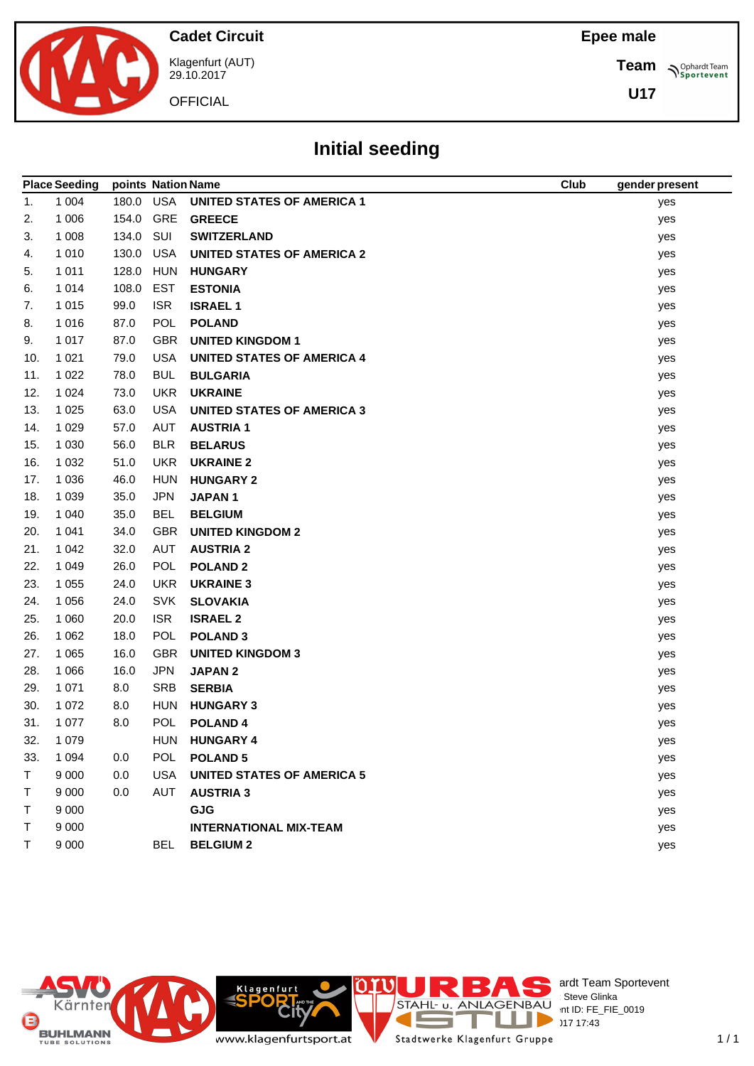Cadet Circuit

Klagenfurt (AUT)
29.10.2017

OFFICIAL

Epee male

Team

U17

# Initial seeding

| Place | Seeding | points | Nation | Name | Club | gender | present |
|---|---|---|---|---|---|---|---|
| 1. | 1 004 | 180.0 | USA | **UNITED STATES OF AMERICA 1** | | | yes |
| 2. | 1 006 | 154.0 | GRE | **GREECE** | | | yes |
| 3. | 1 008 | 134.0 | SUI | **SWITZERLAND** | | | yes |
| 4. | 1 010 | 130.0 | USA | **UNITED STATES OF AMERICA 2** | | | yes |
| 5. | 1 011 | 128.0 | HUN | **HUNGARY** | | | yes |
| 6. | 1 014 | 108.0 | EST | **ESTONIA** | | | yes |
| 7. | 1 015 | 99.0 | ISR | **ISRAEL 1** | | | yes |
| 8. | 1 016 | 87.0 | POL | **POLAND** | | | yes |
| 9. | 1 017 | 87.0 | GBR | **UNITED KINGDOM 1** | | | yes |
| 10. | 1 021 | 79.0 | USA | **UNITED STATES OF AMERICA 4** | | | yes |
| 11. | 1 022 | 78.0 | BUL | **BULGARIA** | | | yes |
| 12. | 1 024 | 73.0 | UKR | **UKRAINE** | | | yes |
| 13. | 1 025 | 63.0 | USA | **UNITED STATES OF AMERICA 3** | | | yes |
| 14. | 1 029 | 57.0 | AUT | **AUSTRIA 1** | | | yes |
| 15. | 1 030 | 56.0 | BLR | **BELARUS** | | | yes |
| 16. | 1 032 | 51.0 | UKR | **UKRAINE 2** | | | yes |
| 17. | 1 036 | 46.0 | HUN | **HUNGARY 2** | | | yes |
| 18. | 1 039 | 35.0 | JPN | **JAPAN 1** | | | yes |
| 19. | 1 040 | 35.0 | BEL | **BELGIUM** | | | yes |
| 20. | 1 041 | 34.0 | GBR | **UNITED KINGDOM 2** | | | yes |
| 21. | 1 042 | 32.0 | AUT | **AUSTRIA 2** | | | yes |
| 22. | 1 049 | 26.0 | POL | **POLAND 2** | | | yes |
| 23. | 1 055 | 24.0 | UKR | **UKRAINE 3** | | | yes |
| 24. | 1 056 | 24.0 | SVK | **SLOVAKIA** | | | yes |
| 25. | 1 060 | 20.0 | ISR | **ISRAEL 2** | | | yes |
| 26. | 1 062 | 18.0 | POL | **POLAND 3** | | | yes |
| 27. | 1 065 | 16.0 | GBR | **UNITED KINGDOM 3** | | | yes |
| 28. | 1 066 | 16.0 | JPN | **JAPAN 2** | | | yes |
| 29. | 1 071 | 8.0 | SRB | **SERBIA** | | | yes |
| 30. | 1 072 | 8.0 | HUN | **HUNGARY 3** | | | yes |
| 31. | 1 077 | 8.0 | POL | **POLAND 4** | | | yes |
| 32. | 1 079 | | HUN | **HUNGARY 4** | | | yes |
| 33. | 1 094 | 0.0 | POL | **POLAND 5** | | | yes |
| T | 9 000 | 0.0 | USA | **UNITED STATES OF AMERICA 5** | | | yes |
| T | 9 000 | 0.0 | AUT | **AUSTRIA 3** | | | yes |
| T | 9 000 | | | **GJG** | | | yes |
| T | 9 000 | | | **INTERNATIONAL MIX-TEAM** | | | yes |
| T | 9 000 | | BEL | **BELGIUM 2** | | | yes |

ardt Team Sportevent
: Steve Glinka
ːnt ID: FE_FIE_0019
ː017 17:43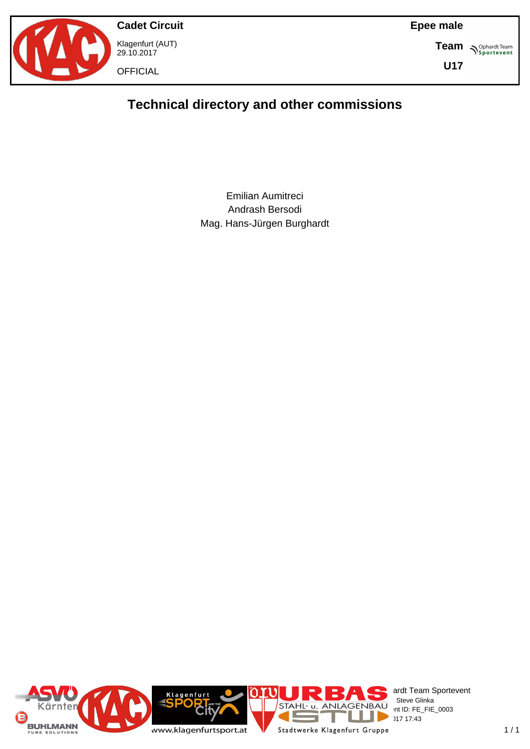**Cadet Circuit**

Klagenfurt (AUT)
29.10.2017

OFFICIAL

**Epee male**

**Team**

**U17**

# Technical directory and other commissions

Emilian Aumitreci
Andrash Bersodi
Mag. Hans-Jürgen Burghardt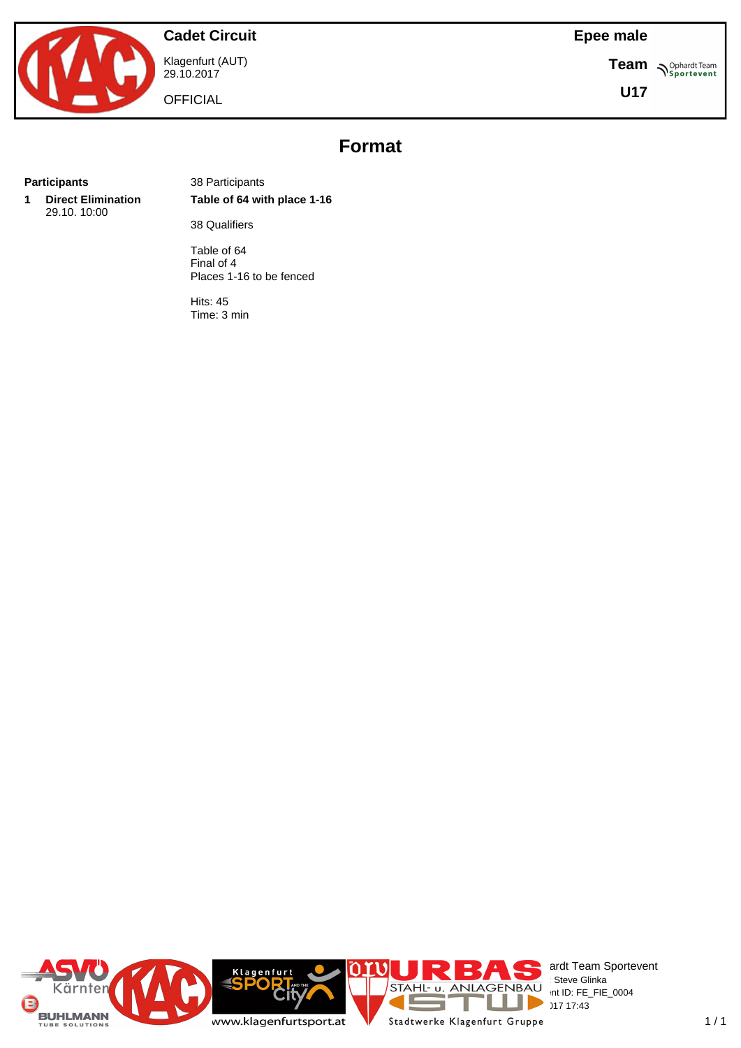**Cadet Circuit**

Klagenfurt (AUT)
29.10.2017

OFFICIAL

**Epee male**

**Team**

**U17**

## Format

**Participants** — 38 Participants

**1 Direct Elimination**
29.10. 10:00

**Table of 64 with place 1-16**

38 Qualifiers

Table of 64
Final of 4
Places 1-16 to be fenced

Hits: 45
Time: 3 min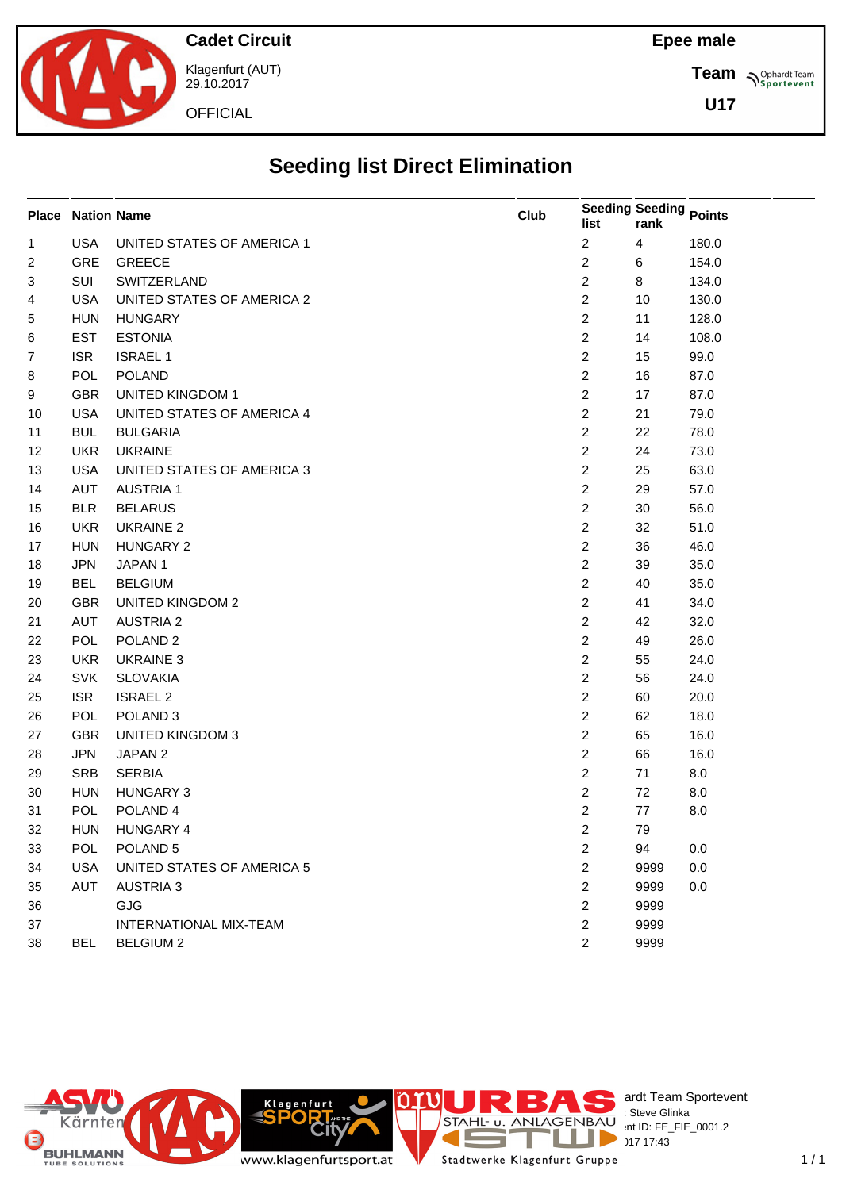Cadet Circuit

Klagenfurt (AUT)
29.10.2017

OFFICIAL

Epee male

Team

U17

# Seeding list Direct Elimination

| Place | Nation | Name | Club | Seeding list | Seeding rank | Points |
|---|---|---|---|---|---|---|
| 1 | USA | UNITED STATES OF AMERICA 1 | | 2 | 4 | 180.0 |
| 2 | GRE | GREECE | | 2 | 6 | 154.0 |
| 3 | SUI | SWITZERLAND | | 2 | 8 | 134.0 |
| 4 | USA | UNITED STATES OF AMERICA 2 | | 2 | 10 | 130.0 |
| 5 | HUN | HUNGARY | | 2 | 11 | 128.0 |
| 6 | EST | ESTONIA | | 2 | 14 | 108.0 |
| 7 | ISR | ISRAEL 1 | | 2 | 15 | 99.0 |
| 8 | POL | POLAND | | 2 | 16 | 87.0 |
| 9 | GBR | UNITED KINGDOM 1 | | 2 | 17 | 87.0 |
| 10 | USA | UNITED STATES OF AMERICA 4 | | 2 | 21 | 79.0 |
| 11 | BUL | BULGARIA | | 2 | 22 | 78.0 |
| 12 | UKR | UKRAINE | | 2 | 24 | 73.0 |
| 13 | USA | UNITED STATES OF AMERICA 3 | | 2 | 25 | 63.0 |
| 14 | AUT | AUSTRIA 1 | | 2 | 29 | 57.0 |
| 15 | BLR | BELARUS | | 2 | 30 | 56.0 |
| 16 | UKR | UKRAINE 2 | | 2 | 32 | 51.0 |
| 17 | HUN | HUNGARY 2 | | 2 | 36 | 46.0 |
| 18 | JPN | JAPAN 1 | | 2 | 39 | 35.0 |
| 19 | BEL | BELGIUM | | 2 | 40 | 35.0 |
| 20 | GBR | UNITED KINGDOM 2 | | 2 | 41 | 34.0 |
| 21 | AUT | AUSTRIA 2 | | 2 | 42 | 32.0 |
| 22 | POL | POLAND 2 | | 2 | 49 | 26.0 |
| 23 | UKR | UKRAINE 3 | | 2 | 55 | 24.0 |
| 24 | SVK | SLOVAKIA | | 2 | 56 | 24.0 |
| 25 | ISR | ISRAEL 2 | | 2 | 60 | 20.0 |
| 26 | POL | POLAND 3 | | 2 | 62 | 18.0 |
| 27 | GBR | UNITED KINGDOM 3 | | 2 | 65 | 16.0 |
| 28 | JPN | JAPAN 2 | | 2 | 66 | 16.0 |
| 29 | SRB | SERBIA | | 2 | 71 | 8.0 |
| 30 | HUN | HUNGARY 3 | | 2 | 72 | 8.0 |
| 31 | POL | POLAND 4 | | 2 | 77 | 8.0 |
| 32 | HUN | HUNGARY 4 | | 2 | 79 | |
| 33 | POL | POLAND 5 | | 2 | 94 | 0.0 |
| 34 | USA | UNITED STATES OF AMERICA 5 | | 2 | 9999 | 0.0 |
| 35 | AUT | AUSTRIA 3 | | 2 | 9999 | 0.0 |
| 36 | | GJG | | 2 | 9999 | |
| 37 | | INTERNATIONAL MIX-TEAM | | 2 | 9999 | |
| 38 | BEL | BELGIUM 2 | | 2 | 9999 | |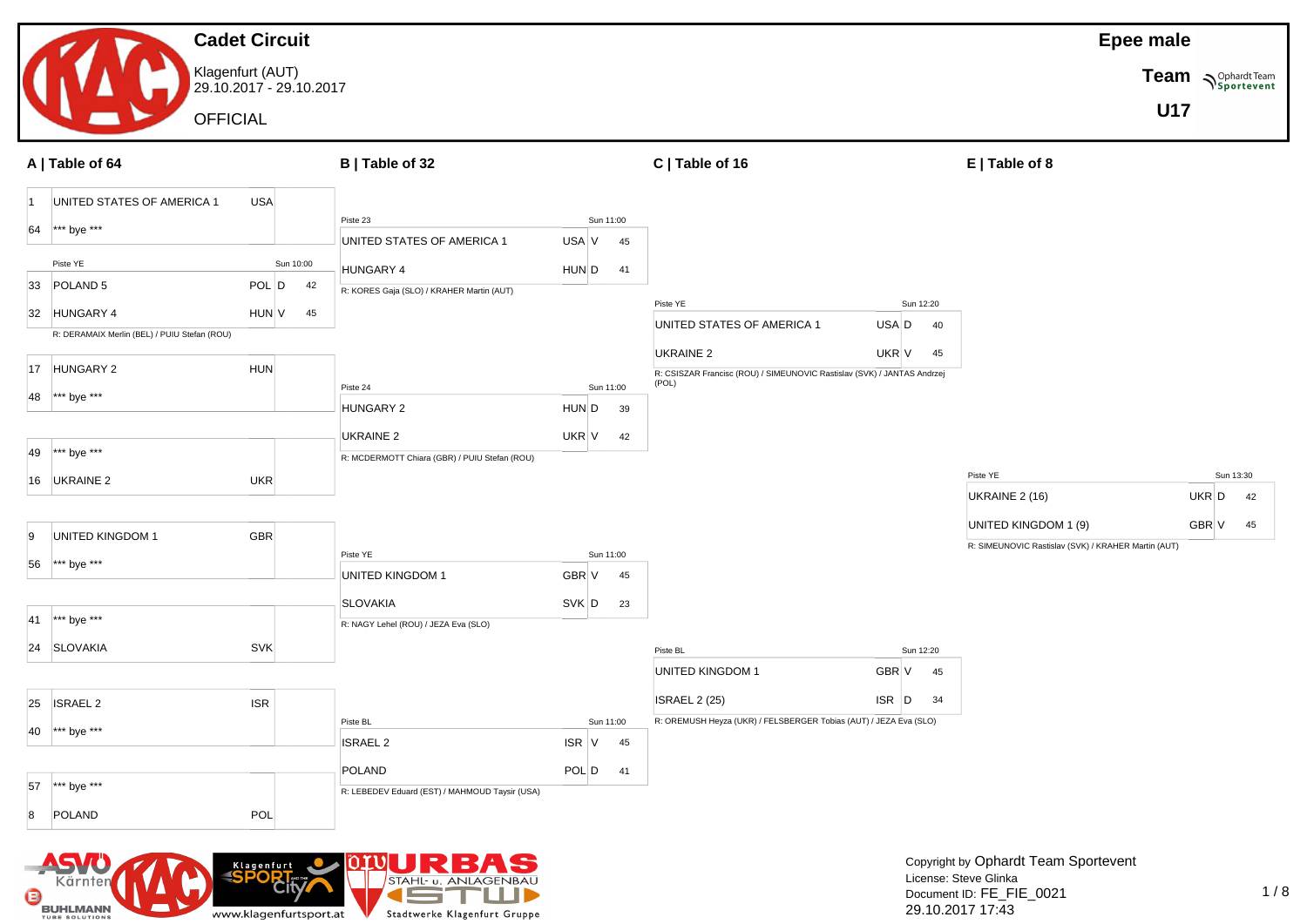# Cadet Circuit

Klagenfurt (AUT)
29.10.2017 - 29.10.2017

OFFICIAL

**Epee male**

**Team**

**U17**

## A | Table of 64

| Seed | Team | Nation | Result | Score |
|---|---|---|---|---|
| 1 | UNITED STATES OF AMERICA 1 | USA | | |
| 64 | *** bye *** | | | |

Piste YE — Sun 10:00

| Seed | Team | Nation | Result | Score |
|---|---|---|---|---|
| 33 | POLAND 5 | POL | D | 42 |
| 32 | HUNGARY 4 | HUN | V | 45 |

R: DERAMAIX Merlin (BEL) / PUIU Stefan (ROU)

| Seed | Team | Nation | Result | Score |
|---|---|---|---|---|
| 17 | HUNGARY 2 | HUN | | |
| 48 | *** bye *** | | | |
| 49 | *** bye *** | | | |
| 16 | UKRAINE 2 | UKR | | |
| 9 | UNITED KINGDOM 1 | GBR | | |
| 56 | *** bye *** | | | |
| 41 | *** bye *** | | | |
| 24 | SLOVAKIA | SVK | | |
| 25 | ISRAEL 2 | ISR | | |
| 40 | *** bye *** | | | |
| 57 | *** bye *** | | | |
| 8 | POLAND | POL | | |

## B | Table of 32

Piste 23 — Sun 11:00

| Team | Nation | Result | Score |
|---|---|---|---|
| UNITED STATES OF AMERICA 1 | USA | V | 45 |
| HUNGARY 4 | HUN | D | 41 |

R: KORES Gaja (SLO) / KRAHER Martin (AUT)

Piste 24 — Sun 11:00

| Team | Nation | Result | Score |
|---|---|---|---|
| HUNGARY 2 | HUN | D | 39 |
| UKRAINE 2 | UKR | V | 42 |

R: MCDERMOTT Chiara (GBR) / PUIU Stefan (ROU)

Piste YE — Sun 11:00

| Team | Nation | Result | Score |
|---|---|---|---|
| UNITED KINGDOM 1 | GBR | V | 45 |
| SLOVAKIA | SVK | D | 23 |

R: NAGY Lehel (ROU) / JEZA Eva (SLO)

Piste BL — Sun 11:00

| Team | Nation | Result | Score |
|---|---|---|---|
| ISRAEL 2 | ISR | V | 45 |
| POLAND | POL | D | 41 |

R: LEBEDEV Eduard (EST) / MAHMOUD Taysir (USA)

## C | Table of 16

Piste YE — Sun 12:20

| Team | Nation | Result | Score |
|---|---|---|---|
| UNITED STATES OF AMERICA 1 | USA | D | 40 |
| UKRAINE 2 | UKR | V | 45 |

R: CSISZAR Francisc (ROU) / SIMEUNOVIC Rastislav (SVK) / JANTAS Andrzej (POL)

Piste BL — Sun 12:20

| Team | Nation | Result | Score |
|---|---|---|---|
| UNITED KINGDOM 1 | GBR | V | 45 |
| ISRAEL 2 (25) | ISR | D | 34 |

R: OREMUSH Heyza (UKR) / FELSBERGER Tobias (AUT) / JEZA Eva (SLO)

## E | Table of 8

Piste YE — Sun 13:30

| Team | Nation | Result | Score |
|---|---|---|---|
| UKRAINE 2 (16) | UKR | D | 42 |
| UNITED KINGDOM 1 (9) | GBR | V | 45 |

R: SIMEUNOVIC Rastislav (SVK) / KRAHER Martin (AUT)

Copyright by Ophardt Team Sportevent
License: Steve Glinka
Document ID: FE_FIE_0021
29.10.2017 17:43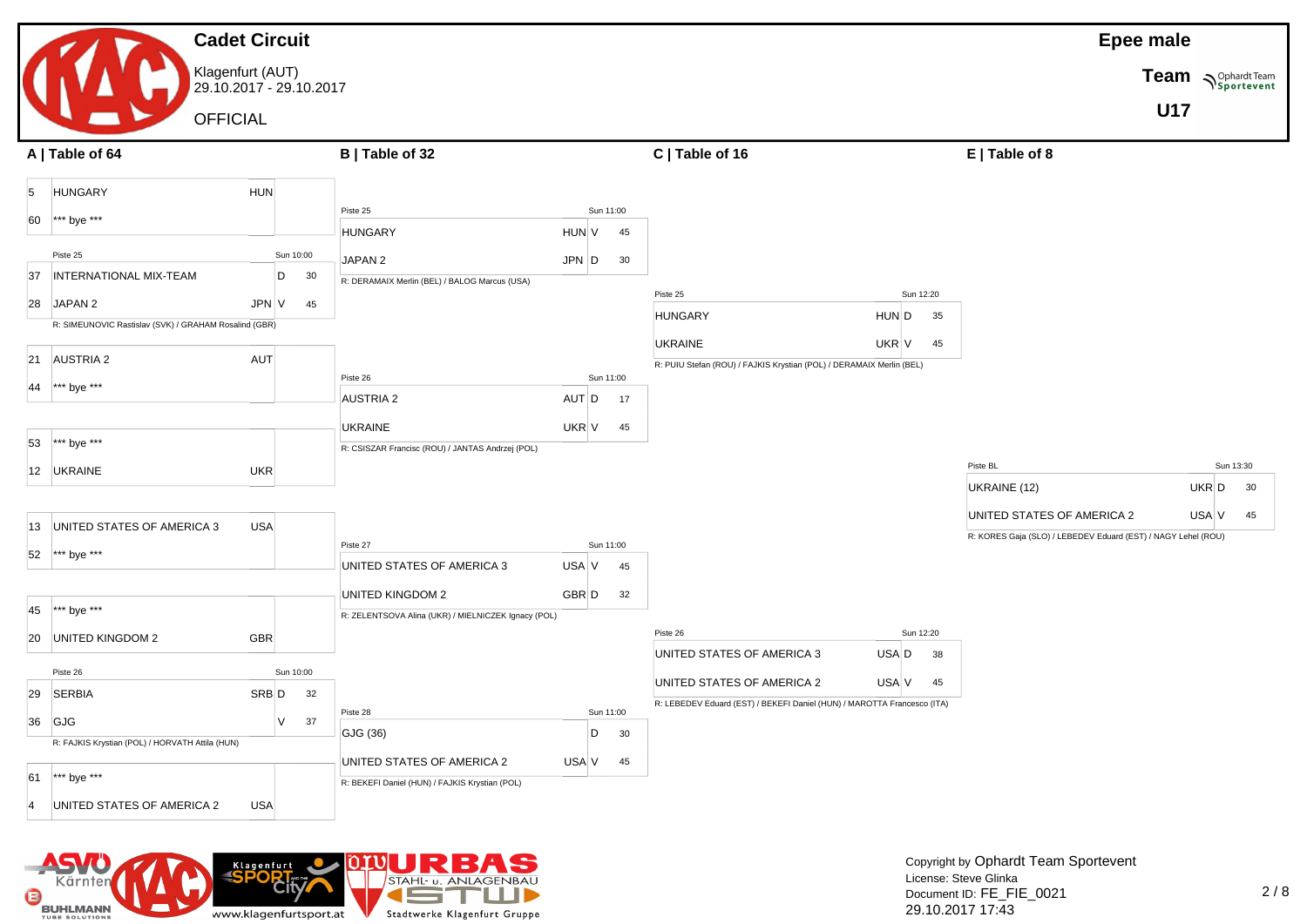# Cadet Circuit

Klagenfurt (AUT)
29.10.2017 - 29.10.2017

OFFICIAL

**Epee male**

**Team**

**U17**

## A | Table of 64

| Seed | Team | Nation | Result | Score |
|---|---|---|---|---|
| 5 | HUNGARY | HUN | | |
| 60 | *** bye *** | | | |

Piste 25 — Sun 10:00

| Seed | Team | Nation | Result | Score |
|---|---|---|---|---|
| 37 | INTERNATIONAL MIX-TEAM | | D | 30 |
| 28 | JAPAN 2 | JPN | V | 45 |

R: SIMEUNOVIC Rastislav (SVK) / GRAHAM Rosalind (GBR)

| Seed | Team | Nation | Result | Score |
|---|---|---|---|---|
| 21 | AUSTRIA 2 | AUT | | |
| 44 | *** bye *** | | | |

| Seed | Team | Nation | Result | Score |
|---|---|---|---|---|
| 53 | *** bye *** | | | |
| 12 | UKRAINE | UKR | | |

| Seed | Team | Nation | Result | Score |
|---|---|---|---|---|
| 13 | UNITED STATES OF AMERICA 3 | USA | | |
| 52 | *** bye *** | | | |

| Seed | Team | Nation | Result | Score |
|---|---|---|---|---|
| 45 | *** bye *** | | | |
| 20 | UNITED KINGDOM 2 | GBR | | |

Piste 26 — Sun 10:00

| Seed | Team | Nation | Result | Score |
|---|---|---|---|---|
| 29 | SERBIA | SRB | D | 32 |
| 36 | GJG | | V | 37 |

R: FAJKIS Krystian (POL) / HORVATH Attila (HUN)

| Seed | Team | Nation | Result | Score |
|---|---|---|---|---|
| 61 | *** bye *** | | | |
| 4 | UNITED STATES OF AMERICA 2 | USA | | |

## B | Table of 32

Piste 25 — Sun 11:00

| Team | Nation | Result | Score |
|---|---|---|---|
| HUNGARY | HUN | V | 45 |
| JAPAN 2 | JPN | D | 30 |

R: DERAMAIX Merlin (BEL) / BALOG Marcus (USA)

Piste 26 — Sun 11:00

| Team | Nation | Result | Score |
|---|---|---|---|
| AUSTRIA 2 | AUT | D | 17 |
| UKRAINE | UKR | V | 45 |

R: CSISZAR Francisc (ROU) / JANTAS Andrzej (POL)

Piste 27 — Sun 11:00

| Team | Nation | Result | Score |
|---|---|---|---|
| UNITED STATES OF AMERICA 3 | USA | V | 45 |
| UNITED KINGDOM 2 | GBR | D | 32 |

R: ZELENTSOVA Alina (UKR) / MIELNICZEK Ignacy (POL)

Piste 28 — Sun 11:00

| Team | Nation | Result | Score |
|---|---|---|---|
| GJG (36) | | D | 30 |
| UNITED STATES OF AMERICA 2 | USA | V | 45 |

R: BEKEFI Daniel (HUN) / FAJKIS Krystian (POL)

## C | Table of 16

Piste 25 — Sun 12:20

| Team | Nation | Result | Score |
|---|---|---|---|
| HUNGARY | HUN | D | 35 |
| UKRAINE | UKR | V | 45 |

R: PUIU Stefan (ROU) / FAJKIS Krystian (POL) / DERAMAIX Merlin (BEL)

Piste 26 — Sun 12:20

| Team | Nation | Result | Score |
|---|---|---|---|
| UNITED STATES OF AMERICA 3 | USA | D | 38 |
| UNITED STATES OF AMERICA 2 | USA | V | 45 |

R: LEBEDEV Eduard (EST) / BEKEFI Daniel (HUN) / MAROTTA Francesco (ITA)

## E | Table of 8

Piste BL — Sun 13:30

| Team | Nation | Result | Score |
|---|---|---|---|
| UKRAINE (12) | UKR | D | 30 |
| UNITED STATES OF AMERICA 2 | USA | V | 45 |

R: KORES Gaja (SLO) / LEBEDEV Eduard (EST) / NAGY Lehel (ROU)

Copyright by Ophardt Team Sportevent
License: Steve Glinka
Document ID: FE_FIE_0021
29.10.2017 17:43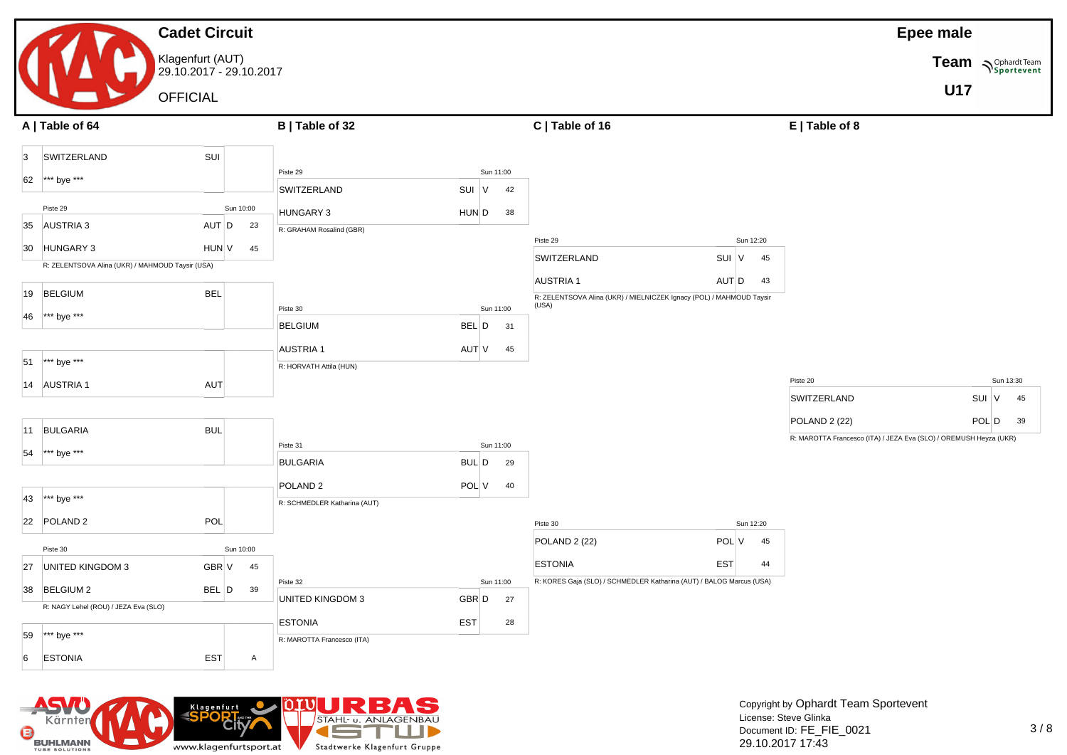# Cadet Circuit

Klagenfurt (AUT)
29.10.2017 - 29.10.2017

OFFICIAL

**Epee male**

**Team**

**U17**

## A | Table of 64

| Seed | Team | Nation | Result | Score |
|---|---|---|---|---|
| 3 | SWITZERLAND | SUI | | |
| 62 | *** bye *** | | | |

Piste 29 — Sun 10:00

| Seed | Team | Nation | Result | Score |
|---|---|---|---|---|
| 35 | AUSTRIA 3 | AUT | D | 23 |
| 30 | HUNGARY 3 | HUN | V | 45 |

R: ZELENTSOVA Alina (UKR) / MAHMOUD Taysir (USA)

| Seed | Team | Nation | Result | Score |
|---|---|---|---|---|
| 19 | BELGIUM | BEL | | |
| 46 | *** bye *** | | | |

| Seed | Team | Nation | Result | Score |
|---|---|---|---|---|
| 51 | *** bye *** | | | |
| 14 | AUSTRIA 1 | AUT | | |

| Seed | Team | Nation | Result | Score |
|---|---|---|---|---|
| 11 | BULGARIA | BUL | | |
| 54 | *** bye *** | | | |

| Seed | Team | Nation | Result | Score |
|---|---|---|---|---|
| 43 | *** bye *** | | | |
| 22 | POLAND 2 | POL | | |

Piste 30 — Sun 10:00

| Seed | Team | Nation | Result | Score |
|---|---|---|---|---|
| 27 | UNITED KINGDOM 3 | GBR | V | 45 |
| 38 | BELGIUM 2 | BEL | D | 39 |

R: NAGY Lehel (ROU) / JEZA Eva (SLO)

| Seed | Team | Nation | Result | Score |
|---|---|---|---|---|
| 59 | *** bye *** | | | |
| 6 | ESTONIA | EST | | A |

## B | Table of 32

Piste 29 — Sun 11:00

| Team | Nation | Result | Score |
|---|---|---|---|
| SWITZERLAND | SUI | V | 42 |
| HUNGARY 3 | HUN | D | 38 |

R: GRAHAM Rosalind (GBR)

Piste 30 — Sun 11:00

| Team | Nation | Result | Score |
|---|---|---|---|
| BELGIUM | BEL | D | 31 |
| AUSTRIA 1 | AUT | V | 45 |

R: HORVATH Attila (HUN)

Piste 31 — Sun 11:00

| Team | Nation | Result | Score |
|---|---|---|---|
| BULGARIA | BUL | D | 29 |
| POLAND 2 | POL | V | 40 |

R: SCHMEDLER Katharina (AUT)

Piste 32 — Sun 11:00

| Team | Nation | Result | Score |
|---|---|---|---|
| UNITED KINGDOM 3 | GBR | D | 27 |
| ESTONIA | EST | | 28 |

R: MAROTTA Francesco (ITA)

## C | Table of 16

Piste 29 — Sun 12:20

| Team | Nation | Result | Score |
|---|---|---|---|
| SWITZERLAND | SUI | V | 45 |
| AUSTRIA 1 | AUT | D | 43 |

R: ZELENTSOVA Alina (UKR) / MIELNICZEK Ignacy (POL) / MAHMOUD Taysir (USA)

Piste 30 — Sun 12:20

| Team | Nation | Result | Score |
|---|---|---|---|
| POLAND 2 (22) | POL | V | 45 |
| ESTONIA | EST | | 44 |

R: KORES Gaja (SLO) / SCHMEDLER Katharina (AUT) / BALOG Marcus (USA)

## E | Table of 8

Piste 20 — Sun 13:30

| Team | Nation | Result | Score |
|---|---|---|---|
| SWITZERLAND | SUI | V | 45 |
| POLAND 2 (22) | POL | D | 39 |

R: MAROTTA Francesco (ITA) / JEZA Eva (SLO) / OREMUSH Heyza (UKR)

Copyright by Ophardt Team Sportevent
License: Steve Glinka
Document ID: FE_FIE_0021
29.10.2017 17:43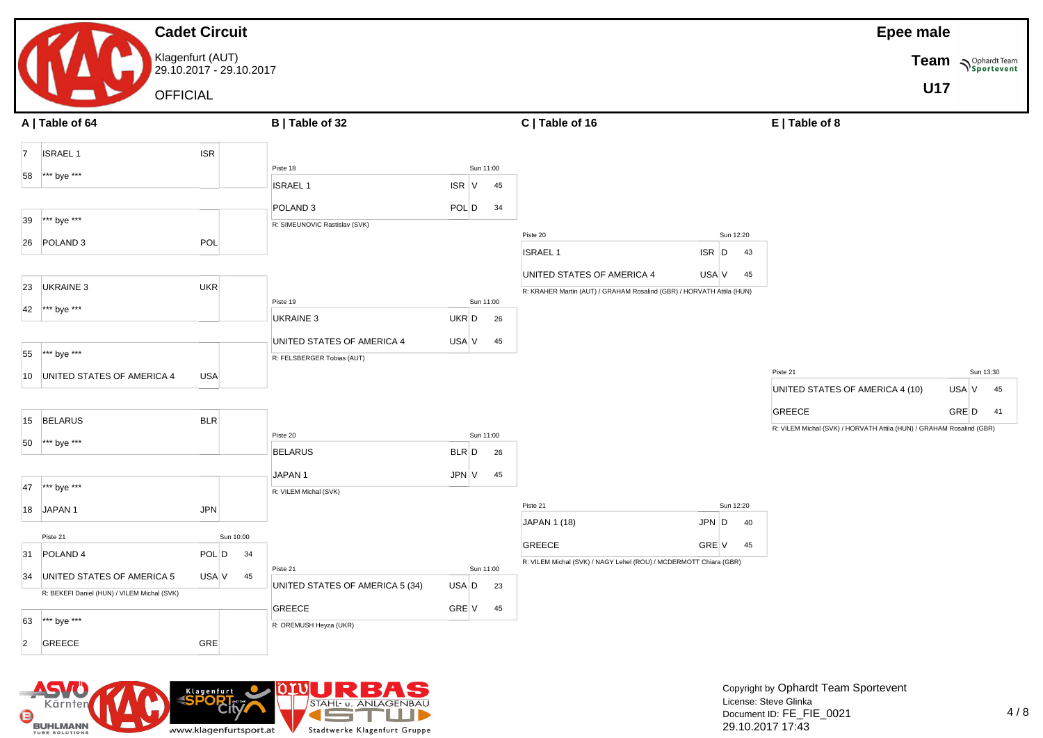# Cadet Circuit

Klagenfurt (AUT)
29.10.2017 - 29.10.2017

OFFICIAL

**Epee male**

**Team**

**U17**

## A | Table of 64

| Seed | Team | Nation | Result | Score |
|---|---|---|---|---|
| 7 | ISRAEL 1 | ISR | | |
| 58 | *** bye *** | | | |
| 39 | *** bye *** | | | |
| 26 | POLAND 3 | POL | | |
| 23 | UKRAINE 3 | UKR | | |
| 42 | *** bye *** | | | |
| 55 | *** bye *** | | | |
| 10 | UNITED STATES OF AMERICA 4 | USA | | |
| 15 | BELARUS | BLR | | |
| 50 | *** bye *** | | | |
| 47 | *** bye *** | | | |
| 18 | JAPAN 1 | JPN | | |
| 31 | POLAND 4 | POL | D | 34 |
| 34 | UNITED STATES OF AMERICA 5 | USA | V | 45 |
| 63 | *** bye *** | | | |
| 2 | GREECE | GRE | | |

Piste 21, Sun 10:00 (POLAND 4 – UNITED STATES OF AMERICA 5) — R: BEKEFI Daniel (HUN) / VILEM Michal (SVK)

## B | Table of 32

| Piste | Time | Team | Nation | Result | Score |
|---|---|---|---|---|---|
| Piste 18 | Sun 11:00 | ISRAEL 1 | ISR | V | 45 |
| | | POLAND 3 | POL | D | 34 |
| Piste 19 | Sun 11:00 | UKRAINE 3 | UKR | D | 26 |
| | | UNITED STATES OF AMERICA 4 | USA | V | 45 |
| Piste 20 | Sun 11:00 | BELARUS | BLR | D | 26 |
| | | JAPAN 1 | JPN | V | 45 |
| Piste 21 | Sun 11:00 | UNITED STATES OF AMERICA 5 (34) | USA | D | 23 |
| | | GREECE | GRE | V | 45 |

- Piste 18: R: SIMEUNOVIC Rastislav (SVK)
- Piste 19: R: FELSBERGER Tobias (AUT)
- Piste 20: R: VILEM Michal (SVK)
- Piste 21: R: OREMUSH Heyza (UKR)

## C | Table of 16

| Piste | Time | Team | Nation | Result | Score |
|---|---|---|---|---|---|
| Piste 20 | Sun 12:20 | ISRAEL 1 | ISR | D | 43 |
| | | UNITED STATES OF AMERICA 4 | USA | V | 45 |
| Piste 21 | Sun 12:20 | JAPAN 1 (18) | JPN | D | 40 |
| | | GREECE | GRE | V | 45 |

- Piste 20: R: KRAHER Martin (AUT) / GRAHAM Rosalind (GBR) / HORVATH Attila (HUN)
- Piste 21: R: VILEM Michal (SVK) / NAGY Lehel (ROU) / MCDERMOTT Chiara (GBR)

## E | Table of 8

| Piste | Time | Team | Nation | Result | Score |
|---|---|---|---|---|---|
| Piste 21 | Sun 13:30 | UNITED STATES OF AMERICA 4 (10) | USA | V | 45 |
| | | GREECE | GRE | D | 41 |

R: VILEM Michal (SVK) / HORVATH Attila (HUN) / GRAHAM Rosalind (GBR)

Copyright by Ophardt Team Sportevent
License: Steve Glinka
Document ID: FE_FIE_0021
29.10.2017 17:43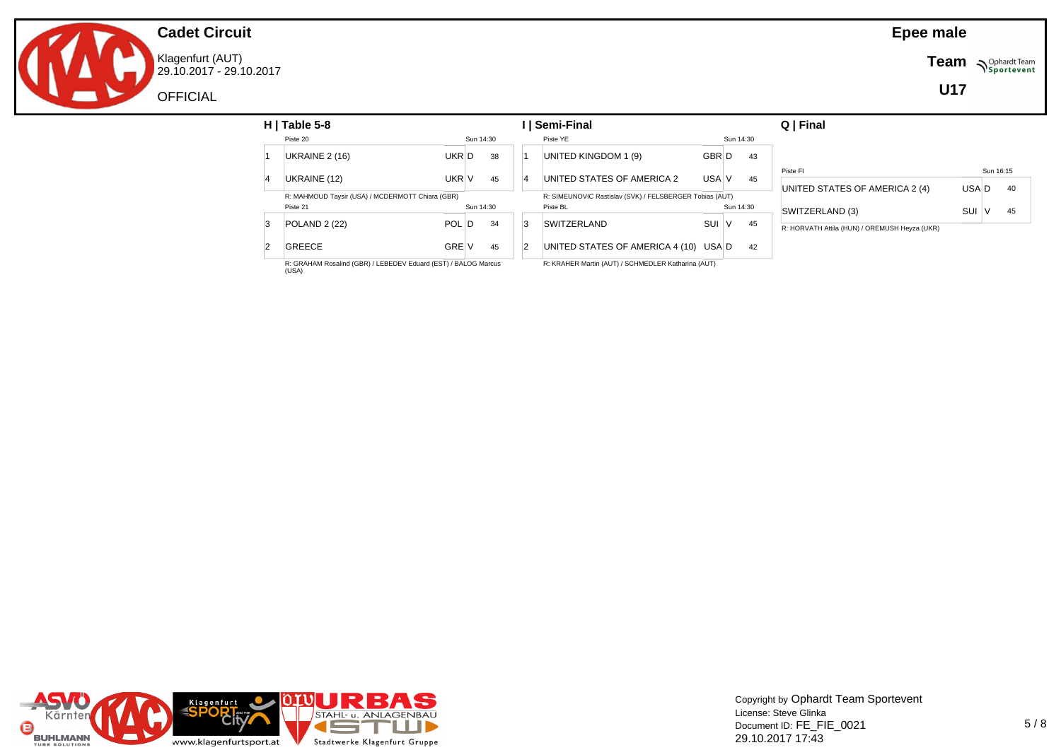## Cadet Circuit

Klagenfurt (AUT)
29.10.2017 - 29.10.2017

OFFICIAL

**Epee male**

**Team**

**U17**

### H | Table 5-8

Piste 20 — Sun 14:30

| Seed | Team | Country | Result | Score |
|---|---|---|---|---|
| 1 | UKRAINE 2 (16) | UKR | D | 38 |
| 4 | UKRAINE (12) | UKR | V | 45 |

R: MAHMOUD Taysir (USA) / MCDERMOTT Chiara (GBR)

Piste 21 — Sun 14:30

| Seed | Team | Country | Result | Score |
|---|---|---|---|---|
| 3 | POLAND 2 (22) | POL | D | 34 |
| 2 | GREECE | GRE | V | 45 |

R: GRAHAM Rosalind (GBR) / LEBEDEV Eduard (EST) / BALOG Marcus (USA)

### I | Semi-Final

Piste YE — Sun 14:30

| Seed | Team | Country | Result | Score |
|---|---|---|---|---|
| 1 | UNITED KINGDOM 1 (9) | GBR | D | 43 |
| 4 | UNITED STATES OF AMERICA 2 | USA | V | 45 |

R: SIMEUNOVIC Rastislav (SVK) / FELSBERGER Tobias (AUT)

Piste BL — Sun 14:30

| Seed | Team | Country | Result | Score |
|---|---|---|---|---|
| 3 | SWITZERLAND | SUI | V | 45 |
| 2 | UNITED STATES OF AMERICA 4 (10) | USA | D | 42 |

R: KRAHER Martin (AUT) / SCHMEDLER Katharina (AUT)

### Q | Final

Piste FI — Sun 16:15

| Team | Country | Result | Score |
|---|---|---|---|
| UNITED STATES OF AMERICA 2 (4) | USA | D | 40 |
| SWITZERLAND (3) | SUI | V | 45 |

R: HORVATH Attila (HUN) / OREMUSH Heyza (UKR)

Copyright by Ophardt Team Sportevent
License: Steve Glinka
Document ID: FE_FIE_0021
29.10.2017 17:43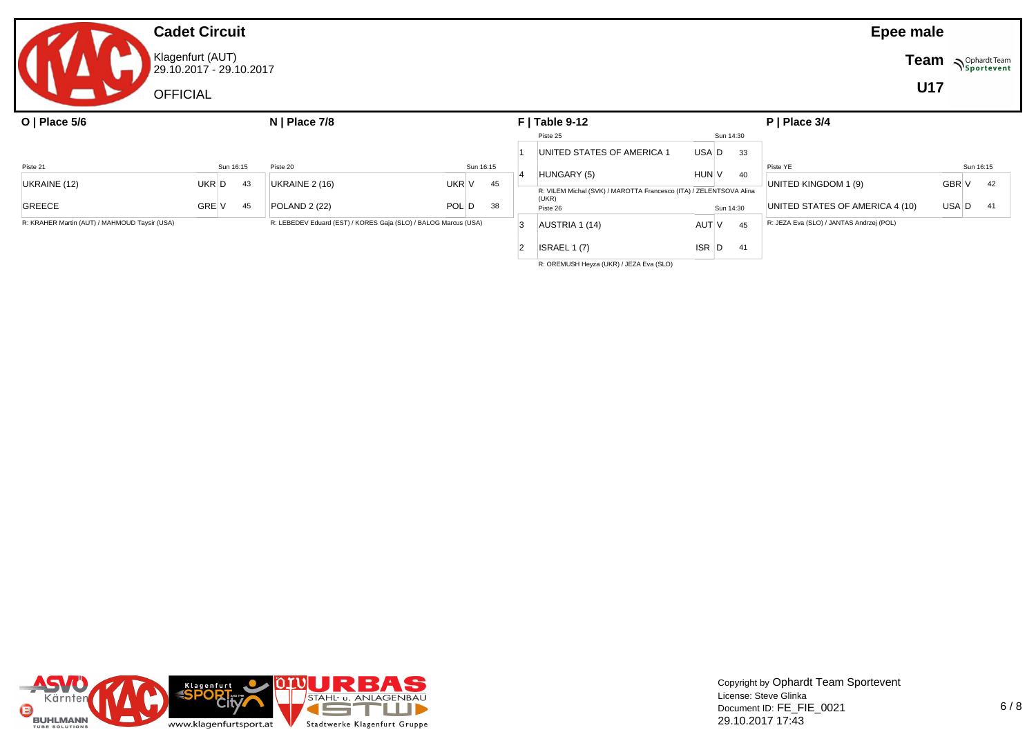# Cadet Circuit

Klagenfurt (AUT)
29.10.2017 - 29.10.2017

OFFICIAL

**Epee male**

**Team**

**U17**

## O | Place 5/6

Piste 21 — Sun 16:15

| | | | |
|---|---|---|---|
| UKRAINE (12) | UKR | D | 43 |
| GREECE | GRE | V | 45 |

R: KRAHER Martin (AUT) / MAHMOUD Taysir (USA)

## N | Place 7/8

Piste 20 — Sun 16:15

| | | | |
|---|---|---|---|
| UKRAINE 2 (16) | UKR | V | 45 |
| POLAND 2 (22) | POL | D | 38 |

R: LEBEDEV Eduard (EST) / KORES Gaja (SLO) / BALOG Marcus (USA)

## F | Table 9-12

Piste 25 — Sun 14:30

| | | | | |
|---|---|---|---|---|
| 1 | UNITED STATES OF AMERICA 1 | USA | D | 33 |
| 4 | HUNGARY (5) | HUN | V | 40 |

R: VILEM Michal (SVK) / MAROTTA Francesco (ITA) / ZELENTSOVA Alina (UKR)

Piste 26 — Sun 14:30

| | | | | |
|---|---|---|---|---|
| 3 | AUSTRIA 1 (14) | AUT | V | 45 |
| 2 | ISRAEL 1 (7) | ISR | D | 41 |

R: OREMUSH Heyza (UKR) / JEZA Eva (SLO)

## P | Place 3/4

Piste YE — Sun 16:15

| | | | |
|---|---|---|---|
| UNITED KINGDOM 1 (9) | GBR | V | 42 |
| UNITED STATES OF AMERICA 4 (10) | USA | D | 41 |

R: JEZA Eva (SLO) / JANTAS Andrzej (POL)

Copyright by Ophardt Team Sportevent
License: Steve Glinka
Document ID: FE_FIE_0021
29.10.2017 17:43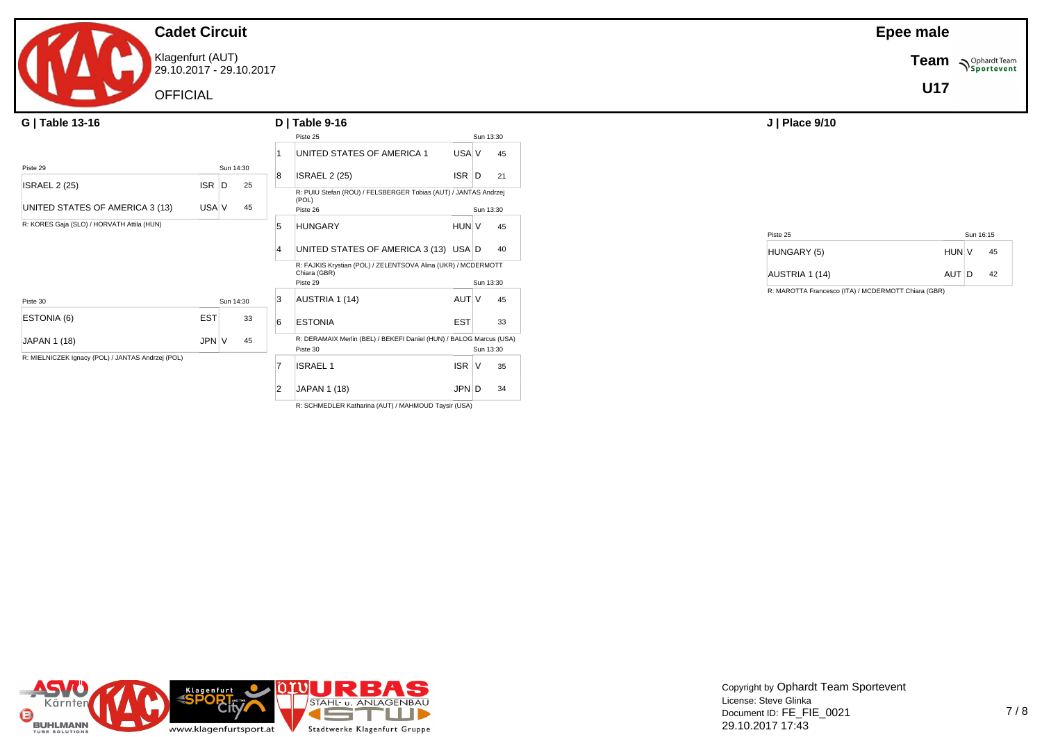# Cadet Circuit

Klagenfurt (AUT)
29.10.2017 - 29.10.2017

OFFICIAL

**Epee male**

**Team**

**U17**

## G | Table 13-16

Piste 29 — Sun 14:30

| | | | |
|---|---|---|---|
| ISRAEL 2 (25) | ISR | D | 25 |
| UNITED STATES OF AMERICA 3 (13) | USA | V | 45 |

R: KORES Gaja (SLO) / HORVATH Attila (HUN)

Piste 30 — Sun 14:30

| | | | |
|---|---|---|---|
| ESTONIA (6) | EST | | 33 |
| JAPAN 1 (18) | JPN | V | 45 |

R: MIELNICZEK Ignacy (POL) / JANTAS Andrzej (POL)

## D | Table 9-16

Piste 25 — Sun 13:30

| | | | | |
|---|---|---|---|---|
| 1 | UNITED STATES OF AMERICA 1 | USA | V | 45 |
| 8 | ISRAEL 2 (25) | ISR | D | 21 |

R: PUIU Stefan (ROU) / FELSBERGER Tobias (AUT) / JANTAS Andrzej (POL)

Piste 26 — Sun 13:30

| | | | | |
|---|---|---|---|---|
| 5 | HUNGARY | HUN | V | 45 |
| 4 | UNITED STATES OF AMERICA 3 (13) | USA | D | 40 |

R: FAJKIS Krystian (POL) / ZELENTSOVA Alina (UKR) / MCDERMOTT Chiara (GBR)

Piste 29 — Sun 13:30

| | | | | |
|---|---|---|---|---|
| 3 | AUSTRIA 1 (14) | AUT | V | 45 |
| 6 | ESTONIA | EST | | 33 |

R: DERAMAIX Merlin (BEL) / BEKEFI Daniel (HUN) / BALOG Marcus (USA)

Piste 30 — Sun 13:30

| | | | | |
|---|---|---|---|---|
| 7 | ISRAEL 1 | ISR | V | 35 |
| 2 | JAPAN 1 (18) | JPN | D | 34 |

R: SCHMEDLER Katharina (AUT) / MAHMOUD Taysir (USA)

## J | Place 9/10

Piste 25 — Sun 16:15

| | | | |
|---|---|---|---|
| HUNGARY (5) | HUN | V | 45 |
| AUSTRIA 1 (14) | AUT | D | 42 |

R: MAROTTA Francesco (ITA) / MCDERMOTT Chiara (GBR)

Copyright by Ophardt Team Sportevent
License: Steve Glinka
Document ID: FE_FIE_0021
29.10.2017 17:43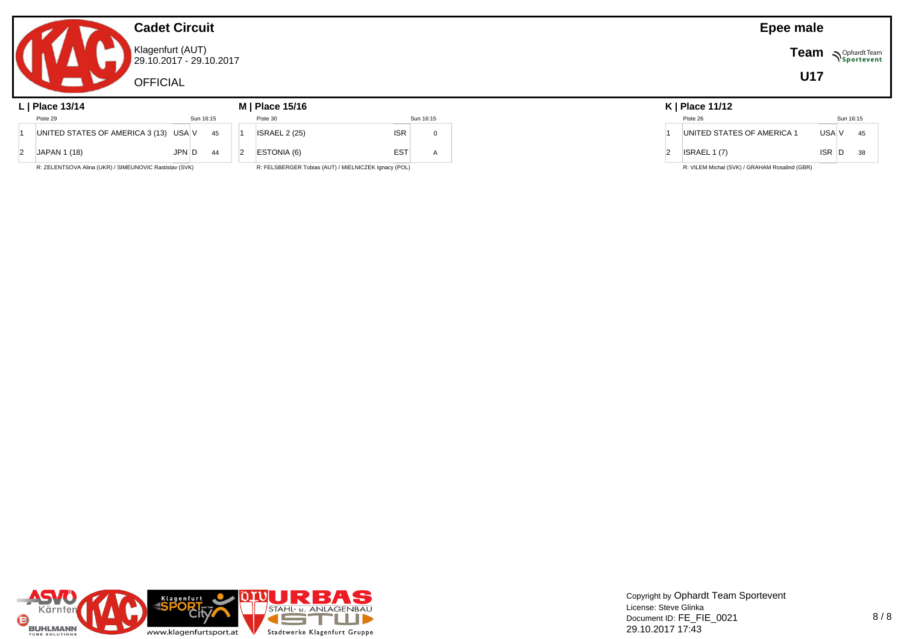# Cadet Circuit

Klagenfurt (AUT)
29.10.2017 - 29.10.2017

OFFICIAL

**Epee male**

**Team**

**U17**

## L | Place 13/14

Piste 29 — Sun 16:15

| | | | | |
|---|---|---|---|---|
| 1 | UNITED STATES OF AMERICA 3 (13) | USA | V | 45 |
| 2 | JAPAN 1 (18) | JPN | D | 44 |

R: ZELENTSOVA Alina (UKR) / SIMEUNOVIC Rastislav (SVK)

## M | Place 15/16

Piste 30 — Sun 16:15

| | | | |
|---|---|---|---|
| 1 | ISRAEL 2 (25) | ISR | 0 |
| 2 | ESTONIA (6) | EST | A |

R: FELSBERGER Tobias (AUT) / MIELNICZEK Ignacy (POL)

## K | Place 11/12

Piste 26 — Sun 16:15

| | | | | |
|---|---|---|---|---|
| 1 | UNITED STATES OF AMERICA 1 | USA | V | 45 |
| 2 | ISRAEL 1 (7) | ISR | D | 38 |

R: VILEM Michal (SVK) / GRAHAM Rosalind (GBR)

Copyright by Ophardt Team Sportevent
License: Steve Glinka
Document ID: FE_FIE_0021
29.10.2017 17:43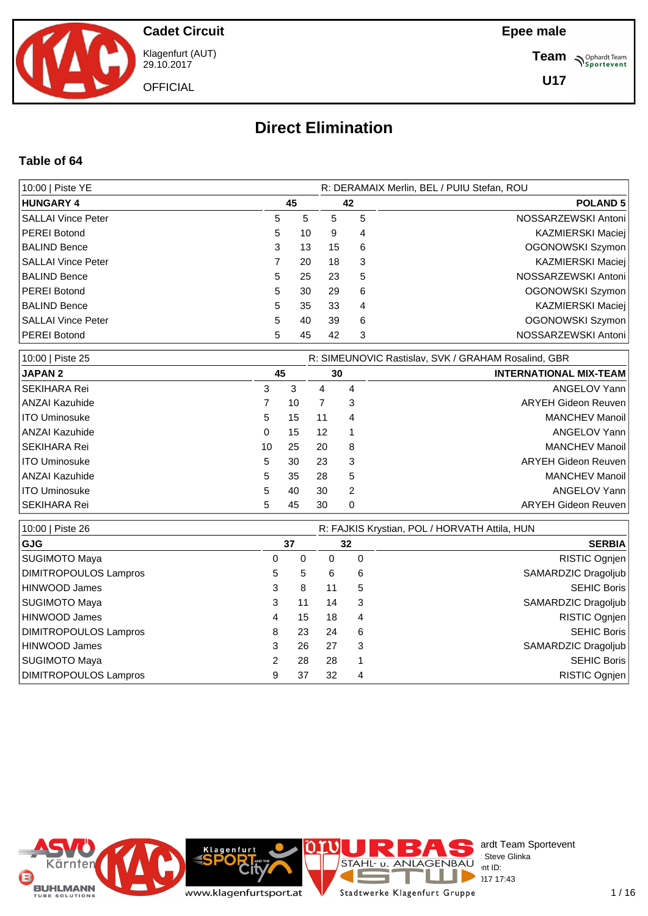Cadet Circuit

Klagenfurt (AUT)
29.10.2017

OFFICIAL

Epee male

Team

U17

# Direct Elimination

## Table of 64

| 10:00 \| Piste YE | | | | | R: DERAMAIX Merlin, BEL / PUIU Stefan, ROU |
|---|---|---|---|---|---|
| **HUNGARY 4** | **45** | | **42** | | **POLAND 5** |
| SALLAI Vince Peter | 5 | 5 | 5 | 5 | NOSSARZEWSKI Antoni |
| PEREI Botond | 5 | 10 | 9 | 4 | KAZMIERSKI Maciej |
| BALIND Bence | 3 | 13 | 15 | 6 | OGONOWSKI Szymon |
| SALLAI Vince Peter | 7 | 20 | 18 | 3 | KAZMIERSKI Maciej |
| BALIND Bence | 5 | 25 | 23 | 5 | NOSSARZEWSKI Antoni |
| PEREI Botond | 5 | 30 | 29 | 6 | OGONOWSKI Szymon |
| BALIND Bence | 5 | 35 | 33 | 4 | KAZMIERSKI Maciej |
| SALLAI Vince Peter | 5 | 40 | 39 | 6 | OGONOWSKI Szymon |
| PEREI Botond | 5 | 45 | 42 | 3 | NOSSARZEWSKI Antoni |

| 10:00 \| Piste 25 | | | | | R: SIMEUNOVIC Rastislav, SVK / GRAHAM Rosalind, GBR |
|---|---|---|---|---|---|
| **JAPAN 2** | **45** | | **30** | | **INTERNATIONAL MIX-TEAM** |
| SEKIHARA Rei | 3 | 3 | 4 | 4 | ANGELOV Yann |
| ANZAI Kazuhide | 7 | 10 | 7 | 3 | ARYEH Gideon Reuven |
| ITO Uminosuke | 5 | 15 | 11 | 4 | MANCHEV Manoil |
| ANZAI Kazuhide | 0 | 15 | 12 | 1 | ANGELOV Yann |
| SEKIHARA Rei | 10 | 25 | 20 | 8 | MANCHEV Manoil |
| ITO Uminosuke | 5 | 30 | 23 | 3 | ARYEH Gideon Reuven |
| ANZAI Kazuhide | 5 | 35 | 28 | 5 | MANCHEV Manoil |
| ITO Uminosuke | 5 | 40 | 30 | 2 | ANGELOV Yann |
| SEKIHARA Rei | 5 | 45 | 30 | 0 | ARYEH Gideon Reuven |

| 10:00 \| Piste 26 | | | | | R: FAJKIS Krystian, POL / HORVATH Attila, HUN |
|---|---|---|---|---|---|
| **GJG** | **37** | | **32** | | **SERBIA** |
| SUGIMOTO Maya | 0 | 0 | 0 | 0 | RISTIC Ognjen |
| DIMITROPOULOS Lampros | 5 | 5 | 6 | 6 | SAMARDZIC Dragoljub |
| HINWOOD James | 3 | 8 | 11 | 5 | SEHIC Boris |
| SUGIMOTO Maya | 3 | 11 | 14 | 3 | SAMARDZIC Dragoljub |
| HINWOOD James | 4 | 15 | 18 | 4 | RISTIC Ognjen |
| DIMITROPOULOS Lampros | 8 | 23 | 24 | 6 | SEHIC Boris |
| HINWOOD James | 3 | 26 | 27 | 3 | SAMARDZIC Dragoljub |
| SUGIMOTO Maya | 2 | 28 | 28 | 1 | SEHIC Boris |
| DIMITROPOULOS Lampros | 9 | 37 | 32 | 4 | RISTIC Ognjen |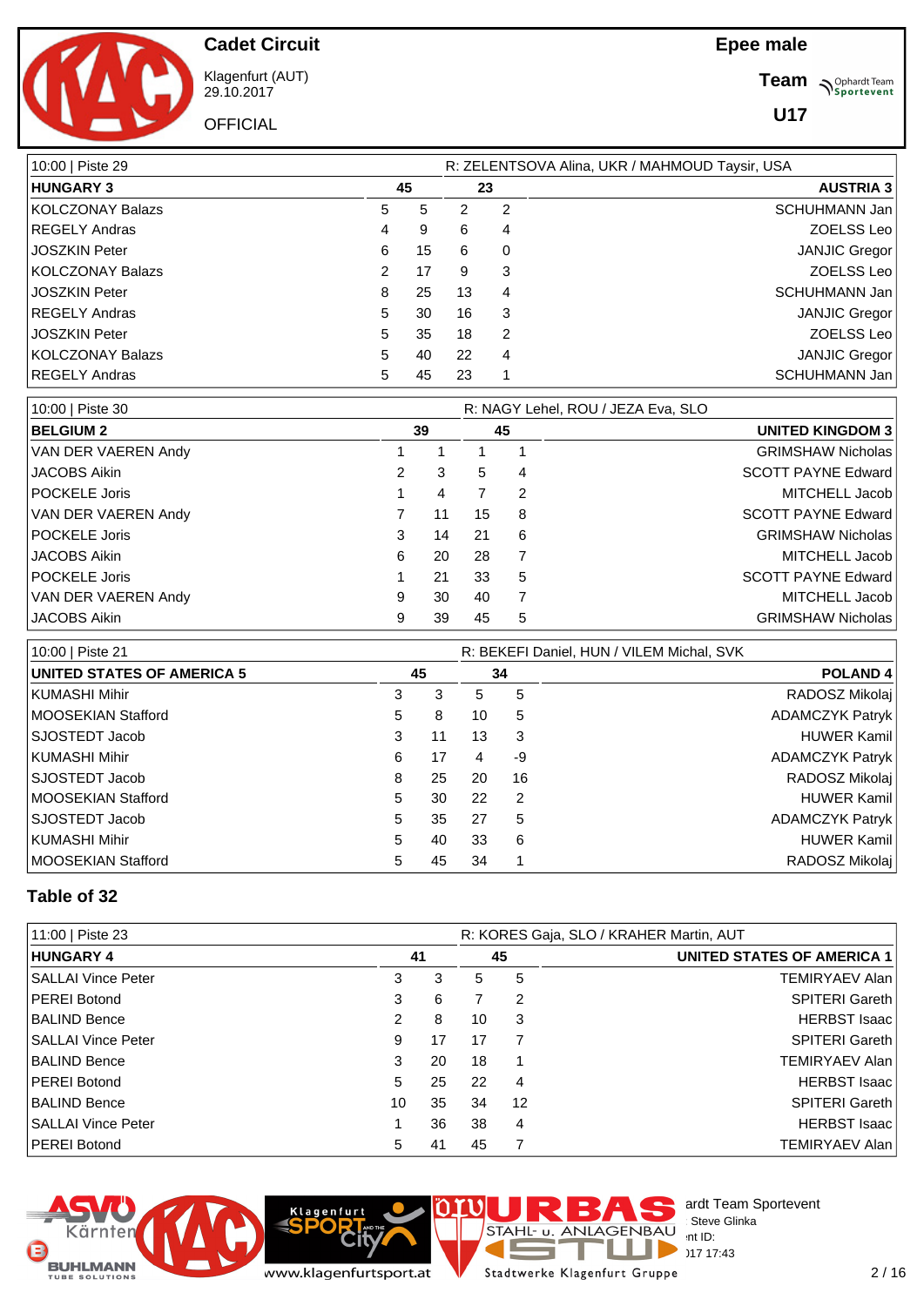**Cadet Circuit**

Klagenfurt (AUT)
29.10.2017

OFFICIAL

**Epee male**

**Team**

**U17**

| 10:00 \| Piste 29 | | | | | R: ZELENTSOVA Alina, UKR / MAHMOUD Taysir, USA |
|---|---|---|---|---|---|
| **HUNGARY 3** | | **45** | **23** | | **AUSTRIA 3** |
| KOLCZONAY Balazs | 5 | 5 | 2 | 2 | SCHUHMANN Jan |
| REGELY Andras | 4 | 9 | 6 | 4 | ZOELSS Leo |
| JOSZKIN Peter | 6 | 15 | 6 | 0 | JANJIC Gregor |
| KOLCZONAY Balazs | 2 | 17 | 9 | 3 | ZOELSS Leo |
| JOSZKIN Peter | 8 | 25 | 13 | 4 | SCHUHMANN Jan |
| REGELY Andras | 5 | 30 | 16 | 3 | JANJIC Gregor |
| JOSZKIN Peter | 5 | 35 | 18 | 2 | ZOELSS Leo |
| KOLCZONAY Balazs | 5 | 40 | 22 | 4 | JANJIC Gregor |
| REGELY Andras | 5 | 45 | 23 | 1 | SCHUHMANN Jan |

| 10:00 \| Piste 30 | | | | | R: NAGY Lehel, ROU / JEZA Eva, SLO |
|---|---|---|---|---|---|
| **BELGIUM 2** | | **39** | **45** | | **UNITED KINGDOM 3** |
| VAN DER VAEREN Andy | 1 | 1 | 1 | 1 | GRIMSHAW Nicholas |
| JACOBS Aikin | 2 | 3 | 5 | 4 | SCOTT PAYNE Edward |
| POCKELE Joris | 1 | 4 | 7 | 2 | MITCHELL Jacob |
| VAN DER VAEREN Andy | 7 | 11 | 15 | 8 | SCOTT PAYNE Edward |
| POCKELE Joris | 3 | 14 | 21 | 6 | GRIMSHAW Nicholas |
| JACOBS Aikin | 6 | 20 | 28 | 7 | MITCHELL Jacob |
| POCKELE Joris | 1 | 21 | 33 | 5 | SCOTT PAYNE Edward |
| VAN DER VAEREN Andy | 9 | 30 | 40 | 7 | MITCHELL Jacob |
| JACOBS Aikin | 9 | 39 | 45 | 5 | GRIMSHAW Nicholas |

| 10:00 \| Piste 21 | | | | | R: BEKEFI Daniel, HUN / VILEM Michal, SVK |
|---|---|---|---|---|---|
| **UNITED STATES OF AMERICA 5** | | **45** | **34** | | **POLAND 4** |
| KUMASHI Mihir | 3 | 3 | 5 | 5 | RADOSZ Mikolaj |
| MOOSEKIAN Stafford | 5 | 8 | 10 | 5 | ADAMCZYK Patryk |
| SJOSTEDT Jacob | 3 | 11 | 13 | 3 | HUWER Kamil |
| KUMASHI Mihir | 6 | 17 | 4 | -9 | ADAMCZYK Patryk |
| SJOSTEDT Jacob | 8 | 25 | 20 | 16 | RADOSZ Mikolaj |
| MOOSEKIAN Stafford | 5 | 30 | 22 | 2 | HUWER Kamil |
| SJOSTEDT Jacob | 5 | 35 | 27 | 5 | ADAMCZYK Patryk |
| KUMASHI Mihir | 5 | 40 | 33 | 6 | HUWER Kamil |
| MOOSEKIAN Stafford | 5 | 45 | 34 | 1 | RADOSZ Mikolaj |

## Table of 32

| 11:00 \| Piste 23 | | | | | R: KORES Gaja, SLO / KRAHER Martin, AUT |
|---|---|---|---|---|---|
| **HUNGARY 4** | | **41** | **45** | | **UNITED STATES OF AMERICA 1** |
| SALLAI Vince Peter | 3 | 3 | 5 | 5 | TEMIRYAEV Alan |
| PEREI Botond | 3 | 6 | 7 | 2 | SPITERI Gareth |
| BALIND Bence | 2 | 8 | 10 | 3 | HERBST Isaac |
| SALLAI Vince Peter | 9 | 17 | 17 | 7 | SPITERI Gareth |
| BALIND Bence | 3 | 20 | 18 | 1 | TEMIRYAEV Alan |
| PEREI Botond | 5 | 25 | 22 | 4 | HERBST Isaac |
| BALIND Bence | 10 | 35 | 34 | 12 | SPITERI Gareth |
| SALLAI Vince Peter | 1 | 36 | 38 | 4 | HERBST Isaac |
| PEREI Botond | 5 | 41 | 45 | 7 | TEMIRYAEV Alan |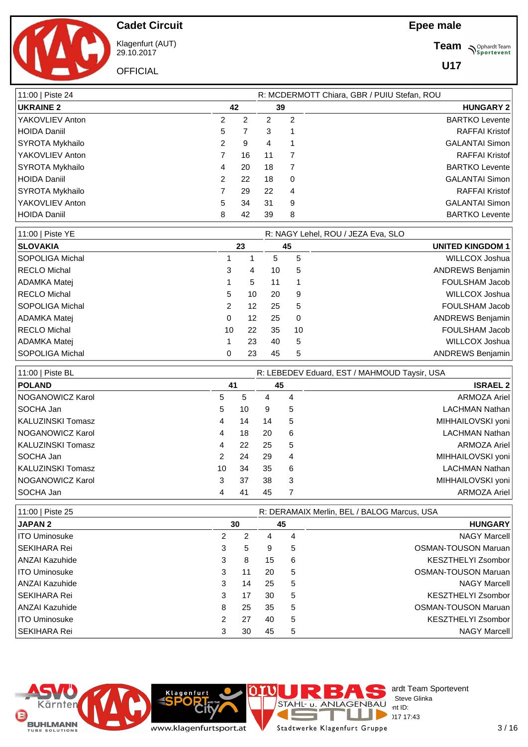**Cadet Circuit**

Klagenfurt (AUT)
29.10.2017

OFFICIAL

**Epee male**

**Team**

**U17**

| 11:00 \| Piste 24 | | | | | R: MCDERMOTT Chiara, GBR / PUIU Stefan, ROU |
|---|---|---|---|---|---|
| **UKRAINE 2** | | **42** | **39** | | **HUNGARY 2** |
| YAKOVLIEV Anton | 2 | 2 | 2 | 2 | BARTKO Levente |
| HOIDA Daniil | 5 | 7 | 3 | 1 | RAFFAI Kristof |
| SYROTA Mykhailo | 2 | 9 | 4 | 1 | GALANTAI Simon |
| YAKOVLIEV Anton | 7 | 16 | 11 | 7 | RAFFAI Kristof |
| SYROTA Mykhailo | 4 | 20 | 18 | 7 | BARTKO Levente |
| HOIDA Daniil | 2 | 22 | 18 | 0 | GALANTAI Simon |
| SYROTA Mykhailo | 7 | 29 | 22 | 4 | RAFFAI Kristof |
| YAKOVLIEV Anton | 5 | 34 | 31 | 9 | GALANTAI Simon |
| HOIDA Daniil | 8 | 42 | 39 | 8 | BARTKO Levente |

| 11:00 \| Piste YE | | | | | R: NAGY Lehel, ROU / JEZA Eva, SLO |
|---|---|---|---|---|---|
| **SLOVAKIA** | | **23** | **45** | | **UNITED KINGDOM 1** |
| SOPOLIGA Michal | 1 | 1 | 5 | 5 | WILLCOX Joshua |
| RECLO Michal | 3 | 4 | 10 | 5 | ANDREWS Benjamin |
| ADAMKA Matej | 1 | 5 | 11 | 1 | FOULSHAM Jacob |
| RECLO Michal | 5 | 10 | 20 | 9 | WILLCOX Joshua |
| SOPOLIGA Michal | 2 | 12 | 25 | 5 | FOULSHAM Jacob |
| ADAMKA Matej | 0 | 12 | 25 | 0 | ANDREWS Benjamin |
| RECLO Michal | 10 | 22 | 35 | 10 | FOULSHAM Jacob |
| ADAMKA Matej | 1 | 23 | 40 | 5 | WILLCOX Joshua |
| SOPOLIGA Michal | 0 | 23 | 45 | 5 | ANDREWS Benjamin |

| 11:00 \| Piste BL | | | | | R: LEBEDEV Eduard, EST / MAHMOUD Taysir, USA |
|---|---|---|---|---|---|
| **POLAND** | | **41** | **45** | | **ISRAEL 2** |
| NOGANOWICZ Karol | 5 | 5 | 4 | 4 | ARMOZA Ariel |
| SOCHA Jan | 5 | 10 | 9 | 5 | LACHMAN Nathan |
| KALUZINSKI Tomasz | 4 | 14 | 14 | 5 | MIHHAILOVSKI yoni |
| NOGANOWICZ Karol | 4 | 18 | 20 | 6 | LACHMAN Nathan |
| KALUZINSKI Tomasz | 4 | 22 | 25 | 5 | ARMOZA Ariel |
| SOCHA Jan | 2 | 24 | 29 | 4 | MIHHAILOVSKI yoni |
| KALUZINSKI Tomasz | 10 | 34 | 35 | 6 | LACHMAN Nathan |
| NOGANOWICZ Karol | 3 | 37 | 38 | 3 | MIHHAILOVSKI yoni |
| SOCHA Jan | 4 | 41 | 45 | 7 | ARMOZA Ariel |

| 11:00 \| Piste 25 | | | | | R: DERAMAIX Merlin, BEL / BALOG Marcus, USA |
|---|---|---|---|---|---|
| **JAPAN 2** | | **30** | **45** | | **HUNGARY** |
| ITO Uminosuke | 2 | 2 | 4 | 4 | NAGY Marcell |
| SEKIHARA Rei | 3 | 5 | 9 | 5 | OSMAN-TOUSON Maruan |
| ANZAI Kazuhide | 3 | 8 | 15 | 6 | KESZTHELYI Zsombor |
| ITO Uminosuke | 3 | 11 | 20 | 5 | OSMAN-TOUSON Maruan |
| ANZAI Kazuhide | 3 | 14 | 25 | 5 | NAGY Marcell |
| SEKIHARA Rei | 3 | 17 | 30 | 5 | KESZTHELYI Zsombor |
| ANZAI Kazuhide | 8 | 25 | 35 | 5 | OSMAN-TOUSON Maruan |
| ITO Uminosuke | 2 | 27 | 40 | 5 | KESZTHELYI Zsombor |
| SEKIHARA Rei | 3 | 30 | 45 | 5 | NAGY Marcell |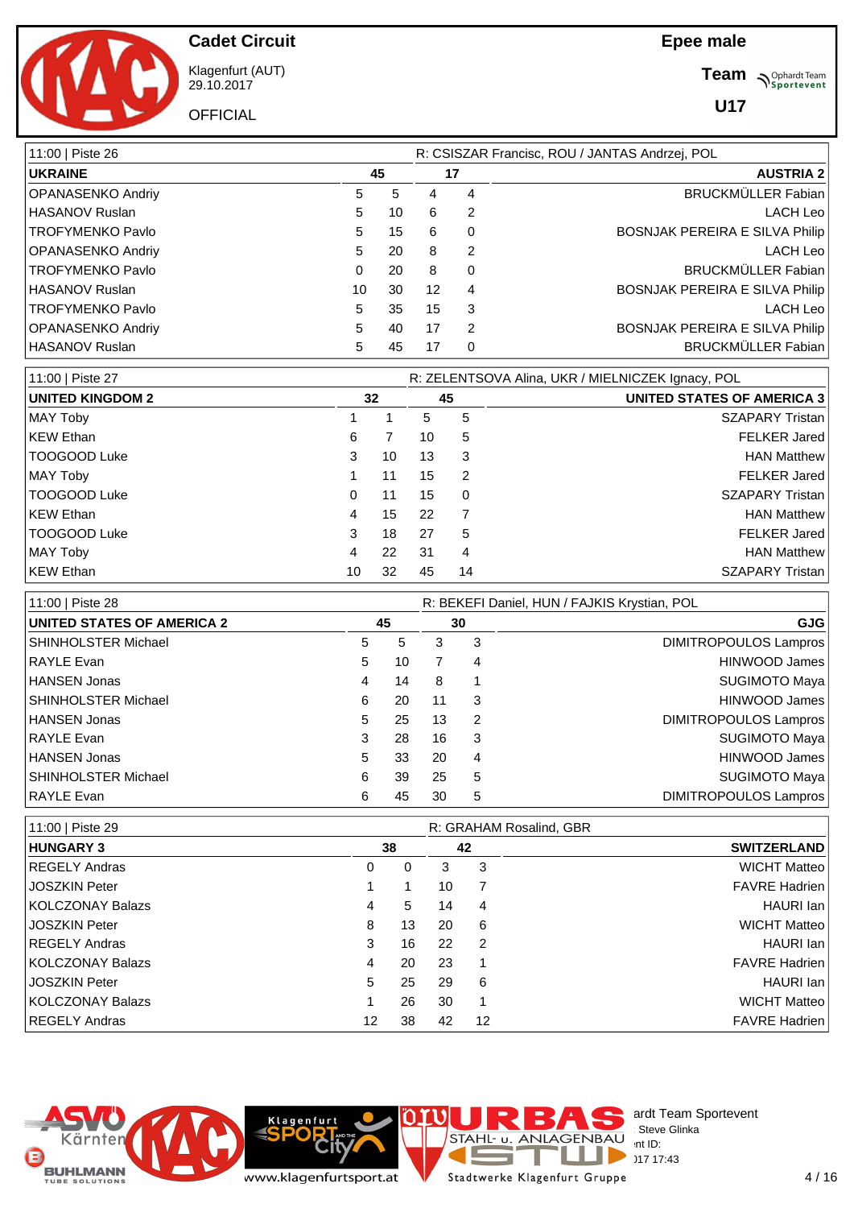# Cadet Circuit

Klagenfurt (AUT)
29.10.2017

OFFICIAL

**Epee male**

**Team**

**U17**

| 11:00 \| Piste 26 | | | | | R: CSISZAR Francisc, ROU / JANTAS Andrzej, POL |
|---|---|---|---|---|---|
| **UKRAINE** | **45** | | **17** | | **AUSTRIA 2** |
| OPANASENKO Andriy | 5 | 5 | 4 | 4 | BRUCKMÜLLER Fabian |
| HASANOV Ruslan | 5 | 10 | 6 | 2 | LACH Leo |
| TROFYMENKO Pavlo | 5 | 15 | 6 | 0 | BOSNJAK PEREIRA E SILVA Philip |
| OPANASENKO Andriy | 5 | 20 | 8 | 2 | LACH Leo |
| TROFYMENKO Pavlo | 0 | 20 | 8 | 0 | BRUCKMÜLLER Fabian |
| HASANOV Ruslan | 10 | 30 | 12 | 4 | BOSNJAK PEREIRA E SILVA Philip |
| TROFYMENKO Pavlo | 5 | 35 | 15 | 3 | LACH Leo |
| OPANASENKO Andriy | 5 | 40 | 17 | 2 | BOSNJAK PEREIRA E SILVA Philip |
| HASANOV Ruslan | 5 | 45 | 17 | 0 | BRUCKMÜLLER Fabian |

| 11:00 \| Piste 27 | | | | | R: ZELENTSOVA Alina, UKR / MIELNICZEK Ignacy, POL |
|---|---|---|---|---|---|
| **UNITED KINGDOM 2** | **32** | | **45** | | **UNITED STATES OF AMERICA 3** |
| MAY Toby | 1 | 1 | 5 | 5 | SZAPARY Tristan |
| KEW Ethan | 6 | 7 | 10 | 5 | FELKER Jared |
| TOOGOOD Luke | 3 | 10 | 13 | 3 | HAN Matthew |
| MAY Toby | 1 | 11 | 15 | 2 | FELKER Jared |
| TOOGOOD Luke | 0 | 11 | 15 | 0 | SZAPARY Tristan |
| KEW Ethan | 4 | 15 | 22 | 7 | HAN Matthew |
| TOOGOOD Luke | 3 | 18 | 27 | 5 | FELKER Jared |
| MAY Toby | 4 | 22 | 31 | 4 | HAN Matthew |
| KEW Ethan | 10 | 32 | 45 | 14 | SZAPARY Tristan |

| 11:00 \| Piste 28 | | | | | R: BEKEFI Daniel, HUN / FAJKIS Krystian, POL |
|---|---|---|---|---|---|
| **UNITED STATES OF AMERICA 2** | **45** | | **30** | | **GJG** |
| SHINHOLSTER Michael | 5 | 5 | 3 | 3 | DIMITROPOULOS Lampros |
| RAYLE Evan | 5 | 10 | 7 | 4 | HINWOOD James |
| HANSEN Jonas | 4 | 14 | 8 | 1 | SUGIMOTO Maya |
| SHINHOLSTER Michael | 6 | 20 | 11 | 3 | HINWOOD James |
| HANSEN Jonas | 5 | 25 | 13 | 2 | DIMITROPOULOS Lampros |
| RAYLE Evan | 3 | 28 | 16 | 3 | SUGIMOTO Maya |
| HANSEN Jonas | 5 | 33 | 20 | 4 | HINWOOD James |
| SHINHOLSTER Michael | 6 | 39 | 25 | 5 | SUGIMOTO Maya |
| RAYLE Evan | 6 | 45 | 30 | 5 | DIMITROPOULOS Lampros |

| 11:00 \| Piste 29 | | | | | R: GRAHAM Rosalind, GBR |
|---|---|---|---|---|---|
| **HUNGARY 3** | **38** | | **42** | | **SWITZERLAND** |
| REGELY Andras | 0 | 0 | 3 | 3 | WICHT Matteo |
| JOSZKIN Peter | 1 | 1 | 10 | 7 | FAVRE Hadrien |
| KOLCZONAY Balazs | 4 | 5 | 14 | 4 | HAURI Ian |
| JOSZKIN Peter | 8 | 13 | 20 | 6 | WICHT Matteo |
| REGELY Andras | 3 | 16 | 22 | 2 | HAURI Ian |
| KOLCZONAY Balazs | 4 | 20 | 23 | 1 | FAVRE Hadrien |
| JOSZKIN Peter | 5 | 25 | 29 | 6 | HAURI Ian |
| KOLCZONAY Balazs | 1 | 26 | 30 | 1 | WICHT Matteo |
| REGELY Andras | 12 | 38 | 42 | 12 | FAVRE Hadrien |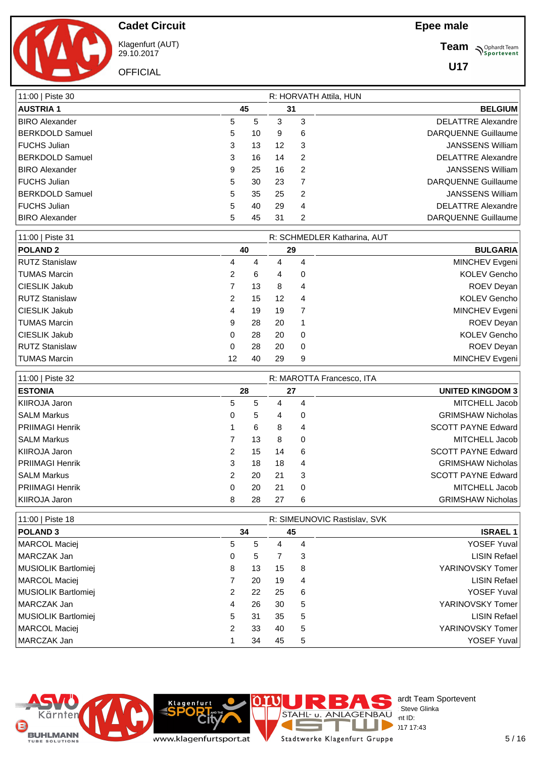# Cadet Circuit

Klagenfurt (AUT)
29.10.2017

OFFICIAL

## Epee male

**Team**

**U17**

| 11:00 \| Piste 30 | | | | | R: HORVATH Attila, HUN |
|---|---|---|---|---|---|
| **AUSTRIA 1** | **45** | | **31** | | **BELGIUM** |
| BIRO Alexander | 5 | 5 | 3 | 3 | DELATTRE Alexandre |
| BERKDOLD Samuel | 5 | 10 | 9 | 6 | DARQUENNE Guillaume |
| FUCHS Julian | 3 | 13 | 12 | 3 | JANSSENS William |
| BERKDOLD Samuel | 3 | 16 | 14 | 2 | DELATTRE Alexandre |
| BIRO Alexander | 9 | 25 | 16 | 2 | JANSSENS William |
| FUCHS Julian | 5 | 30 | 23 | 7 | DARQUENNE Guillaume |
| BERKDOLD Samuel | 5 | 35 | 25 | 2 | JANSSENS William |
| FUCHS Julian | 5 | 40 | 29 | 4 | DELATTRE Alexandre |
| BIRO Alexander | 5 | 45 | 31 | 2 | DARQUENNE Guillaume |

| 11:00 \| Piste 31 | | | | | R: SCHMEDLER Katharina, AUT |
|---|---|---|---|---|---|
| **POLAND 2** | **40** | | **29** | | **BULGARIA** |
| RUTZ Stanislaw | 4 | 4 | 4 | 4 | MINCHEV Evgeni |
| TUMAS Marcin | 2 | 6 | 4 | 0 | KOLEV Gencho |
| CIESLIK Jakub | 7 | 13 | 8 | 4 | ROEV Deyan |
| RUTZ Stanislaw | 2 | 15 | 12 | 4 | KOLEV Gencho |
| CIESLIK Jakub | 4 | 19 | 19 | 7 | MINCHEV Evgeni |
| TUMAS Marcin | 9 | 28 | 20 | 1 | ROEV Deyan |
| CIESLIK Jakub | 0 | 28 | 20 | 0 | KOLEV Gencho |
| RUTZ Stanislaw | 0 | 28 | 20 | 0 | ROEV Deyan |
| TUMAS Marcin | 12 | 40 | 29 | 9 | MINCHEV Evgeni |

| 11:00 \| Piste 32 | | | | | R: MAROTTA Francesco, ITA |
|---|---|---|---|---|---|
| **ESTONIA** | **28** | | **27** | | **UNITED KINGDOM 3** |
| KIIROJA Jaron | 5 | 5 | 4 | 4 | MITCHELL Jacob |
| SALM Markus | 0 | 5 | 4 | 0 | GRIMSHAW Nicholas |
| PRIIMAGI Henrik | 1 | 6 | 8 | 4 | SCOTT PAYNE Edward |
| SALM Markus | 7 | 13 | 8 | 0 | MITCHELL Jacob |
| KIIROJA Jaron | 2 | 15 | 14 | 6 | SCOTT PAYNE Edward |
| PRIIMAGI Henrik | 3 | 18 | 18 | 4 | GRIMSHAW Nicholas |
| SALM Markus | 2 | 20 | 21 | 3 | SCOTT PAYNE Edward |
| PRIIMAGI Henrik | 0 | 20 | 21 | 0 | MITCHELL Jacob |
| KIIROJA Jaron | 8 | 28 | 27 | 6 | GRIMSHAW Nicholas |

| 11:00 \| Piste 18 | | | | | R: SIMEUNOVIC Rastislav, SVK |
|---|---|---|---|---|---|
| **POLAND 3** | **34** | | **45** | | **ISRAEL 1** |
| MARCOL Maciej | 5 | 5 | 4 | 4 | YOSEF Yuval |
| MARCZAK Jan | 0 | 5 | 7 | 3 | LISIN Refael |
| MUSIOLIK Bartlomiej | 8 | 13 | 15 | 8 | YARINOVSKY Tomer |
| MARCOL Maciej | 7 | 20 | 19 | 4 | LISIN Refael |
| MUSIOLIK Bartlomiej | 2 | 22 | 25 | 6 | YOSEF Yuval |
| MARCZAK Jan | 4 | 26 | 30 | 5 | YARINOVSKY Tomer |
| MUSIOLIK Bartlomiej | 5 | 31 | 35 | 5 | LISIN Refael |
| MARCOL Maciej | 2 | 33 | 40 | 5 | YARINOVSKY Tomer |
| MARCZAK Jan | 1 | 34 | 45 | 5 | YOSEF Yuval |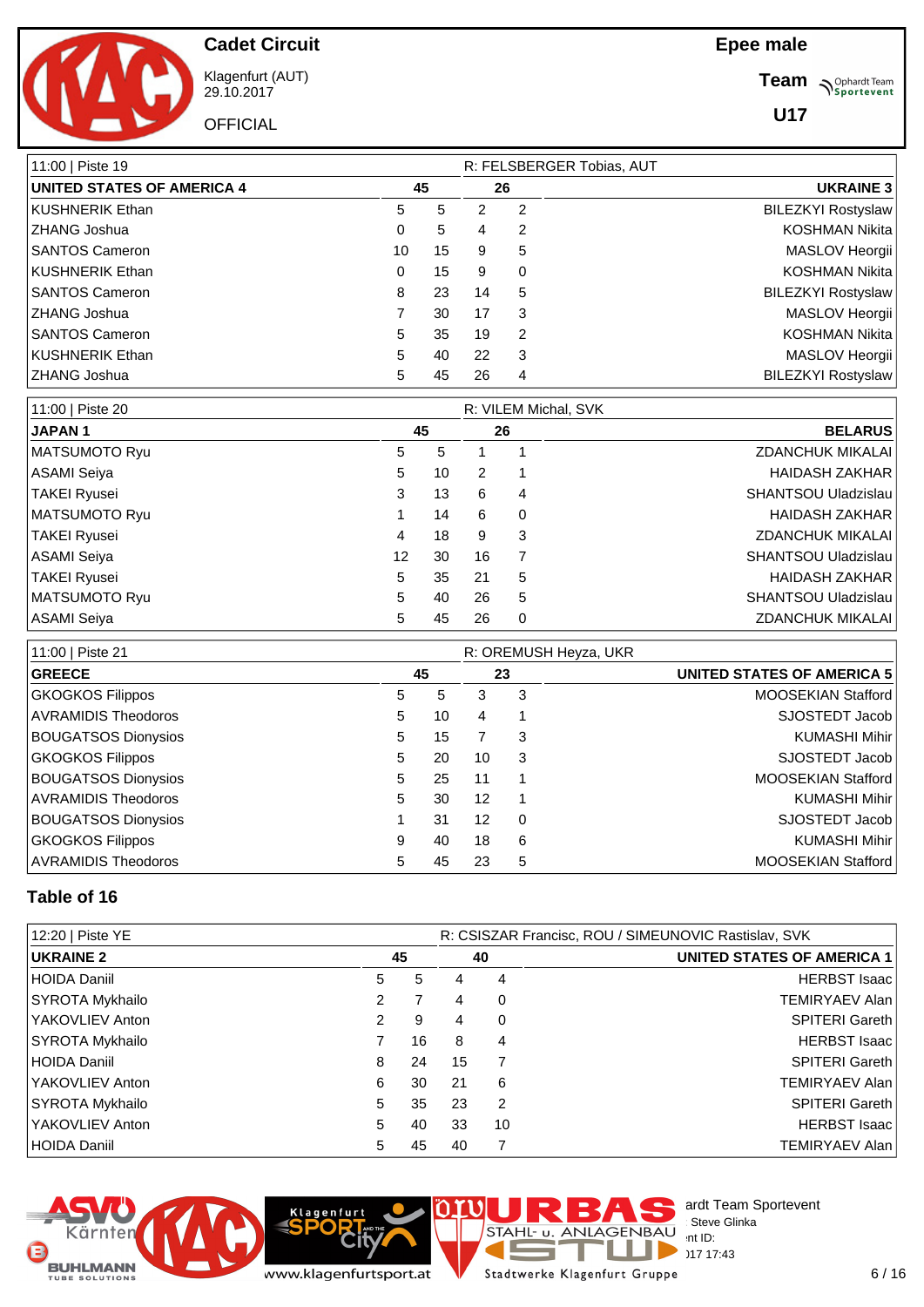**Cadet Circuit**

Klagenfurt (AUT)
29.10.2017

OFFICIAL

**Epee male**

**Team**

**U17**

| 11:00 \| Piste 19 | | | | | R: FELSBERGER Tobias, AUT |
|---|---|---|---|---|---|
| **UNITED STATES OF AMERICA 4** | **45** | | **26** | | **UKRAINE 3** |
| KUSHNERIK Ethan | 5 | 5 | 2 | 2 | BILEZKYI Rostyslaw |
| ZHANG Joshua | 0 | 5 | 4 | 2 | KOSHMAN Nikita |
| SANTOS Cameron | 10 | 15 | 9 | 5 | MASLOV Heorgii |
| KUSHNERIK Ethan | 0 | 15 | 9 | 0 | KOSHMAN Nikita |
| SANTOS Cameron | 8 | 23 | 14 | 5 | BILEZKYI Rostyslaw |
| ZHANG Joshua | 7 | 30 | 17 | 3 | MASLOV Heorgii |
| SANTOS Cameron | 5 | 35 | 19 | 2 | KOSHMAN Nikita |
| KUSHNERIK Ethan | 5 | 40 | 22 | 3 | MASLOV Heorgii |
| ZHANG Joshua | 5 | 45 | 26 | 4 | BILEZKYI Rostyslaw |

| 11:00 \| Piste 20 | | | | | R: VILEM Michal, SVK |
|---|---|---|---|---|---|
| **JAPAN 1** | **45** | | **26** | | **BELARUS** |
| MATSUMOTO Ryu | 5 | 5 | 1 | 1 | ZDANCHUK MIKALAI |
| ASAMI Seiya | 5 | 10 | 2 | 1 | HAIDASH ZAKHAR |
| TAKEI Ryusei | 3 | 13 | 6 | 4 | SHANTSOU Uladzislau |
| MATSUMOTO Ryu | 1 | 14 | 6 | 0 | HAIDASH ZAKHAR |
| TAKEI Ryusei | 4 | 18 | 9 | 3 | ZDANCHUK MIKALAI |
| ASAMI Seiya | 12 | 30 | 16 | 7 | SHANTSOU Uladzislau |
| TAKEI Ryusei | 5 | 35 | 21 | 5 | HAIDASH ZAKHAR |
| MATSUMOTO Ryu | 5 | 40 | 26 | 5 | SHANTSOU Uladzislau |
| ASAMI Seiya | 5 | 45 | 26 | 0 | ZDANCHUK MIKALAI |

| 11:00 \| Piste 21 | | | | | R: OREMUSH Heyza, UKR |
|---|---|---|---|---|---|
| **GREECE** | **45** | | **23** | | **UNITED STATES OF AMERICA 5** |
| GKOGKOS Filippos | 5 | 5 | 3 | 3 | MOOSEKIAN Stafford |
| AVRAMIDIS Theodoros | 5 | 10 | 4 | 1 | SJOSTEDT Jacob |
| BOUGATSOS Dionysios | 5 | 15 | 7 | 3 | KUMASHI Mihir |
| GKOGKOS Filippos | 5 | 20 | 10 | 3 | SJOSTEDT Jacob |
| BOUGATSOS Dionysios | 5 | 25 | 11 | 1 | MOOSEKIAN Stafford |
| AVRAMIDIS Theodoros | 5 | 30 | 12 | 1 | KUMASHI Mihir |
| BOUGATSOS Dionysios | 1 | 31 | 12 | 0 | SJOSTEDT Jacob |
| GKOGKOS Filippos | 9 | 40 | 18 | 6 | KUMASHI Mihir |
| AVRAMIDIS Theodoros | 5 | 45 | 23 | 5 | MOOSEKIAN Stafford |

## Table of 16

| 12:20 \| Piste YE | | | | | R: CSISZAR Francisc, ROU / SIMEUNOVIC Rastislav, SVK |
|---|---|---|---|---|---|
| **UKRAINE 2** | **45** | | **40** | | **UNITED STATES OF AMERICA 1** |
| HOIDA Daniil | 5 | 5 | 4 | 4 | HERBST Isaac |
| SYROTA Mykhailo | 2 | 7 | 4 | 0 | TEMIRYAEV Alan |
| YAKOVLIEV Anton | 2 | 9 | 4 | 0 | SPITERI Gareth |
| SYROTA Mykhailo | 7 | 16 | 8 | 4 | HERBST Isaac |
| HOIDA Daniil | 8 | 24 | 15 | 7 | SPITERI Gareth |
| YAKOVLIEV Anton | 6 | 30 | 21 | 6 | TEMIRYAEV Alan |
| SYROTA Mykhailo | 5 | 35 | 23 | 2 | SPITERI Gareth |
| YAKOVLIEV Anton | 5 | 40 | 33 | 10 | HERBST Isaac |
| HOIDA Daniil | 5 | 45 | 40 | 7 | TEMIRYAEV Alan |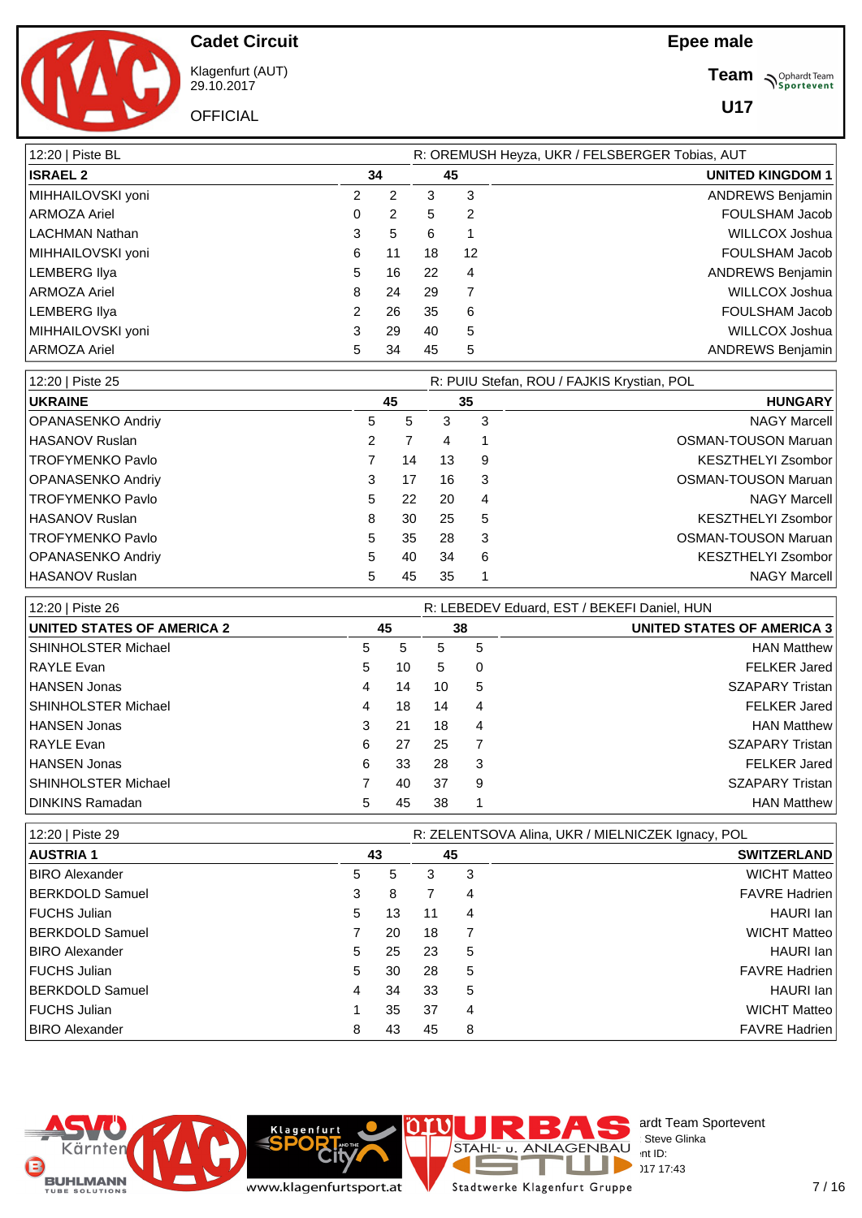# Cadet Circuit

Klagenfurt (AUT)
29.10.2017

OFFICIAL

**Epee male**

**Team**

**U17**

| 12:20 \| Piste BL | | | | | R: OREMUSH Heyza, UKR / FELSBERGER Tobias, AUT |
|---|---|---|---|---|---|
| **ISRAEL 2** | | **34** | **45** | | **UNITED KINGDOM 1** |
| MIHHAILOVSKI yoni | 2 | 2 | 3 | 3 | ANDREWS Benjamin |
| ARMOZA Ariel | 0 | 2 | 5 | 2 | FOULSHAM Jacob |
| LACHMAN Nathan | 3 | 5 | 6 | 1 | WILLCOX Joshua |
| MIHHAILOVSKI yoni | 6 | 11 | 18 | 12 | FOULSHAM Jacob |
| LEMBERG Ilya | 5 | 16 | 22 | 4 | ANDREWS Benjamin |
| ARMOZA Ariel | 8 | 24 | 29 | 7 | WILLCOX Joshua |
| LEMBERG Ilya | 2 | 26 | 35 | 6 | FOULSHAM Jacob |
| MIHHAILOVSKI yoni | 3 | 29 | 40 | 5 | WILLCOX Joshua |
| ARMOZA Ariel | 5 | 34 | 45 | 5 | ANDREWS Benjamin |

| 12:20 \| Piste 25 | | | | | R: PUIU Stefan, ROU / FAJKIS Krystian, POL |
|---|---|---|---|---|---|
| **UKRAINE** | | **45** | **35** | | **HUNGARY** |
| OPANASENKO Andriy | 5 | 5 | 3 | 3 | NAGY Marcell |
| HASANOV Ruslan | 2 | 7 | 4 | 1 | OSMAN-TOUSON Maruan |
| TROFYMENKO Pavlo | 7 | 14 | 13 | 9 | KESZTHELYI Zsombor |
| OPANASENKO Andriy | 3 | 17 | 16 | 3 | OSMAN-TOUSON Maruan |
| TROFYMENKO Pavlo | 5 | 22 | 20 | 4 | NAGY Marcell |
| HASANOV Ruslan | 8 | 30 | 25 | 5 | KESZTHELYI Zsombor |
| TROFYMENKO Pavlo | 5 | 35 | 28 | 3 | OSMAN-TOUSON Maruan |
| OPANASENKO Andriy | 5 | 40 | 34 | 6 | KESZTHELYI Zsombor |
| HASANOV Ruslan | 5 | 45 | 35 | 1 | NAGY Marcell |

| 12:20 \| Piste 26 | | | | | R: LEBEDEV Eduard, EST / BEKEFI Daniel, HUN |
|---|---|---|---|---|---|
| **UNITED STATES OF AMERICA 2** | | **45** | **38** | | **UNITED STATES OF AMERICA 3** |
| SHINHOLSTER Michael | 5 | 5 | 5 | 5 | HAN Matthew |
| RAYLE Evan | 5 | 10 | 5 | 0 | FELKER Jared |
| HANSEN Jonas | 4 | 14 | 10 | 5 | SZAPARY Tristan |
| SHINHOLSTER Michael | 4 | 18 | 14 | 4 | FELKER Jared |
| HANSEN Jonas | 3 | 21 | 18 | 4 | HAN Matthew |
| RAYLE Evan | 6 | 27 | 25 | 7 | SZAPARY Tristan |
| HANSEN Jonas | 6 | 33 | 28 | 3 | FELKER Jared |
| SHINHOLSTER Michael | 7 | 40 | 37 | 9 | SZAPARY Tristan |
| DINKINS Ramadan | 5 | 45 | 38 | 1 | HAN Matthew |

| 12:20 \| Piste 29 | | | | | R: ZELENTSOVA Alina, UKR / MIELNICZEK Ignacy, POL |
|---|---|---|---|---|---|
| **AUSTRIA 1** | | **43** | **45** | | **SWITZERLAND** |
| BIRO Alexander | 5 | 5 | 3 | 3 | WICHT Matteo |
| BERKDOLD Samuel | 3 | 8 | 7 | 4 | FAVRE Hadrien |
| FUCHS Julian | 5 | 13 | 11 | 4 | HAURI Ian |
| BERKDOLD Samuel | 7 | 20 | 18 | 7 | WICHT Matteo |
| BIRO Alexander | 5 | 25 | 23 | 5 | HAURI Ian |
| FUCHS Julian | 5 | 30 | 28 | 5 | FAVRE Hadrien |
| BERKDOLD Samuel | 4 | 34 | 33 | 5 | HAURI Ian |
| FUCHS Julian | 1 | 35 | 37 | 4 | WICHT Matteo |
| BIRO Alexander | 8 | 43 | 45 | 8 | FAVRE Hadrien |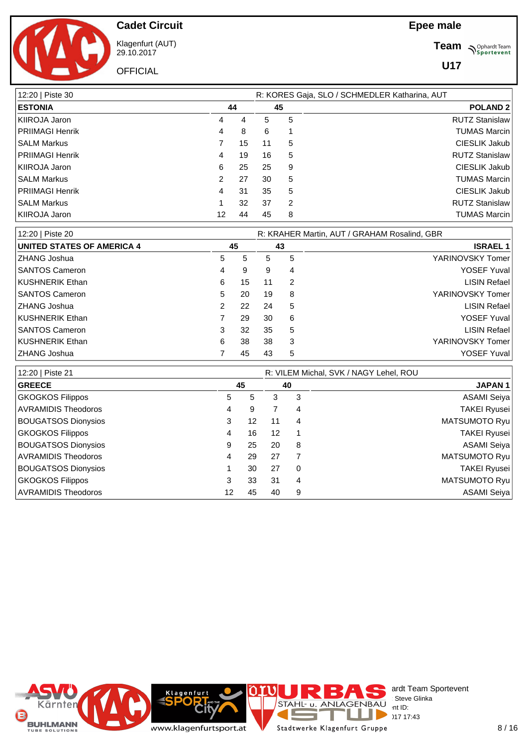## Cadet Circuit

Klagenfurt (AUT)
29.10.2017

OFFICIAL

## Epee male

**Team**

**U17**

| 12:20 \| Piste 30 | | | | | R: KORES Gaja, SLO / SCHMEDLER Katharina, AUT |
|---|---|---|---|---|---|
| **ESTONIA** | **44** | | **45** | | **POLAND 2** |
| KIIROJA Jaron | 4 | 4 | 5 | 5 | RUTZ Stanislaw |
| PRIIMAGI Henrik | 4 | 8 | 6 | 1 | TUMAS Marcin |
| SALM Markus | 7 | 15 | 11 | 5 | CIESLIK Jakub |
| PRIIMAGI Henrik | 4 | 19 | 16 | 5 | RUTZ Stanislaw |
| KIIROJA Jaron | 6 | 25 | 25 | 9 | CIESLIK Jakub |
| SALM Markus | 2 | 27 | 30 | 5 | TUMAS Marcin |
| PRIIMAGI Henrik | 4 | 31 | 35 | 5 | CIESLIK Jakub |
| SALM Markus | 1 | 32 | 37 | 2 | RUTZ Stanislaw |
| KIIROJA Jaron | 12 | 44 | 45 | 8 | TUMAS Marcin |

| 12:20 \| Piste 20 | | | | | R: KRAHER Martin, AUT / GRAHAM Rosalind, GBR |
|---|---|---|---|---|---|
| **UNITED STATES OF AMERICA 4** | **45** | | **43** | | **ISRAEL 1** |
| ZHANG Joshua | 5 | 5 | 5 | 5 | YARINOVSKY Tomer |
| SANTOS Cameron | 4 | 9 | 9 | 4 | YOSEF Yuval |
| KUSHNERIK Ethan | 6 | 15 | 11 | 2 | LISIN Refael |
| SANTOS Cameron | 5 | 20 | 19 | 8 | YARINOVSKY Tomer |
| ZHANG Joshua | 2 | 22 | 24 | 5 | LISIN Refael |
| KUSHNERIK Ethan | 7 | 29 | 30 | 6 | YOSEF Yuval |
| SANTOS Cameron | 3 | 32 | 35 | 5 | LISIN Refael |
| KUSHNERIK Ethan | 6 | 38 | 38 | 3 | YARINOVSKY Tomer |
| ZHANG Joshua | 7 | 45 | 43 | 5 | YOSEF Yuval |

| 12:20 \| Piste 21 | | | | | R: VILEM Michal, SVK / NAGY Lehel, ROU |
|---|---|---|---|---|---|
| **GREECE** | **45** | | **40** | | **JAPAN 1** |
| GKOGKOS Filippos | 5 | 5 | 3 | 3 | ASAMI Seiya |
| AVRAMIDIS Theodoros | 4 | 9 | 7 | 4 | TAKEI Ryusei |
| BOUGATSOS Dionysios | 3 | 12 | 11 | 4 | MATSUMOTO Ryu |
| GKOGKOS Filippos | 4 | 16 | 12 | 1 | TAKEI Ryusei |
| BOUGATSOS Dionysios | 9 | 25 | 20 | 8 | ASAMI Seiya |
| AVRAMIDIS Theodoros | 4 | 29 | 27 | 7 | MATSUMOTO Ryu |
| BOUGATSOS Dionysios | 1 | 30 | 27 | 0 | TAKEI Ryusei |
| GKOGKOS Filippos | 3 | 33 | 31 | 4 | MATSUMOTO Ryu |
| AVRAMIDIS Theodoros | 12 | 45 | 40 | 9 | ASAMI Seiya |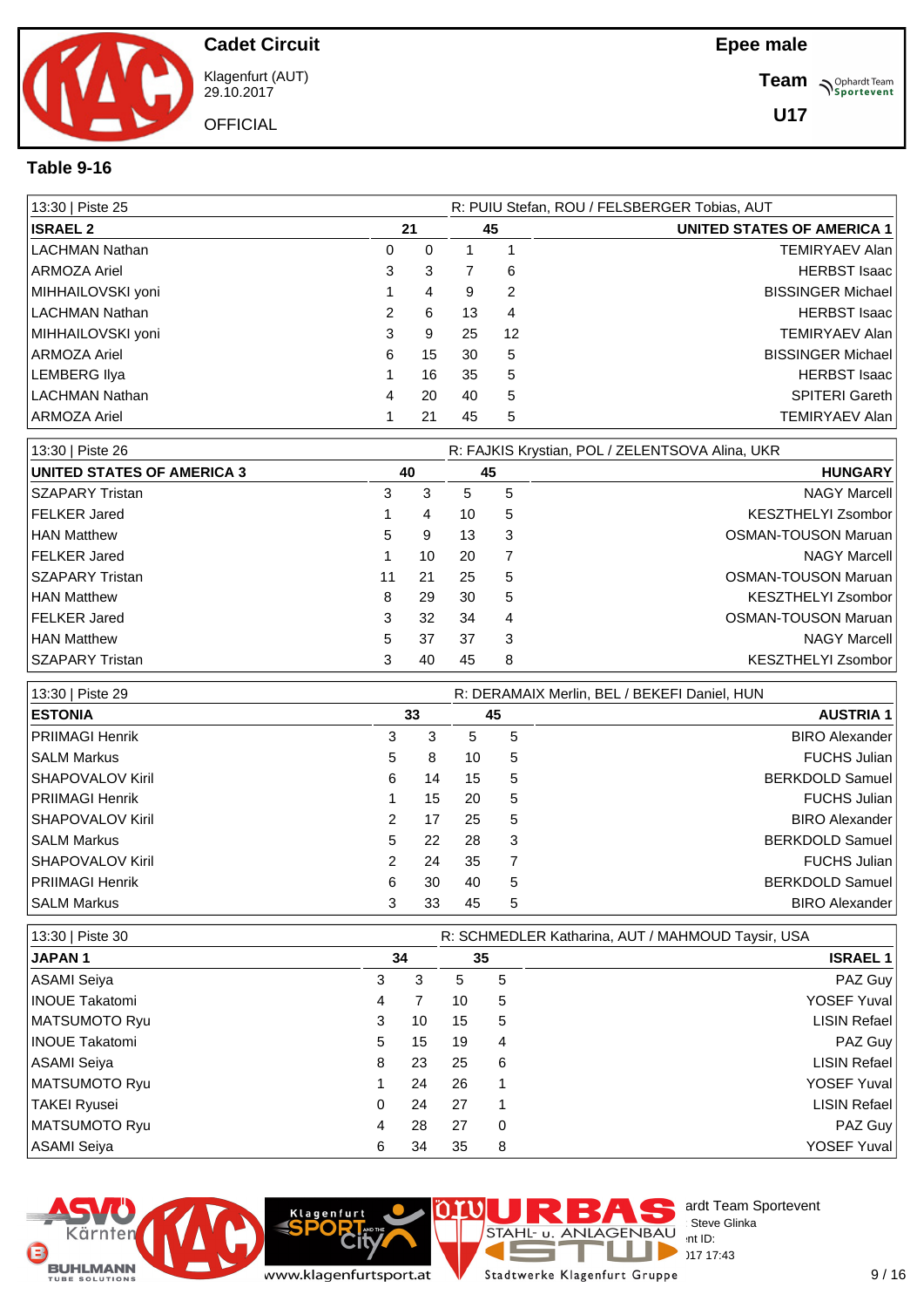**Cadet Circuit**

Klagenfurt (AUT)
29.10.2017

OFFICIAL

**Epee male**

**Team**

**U17**

## Table 9-16

| 13:30 \| Piste 25 | | | | | R: PUIU Stefan, ROU / FELSBERGER Tobias, AUT |
|---|---|---|---|---|---|
| **ISRAEL 2** | | **21** | **45** | | **UNITED STATES OF AMERICA 1** |
| LACHMAN Nathan | 0 | 0 | 1 | 1 | TEMIRYAEV Alan |
| ARMOZA Ariel | 3 | 3 | 7 | 6 | HERBST Isaac |
| MIHHAILOVSKI yoni | 1 | 4 | 9 | 2 | BISSINGER Michael |
| LACHMAN Nathan | 2 | 6 | 13 | 4 | HERBST Isaac |
| MIHHAILOVSKI yoni | 3 | 9 | 25 | 12 | TEMIRYAEV Alan |
| ARMOZA Ariel | 6 | 15 | 30 | 5 | BISSINGER Michael |
| LEMBERG Ilya | 1 | 16 | 35 | 5 | HERBST Isaac |
| LACHMAN Nathan | 4 | 20 | 40 | 5 | SPITERI Gareth |
| ARMOZA Ariel | 1 | 21 | 45 | 5 | TEMIRYAEV Alan |

| 13:30 \| Piste 26 | | | | | R: FAJKIS Krystian, POL / ZELENTSOVA Alina, UKR |
|---|---|---|---|---|---|
| **UNITED STATES OF AMERICA 3** | | **40** | **45** | | **HUNGARY** |
| SZAPARY Tristan | 3 | 3 | 5 | 5 | NAGY Marcell |
| FELKER Jared | 1 | 4 | 10 | 5 | KESZTHELYI Zsombor |
| HAN Matthew | 5 | 9 | 13 | 3 | OSMAN-TOUSON Maruan |
| FELKER Jared | 1 | 10 | 20 | 7 | NAGY Marcell |
| SZAPARY Tristan | 11 | 21 | 25 | 5 | OSMAN-TOUSON Maruan |
| HAN Matthew | 8 | 29 | 30 | 5 | KESZTHELYI Zsombor |
| FELKER Jared | 3 | 32 | 34 | 4 | OSMAN-TOUSON Maruan |
| HAN Matthew | 5 | 37 | 37 | 3 | NAGY Marcell |
| SZAPARY Tristan | 3 | 40 | 45 | 8 | KESZTHELYI Zsombor |

| 13:30 \| Piste 29 | | | | | R: DERAMAIX Merlin, BEL / BEKEFI Daniel, HUN |
|---|---|---|---|---|---|
| **ESTONIA** | | **33** | **45** | | **AUSTRIA 1** |
| PRIIMAGI Henrik | 3 | 3 | 5 | 5 | BIRO Alexander |
| SALM Markus | 5 | 8 | 10 | 5 | FUCHS Julian |
| SHAPOVALOV Kiril | 6 | 14 | 15 | 5 | BERKDOLD Samuel |
| PRIIMAGI Henrik | 1 | 15 | 20 | 5 | FUCHS Julian |
| SHAPOVALOV Kiril | 2 | 17 | 25 | 5 | BIRO Alexander |
| SALM Markus | 5 | 22 | 28 | 3 | BERKDOLD Samuel |
| SHAPOVALOV Kiril | 2 | 24 | 35 | 7 | FUCHS Julian |
| PRIIMAGI Henrik | 6 | 30 | 40 | 5 | BERKDOLD Samuel |
| SALM Markus | 3 | 33 | 45 | 5 | BIRO Alexander |

| 13:30 \| Piste 30 | | | | | R: SCHMEDLER Katharina, AUT / MAHMOUD Taysir, USA |
|---|---|---|---|---|---|
| **JAPAN 1** | | **34** | **35** | | **ISRAEL 1** |
| ASAMI Seiya | 3 | 3 | 5 | 5 | PAZ Guy |
| INOUE Takatomi | 4 | 7 | 10 | 5 | YOSEF Yuval |
| MATSUMOTO Ryu | 3 | 10 | 15 | 5 | LISIN Refael |
| INOUE Takatomi | 5 | 15 | 19 | 4 | PAZ Guy |
| ASAMI Seiya | 8 | 23 | 25 | 6 | LISIN Refael |
| MATSUMOTO Ryu | 1 | 24 | 26 | 1 | YOSEF Yuval |
| TAKEI Ryusei | 0 | 24 | 27 | 1 | LISIN Refael |
| MATSUMOTO Ryu | 4 | 28 | 27 | 0 | PAZ Guy |
| ASAMI Seiya | 6 | 34 | 35 | 8 | YOSEF Yuval |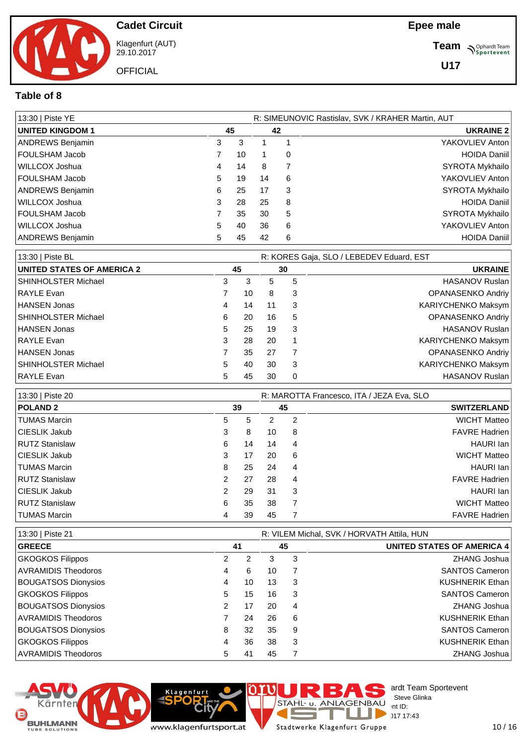Cadet Circuit

Klagenfurt (AUT)
29.10.2017

OFFICIAL

Epee male

Team

U17

## Table of 8

| 13:30 \| Piste YE | | | | | R: SIMEUNOVIC Rastislav, SVK / KRAHER Martin, AUT |
|---|---|---|---|---|---|
| **UNITED KINGDOM 1** | | **45** | **42** | | **UKRAINE 2** |
| ANDREWS Benjamin | 3 | 3 | 1 | 1 | YAKOVLIEV Anton |
| FOULSHAM Jacob | 7 | 10 | 1 | 0 | HOIDA Daniil |
| WILLCOX Joshua | 4 | 14 | 8 | 7 | SYROTA Mykhailo |
| FOULSHAM Jacob | 5 | 19 | 14 | 6 | YAKOVLIEV Anton |
| ANDREWS Benjamin | 6 | 25 | 17 | 3 | SYROTA Mykhailo |
| WILLCOX Joshua | 3 | 28 | 25 | 8 | HOIDA Daniil |
| FOULSHAM Jacob | 7 | 35 | 30 | 5 | SYROTA Mykhailo |
| WILLCOX Joshua | 5 | 40 | 36 | 6 | YAKOVLIEV Anton |
| ANDREWS Benjamin | 5 | 45 | 42 | 6 | HOIDA Daniil |

| 13:30 \| Piste BL | | | | | R: KORES Gaja, SLO / LEBEDEV Eduard, EST |
|---|---|---|---|---|---|
| **UNITED STATES OF AMERICA 2** | | **45** | **30** | | **UKRAINE** |
| SHINHOLSTER Michael | 3 | 3 | 5 | 5 | HASANOV Ruslan |
| RAYLE Evan | 7 | 10 | 8 | 3 | OPANASENKO Andriy |
| HANSEN Jonas | 4 | 14 | 11 | 3 | KARIYCHENKO Maksym |
| SHINHOLSTER Michael | 6 | 20 | 16 | 5 | OPANASENKO Andriy |
| HANSEN Jonas | 5 | 25 | 19 | 3 | HASANOV Ruslan |
| RAYLE Evan | 3 | 28 | 20 | 1 | KARIYCHENKO Maksym |
| HANSEN Jonas | 7 | 35 | 27 | 7 | OPANASENKO Andriy |
| SHINHOLSTER Michael | 5 | 40 | 30 | 3 | KARIYCHENKO Maksym |
| RAYLE Evan | 5 | 45 | 30 | 0 | HASANOV Ruslan |

| 13:30 \| Piste 20 | | | | | R: MAROTTA Francesco, ITA / JEZA Eva, SLO |
|---|---|---|---|---|---|
| **POLAND 2** | | **39** | **45** | | **SWITZERLAND** |
| TUMAS Marcin | 5 | 5 | 2 | 2 | WICHT Matteo |
| CIESLIK Jakub | 3 | 8 | 10 | 8 | FAVRE Hadrien |
| RUTZ Stanislaw | 6 | 14 | 14 | 4 | HAURI Ian |
| CIESLIK Jakub | 3 | 17 | 20 | 6 | WICHT Matteo |
| TUMAS Marcin | 8 | 25 | 24 | 4 | HAURI Ian |
| RUTZ Stanislaw | 2 | 27 | 28 | 4 | FAVRE Hadrien |
| CIESLIK Jakub | 2 | 29 | 31 | 3 | HAURI Ian |
| RUTZ Stanislaw | 6 | 35 | 38 | 7 | WICHT Matteo |
| TUMAS Marcin | 4 | 39 | 45 | 7 | FAVRE Hadrien |

| 13:30 \| Piste 21 | | | | | R: VILEM Michal, SVK / HORVATH Attila, HUN |
|---|---|---|---|---|---|
| **GREECE** | | **41** | **45** | | **UNITED STATES OF AMERICA 4** |
| GKOGKOS Filippos | 2 | 2 | 3 | 3 | ZHANG Joshua |
| AVRAMIDIS Theodoros | 4 | 6 | 10 | 7 | SANTOS Cameron |
| BOUGATSOS Dionysios | 4 | 10 | 13 | 3 | KUSHNERIK Ethan |
| GKOGKOS Filippos | 5 | 15 | 16 | 3 | SANTOS Cameron |
| BOUGATSOS Dionysios | 2 | 17 | 20 | 4 | ZHANG Joshua |
| AVRAMIDIS Theodoros | 7 | 24 | 26 | 6 | KUSHNERIK Ethan |
| BOUGATSOS Dionysios | 8 | 32 | 35 | 9 | SANTOS Cameron |
| GKOGKOS Filippos | 4 | 36 | 38 | 3 | KUSHNERIK Ethan |
| AVRAMIDIS Theodoros | 5 | 41 | 45 | 7 | ZHANG Joshua |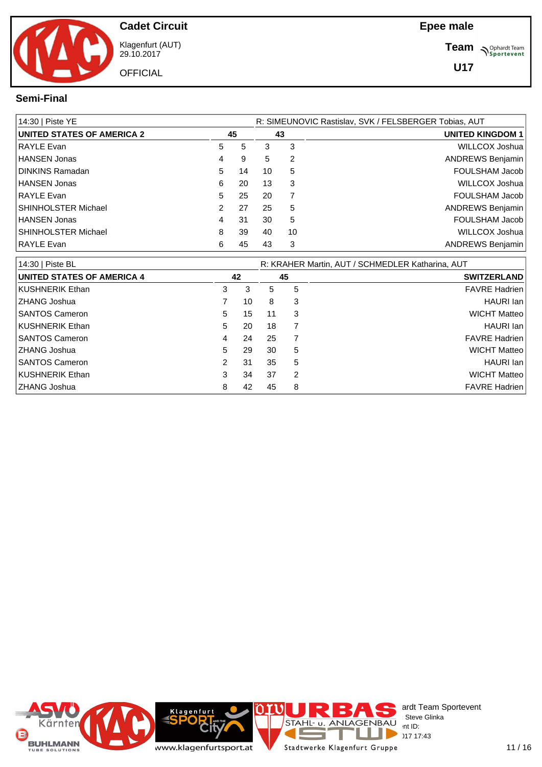## Cadet Circuit

Klagenfurt (AUT)
29.10.2017

OFFICIAL

**Epee male**

**Team**

**U17**

### Semi-Final

| 14:30 \| Piste YE | | | | | R: SIMEUNOVIC Rastislav, SVK / FELSBERGER Tobias, AUT |
|---|---|---|---|---|---|
| **UNITED STATES OF AMERICA 2** | **45** | | **43** | | **UNITED KINGDOM 1** |
| RAYLE Evan | 5 | 5 | 3 | 3 | WILLCOX Joshua |
| HANSEN Jonas | 4 | 9 | 5 | 2 | ANDREWS Benjamin |
| DINKINS Ramadan | 5 | 14 | 10 | 5 | FOULSHAM Jacob |
| HANSEN Jonas | 6 | 20 | 13 | 3 | WILLCOX Joshua |
| RAYLE Evan | 5 | 25 | 20 | 7 | FOULSHAM Jacob |
| SHINHOLSTER Michael | 2 | 27 | 25 | 5 | ANDREWS Benjamin |
| HANSEN Jonas | 4 | 31 | 30 | 5 | FOULSHAM Jacob |
| SHINHOLSTER Michael | 8 | 39 | 40 | 10 | WILLCOX Joshua |
| RAYLE Evan | 6 | 45 | 43 | 3 | ANDREWS Benjamin |

| 14:30 \| Piste BL | | | | | R: KRAHER Martin, AUT / SCHMEDLER Katharina, AUT |
|---|---|---|---|---|---|
| **UNITED STATES OF AMERICA 4** | **42** | | **45** | | **SWITZERLAND** |
| KUSHNERIK Ethan | 3 | 3 | 5 | 5 | FAVRE Hadrien |
| ZHANG Joshua | 7 | 10 | 8 | 3 | HAURI Ian |
| SANTOS Cameron | 5 | 15 | 11 | 3 | WICHT Matteo |
| KUSHNERIK Ethan | 5 | 20 | 18 | 7 | HAURI Ian |
| SANTOS Cameron | 4 | 24 | 25 | 7 | FAVRE Hadrien |
| ZHANG Joshua | 5 | 29 | 30 | 5 | WICHT Matteo |
| SANTOS Cameron | 2 | 31 | 35 | 5 | HAURI Ian |
| KUSHNERIK Ethan | 3 | 34 | 37 | 2 | WICHT Matteo |
| ZHANG Joshua | 8 | 42 | 45 | 8 | FAVRE Hadrien |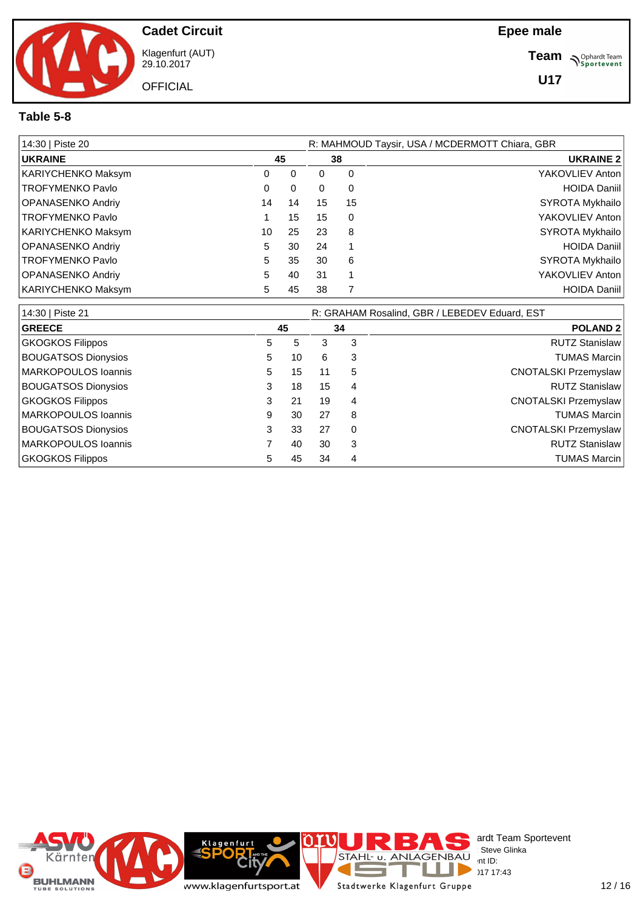## Cadet Circuit

Klagenfurt (AUT)
29.10.2017

OFFICIAL

**Epee male**

**Team**

**U17**

### Table 5-8

| 14:30 \| Piste 20 | | | R: MAHMOUD Taysir, USA / MCDERMOTT Chiara, GBR | | |
|---|---|---|---|---|---|
| **UKRAINE** | | **45** | **38** | | **UKRAINE 2** |
| KARIYCHENKO Maksym | 0 | 0 | 0 | 0 | YAKOVLIEV Anton |
| TROFYMENKO Pavlo | 0 | 0 | 0 | 0 | HOIDA Daniil |
| OPANASENKO Andriy | 14 | 14 | 15 | 15 | SYROTA Mykhailo |
| TROFYMENKO Pavlo | 1 | 15 | 15 | 0 | YAKOVLIEV Anton |
| KARIYCHENKO Maksym | 10 | 25 | 23 | 8 | SYROTA Mykhailo |
| OPANASENKO Andriy | 5 | 30 | 24 | 1 | HOIDA Daniil |
| TROFYMENKO Pavlo | 5 | 35 | 30 | 6 | SYROTA Mykhailo |
| OPANASENKO Andriy | 5 | 40 | 31 | 1 | YAKOVLIEV Anton |
| KARIYCHENKO Maksym | 5 | 45 | 38 | 7 | HOIDA Daniil |

| 14:30 \| Piste 21 | | | R: GRAHAM Rosalind, GBR / LEBEDEV Eduard, EST | | |
|---|---|---|---|---|---|
| **GREECE** | | **45** | **34** | | **POLAND 2** |
| GKOGKOS Filippos | 5 | 5 | 3 | 3 | RUTZ Stanislaw |
| BOUGATSOS Dionysios | 5 | 10 | 6 | 3 | TUMAS Marcin |
| MARKOPOULOS Ioannis | 5 | 15 | 11 | 5 | CNOTALSKI Przemyslaw |
| BOUGATSOS Dionysios | 3 | 18 | 15 | 4 | RUTZ Stanislaw |
| GKOGKOS Filippos | 3 | 21 | 19 | 4 | CNOTALSKI Przemyslaw |
| MARKOPOULOS Ioannis | 9 | 30 | 27 | 8 | TUMAS Marcin |
| BOUGATSOS Dionysios | 3 | 33 | 27 | 0 | CNOTALSKI Przemyslaw |
| MARKOPOULOS Ioannis | 7 | 40 | 30 | 3 | RUTZ Stanislaw |
| GKOGKOS Filippos | 5 | 45 | 34 | 4 | TUMAS Marcin |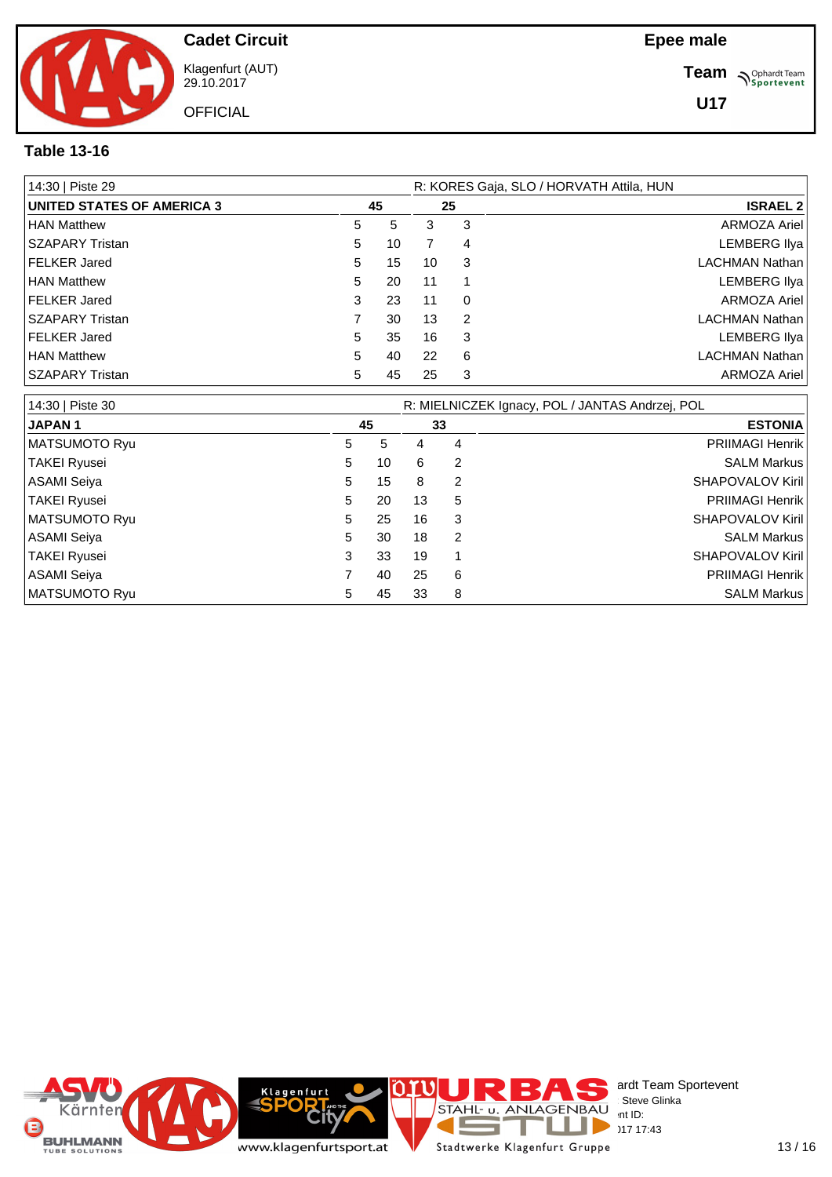Cadet Circuit

Klagenfurt (AUT)
29.10.2017

OFFICIAL

Epee male

Team

U17

## Table 13-16

| 14:30 \| Piste 29 | | | | | R: KORES Gaja, SLO / HORVATH Attila, HUN |
|---|---|---|---|---|---|
| **UNITED STATES OF AMERICA 3** | **45** | | **25** | | **ISRAEL 2** |
| HAN Matthew | 5 | 5 | 3 | 3 | ARMOZA Ariel |
| SZAPARY Tristan | 5 | 10 | 7 | 4 | LEMBERG Ilya |
| FELKER Jared | 5 | 15 | 10 | 3 | LACHMAN Nathan |
| HAN Matthew | 5 | 20 | 11 | 1 | LEMBERG Ilya |
| FELKER Jared | 3 | 23 | 11 | 0 | ARMOZA Ariel |
| SZAPARY Tristan | 7 | 30 | 13 | 2 | LACHMAN Nathan |
| FELKER Jared | 5 | 35 | 16 | 3 | LEMBERG Ilya |
| HAN Matthew | 5 | 40 | 22 | 6 | LACHMAN Nathan |
| SZAPARY Tristan | 5 | 45 | 25 | 3 | ARMOZA Ariel |

| 14:30 \| Piste 30 | | | | | R: MIELNICZEK Ignacy, POL / JANTAS Andrzej, POL |
|---|---|---|---|---|---|
| **JAPAN 1** | **45** | | **33** | | **ESTONIA** |
| MATSUMOTO Ryu | 5 | 5 | 4 | 4 | PRIIMAGI Henrik |
| TAKEI Ryusei | 5 | 10 | 6 | 2 | SALM Markus |
| ASAMI Seiya | 5 | 15 | 8 | 2 | SHAPOVALOV Kiril |
| TAKEI Ryusei | 5 | 20 | 13 | 5 | PRIIMAGI Henrik |
| MATSUMOTO Ryu | 5 | 25 | 16 | 3 | SHAPOVALOV Kiril |
| ASAMI Seiya | 5 | 30 | 18 | 2 | SALM Markus |
| TAKEI Ryusei | 3 | 33 | 19 | 1 | SHAPOVALOV Kiril |
| ASAMI Seiya | 7 | 40 | 25 | 6 | PRIIMAGI Henrik |
| MATSUMOTO Ryu | 5 | 45 | 33 | 8 | SALM Markus |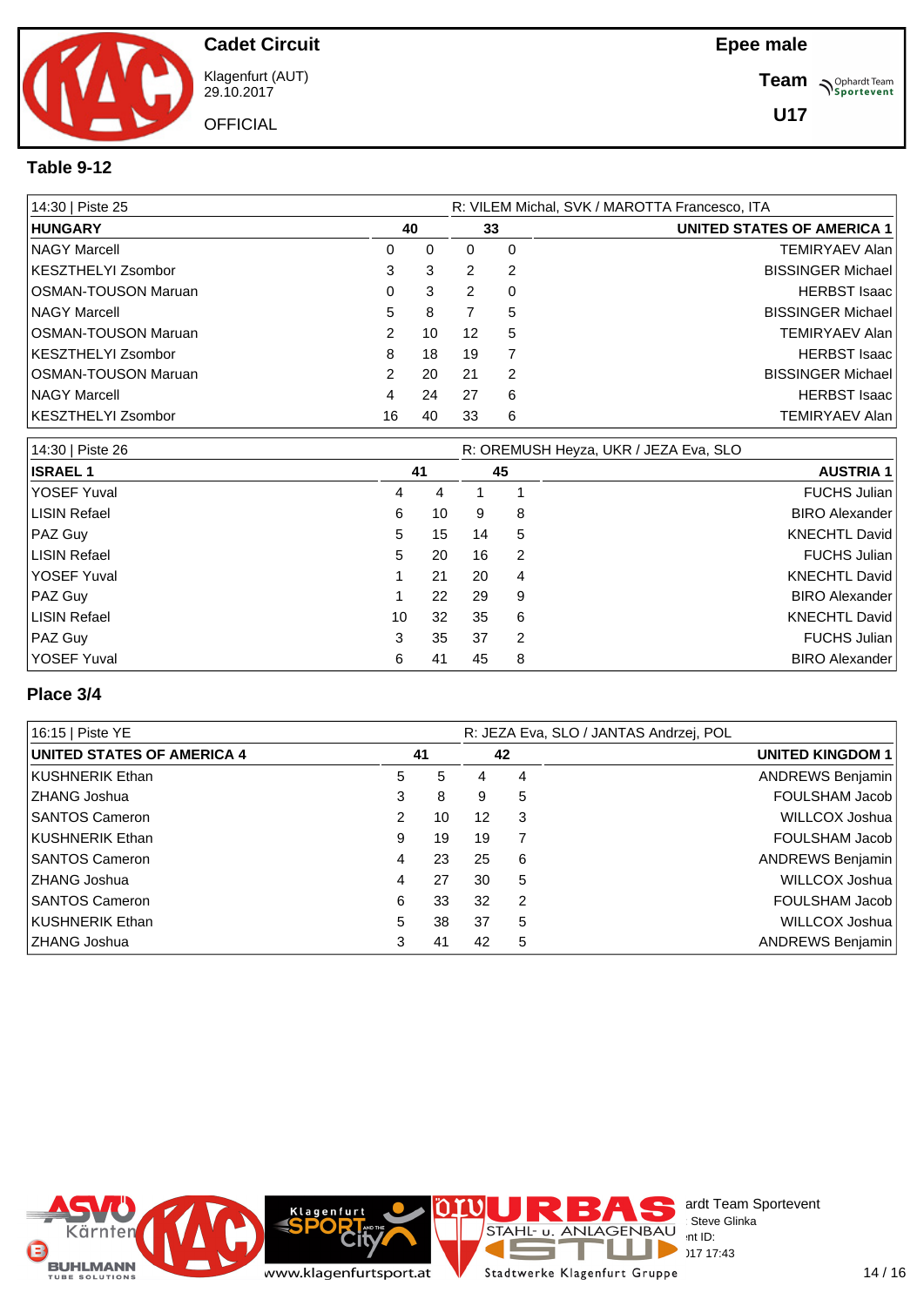**Cadet Circuit**

Klagenfurt (AUT)
29.10.2017

OFFICIAL

**Epee male**

**Team**

**U17**

## Table 9-12

| 14:30 \| Piste 25 | | | | | R: VILEM Michal, SVK / MAROTTA Francesco, ITA |
|---|---|---|---|---|---|
| **HUNGARY** | **40** | | **33** | | **UNITED STATES OF AMERICA 1** |
| NAGY Marcell | 0 | 0 | 0 | 0 | TEMIRYAEV Alan |
| KESZTHELYI Zsombor | 3 | 3 | 2 | 2 | BISSINGER Michael |
| OSMAN-TOUSON Maruan | 0 | 3 | 2 | 0 | HERBST Isaac |
| NAGY Marcell | 5 | 8 | 7 | 5 | BISSINGER Michael |
| OSMAN-TOUSON Maruan | 2 | 10 | 12 | 5 | TEMIRYAEV Alan |
| KESZTHELYI Zsombor | 8 | 18 | 19 | 7 | HERBST Isaac |
| OSMAN-TOUSON Maruan | 2 | 20 | 21 | 2 | BISSINGER Michael |
| NAGY Marcell | 4 | 24 | 27 | 6 | HERBST Isaac |
| KESZTHELYI Zsombor | 16 | 40 | 33 | 6 | TEMIRYAEV Alan |

| 14:30 \| Piste 26 | | | | | R: OREMUSH Heyza, UKR / JEZA Eva, SLO |
|---|---|---|---|---|---|
| **ISRAEL 1** | **41** | | **45** | | **AUSTRIA 1** |
| YOSEF Yuval | 4 | 4 | 1 | 1 | FUCHS Julian |
| LISIN Refael | 6 | 10 | 9 | 8 | BIRO Alexander |
| PAZ Guy | 5 | 15 | 14 | 5 | KNECHTL David |
| LISIN Refael | 5 | 20 | 16 | 2 | FUCHS Julian |
| YOSEF Yuval | 1 | 21 | 20 | 4 | KNECHTL David |
| PAZ Guy | 1 | 22 | 29 | 9 | BIRO Alexander |
| LISIN Refael | 10 | 32 | 35 | 6 | KNECHTL David |
| PAZ Guy | 3 | 35 | 37 | 2 | FUCHS Julian |
| YOSEF Yuval | 6 | 41 | 45 | 8 | BIRO Alexander |

## Place 3/4

| 16:15 \| Piste YE | | | | | R: JEZA Eva, SLO / JANTAS Andrzej, POL |
|---|---|---|---|---|---|
| **UNITED STATES OF AMERICA 4** | **41** | | **42** | | **UNITED KINGDOM 1** |
| KUSHNERIK Ethan | 5 | 5 | 4 | 4 | ANDREWS Benjamin |
| ZHANG Joshua | 3 | 8 | 9 | 5 | FOULSHAM Jacob |
| SANTOS Cameron | 2 | 10 | 12 | 3 | WILLCOX Joshua |
| KUSHNERIK Ethan | 9 | 19 | 19 | 7 | FOULSHAM Jacob |
| SANTOS Cameron | 4 | 23 | 25 | 6 | ANDREWS Benjamin |
| ZHANG Joshua | 4 | 27 | 30 | 5 | WILLCOX Joshua |
| SANTOS Cameron | 6 | 33 | 32 | 2 | FOULSHAM Jacob |
| KUSHNERIK Ethan | 5 | 38 | 37 | 5 | WILLCOX Joshua |
| ZHANG Joshua | 3 | 41 | 42 | 5 | ANDREWS Benjamin |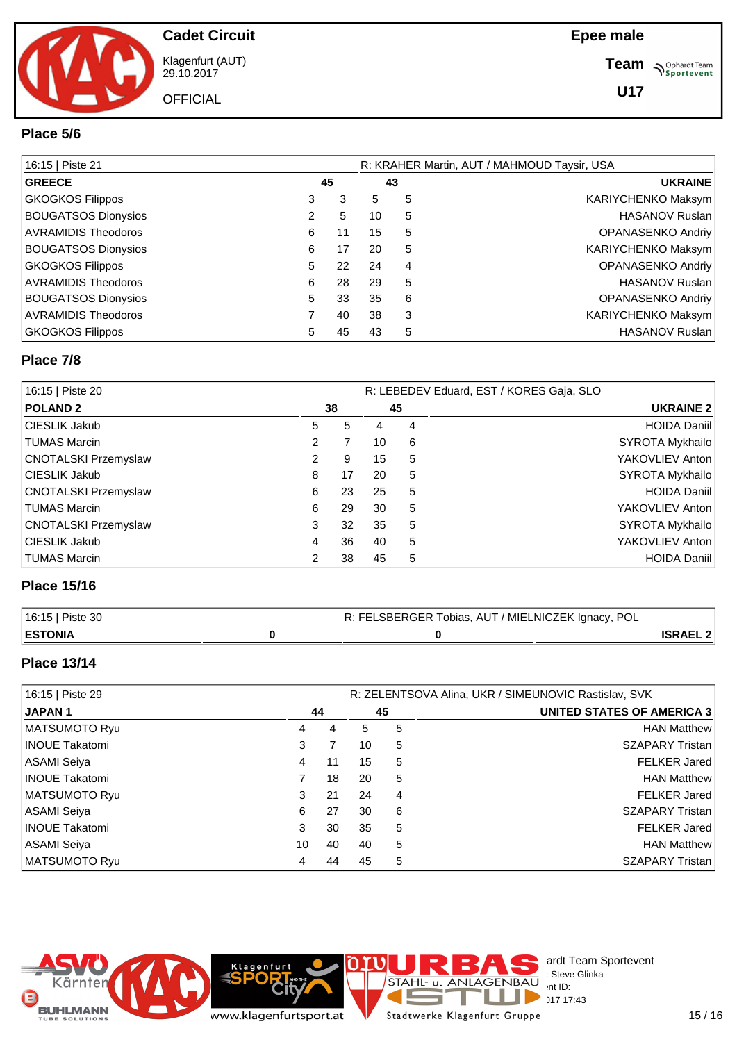Cadet Circuit

Klagenfurt (AUT)
29.10.2017

OFFICIAL

Epee male

Team

U17

## Place 5/6

| 16:15 \| Piste 21 | | | R: KRAHER Martin, AUT / MAHMOUD Taysir, USA | | |
|---|---|---|---|---|---|
| **GREECE** | | **45** | **43** | | **UKRAINE** |
| GKOGKOS Filippos | 3 | 3 | 5 | 5 | KARIYCHENKO Maksym |
| BOUGATSOS Dionysios | 2 | 5 | 10 | 5 | HASANOV Ruslan |
| AVRAMIDIS Theodoros | 6 | 11 | 15 | 5 | OPANASENKO Andriy |
| BOUGATSOS Dionysios | 6 | 17 | 20 | 5 | KARIYCHENKO Maksym |
| GKOGKOS Filippos | 5 | 22 | 24 | 4 | OPANASENKO Andriy |
| AVRAMIDIS Theodoros | 6 | 28 | 29 | 5 | HASANOV Ruslan |
| BOUGATSOS Dionysios | 5 | 33 | 35 | 6 | OPANASENKO Andriy |
| AVRAMIDIS Theodoros | 7 | 40 | 38 | 3 | KARIYCHENKO Maksym |
| GKOGKOS Filippos | 5 | 45 | 43 | 5 | HASANOV Ruslan |

## Place 7/8

| 16:15 \| Piste 20 | | | R: LEBEDEV Eduard, EST / KORES Gaja, SLO | | |
|---|---|---|---|---|---|
| **POLAND 2** | | **38** | **45** | | **UKRAINE 2** |
| CIESLIK Jakub | 5 | 5 | 4 | 4 | HOIDA Daniil |
| TUMAS Marcin | 2 | 7 | 10 | 6 | SYROTA Mykhailo |
| CNOTALSKI Przemyslaw | 2 | 9 | 15 | 5 | YAKOVLIEV Anton |
| CIESLIK Jakub | 8 | 17 | 20 | 5 | SYROTA Mykhailo |
| CNOTALSKI Przemyslaw | 6 | 23 | 25 | 5 | HOIDA Daniil |
| TUMAS Marcin | 6 | 29 | 30 | 5 | YAKOVLIEV Anton |
| CNOTALSKI Przemyslaw | 3 | 32 | 35 | 5 | SYROTA Mykhailo |
| CIESLIK Jakub | 4 | 36 | 40 | 5 | YAKOVLIEV Anton |
| TUMAS Marcin | 2 | 38 | 45 | 5 | HOIDA Daniil |

## Place 15/16

| 16:15 \| Piste 30 | | R: FELSBERGER Tobias, AUT / MIELNICZEK Ignacy, POL | |
|---|---|---|---|
| **ESTONIA** | **0** | **0** | **ISRAEL 2** |

## Place 13/14

| 16:15 \| Piste 29 | | | R: ZELENTSOVA Alina, UKR / SIMEUNOVIC Rastislav, SVK | | |
|---|---|---|---|---|---|
| **JAPAN 1** | | **44** | **45** | | **UNITED STATES OF AMERICA 3** |
| MATSUMOTO Ryu | 4 | 4 | 5 | 5 | HAN Matthew |
| INOUE Takatomi | 3 | 7 | 10 | 5 | SZAPARY Tristan |
| ASAMI Seiya | 4 | 11 | 15 | 5 | FELKER Jared |
| INOUE Takatomi | 7 | 18 | 20 | 5 | HAN Matthew |
| MATSUMOTO Ryu | 3 | 21 | 24 | 4 | FELKER Jared |
| ASAMI Seiya | 6 | 27 | 30 | 6 | SZAPARY Tristan |
| INOUE Takatomi | 3 | 30 | 35 | 5 | FELKER Jared |
| ASAMI Seiya | 10 | 40 | 40 | 5 | HAN Matthew |
| MATSUMOTO Ryu | 4 | 44 | 45 | 5 | SZAPARY Tristan |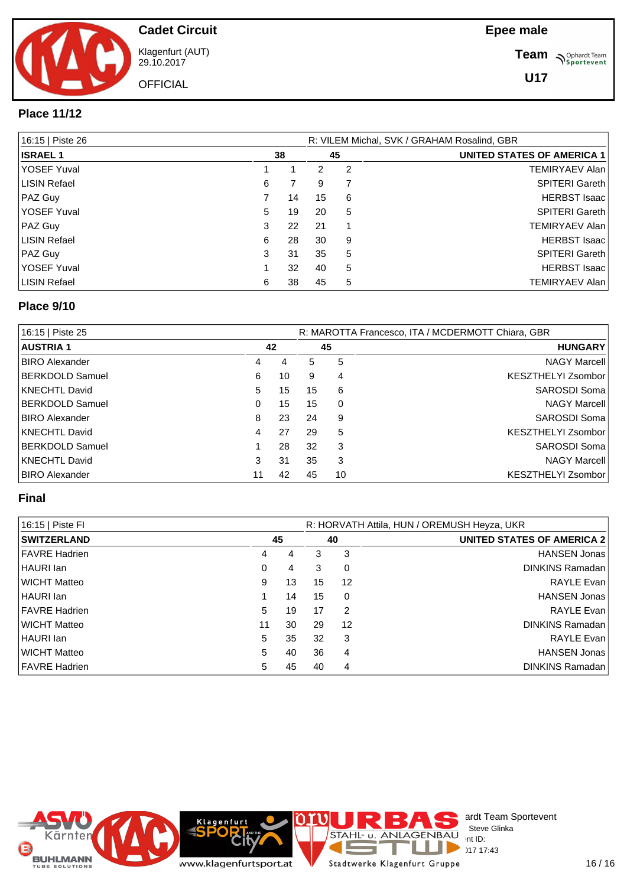**Cadet Circuit**

Klagenfurt (AUT)
29.10.2017

OFFICIAL

**Epee male**

**Team**

**U17**

## Place 11/12

| 16:15 \| Piste 26 | | | | | R: VILEM Michal, SVK / GRAHAM Rosalind, GBR |
|---|---|---|---|---|---|
| **ISRAEL 1** | | **38** | **45** | | **UNITED STATES OF AMERICA 1** |
| YOSEF Yuval | 1 | 1 | 2 | 2 | TEMIRYAEV Alan |
| LISIN Refael | 6 | 7 | 9 | 7 | SPITERI Gareth |
| PAZ Guy | 7 | 14 | 15 | 6 | HERBST Isaac |
| YOSEF Yuval | 5 | 19 | 20 | 5 | SPITERI Gareth |
| PAZ Guy | 3 | 22 | 21 | 1 | TEMIRYAEV Alan |
| LISIN Refael | 6 | 28 | 30 | 9 | HERBST Isaac |
| PAZ Guy | 3 | 31 | 35 | 5 | SPITERI Gareth |
| YOSEF Yuval | 1 | 32 | 40 | 5 | HERBST Isaac |
| LISIN Refael | 6 | 38 | 45 | 5 | TEMIRYAEV Alan |

## Place 9/10

| 16:15 \| Piste 25 | | | | | R: MAROTTA Francesco, ITA / MCDERMOTT Chiara, GBR |
|---|---|---|---|---|---|
| **AUSTRIA 1** | | **42** | **45** | | **HUNGARY** |
| BIRO Alexander | 4 | 4 | 5 | 5 | NAGY Marcell |
| BERKDOLD Samuel | 6 | 10 | 9 | 4 | KESZTHELYI Zsombor |
| KNECHTL David | 5 | 15 | 15 | 6 | SAROSDI Soma |
| BERKDOLD Samuel | 0 | 15 | 15 | 0 | NAGY Marcell |
| BIRO Alexander | 8 | 23 | 24 | 9 | SAROSDI Soma |
| KNECHTL David | 4 | 27 | 29 | 5 | KESZTHELYI Zsombor |
| BERKDOLD Samuel | 1 | 28 | 32 | 3 | SAROSDI Soma |
| KNECHTL David | 3 | 31 | 35 | 3 | NAGY Marcell |
| BIRO Alexander | 11 | 42 | 45 | 10 | KESZTHELYI Zsombor |

## Final

| 16:15 \| Piste FI | | | | | R: HORVATH Attila, HUN / OREMUSH Heyza, UKR |
|---|---|---|---|---|---|
| **SWITZERLAND** | | **45** | **40** | | **UNITED STATES OF AMERICA 2** |
| FAVRE Hadrien | 4 | 4 | 3 | 3 | HANSEN Jonas |
| HAURI Ian | 0 | 4 | 3 | 0 | DINKINS Ramadan |
| WICHT Matteo | 9 | 13 | 15 | 12 | RAYLE Evan |
| HAURI Ian | 1 | 14 | 15 | 0 | HANSEN Jonas |
| FAVRE Hadrien | 5 | 19 | 17 | 2 | RAYLE Evan |
| WICHT Matteo | 11 | 30 | 29 | 12 | DINKINS Ramadan |
| HAURI Ian | 5 | 35 | 32 | 3 | RAYLE Evan |
| WICHT Matteo | 5 | 40 | 36 | 4 | HANSEN Jonas |
| FAVRE Hadrien | 5 | 45 | 40 | 4 | DINKINS Ramadan |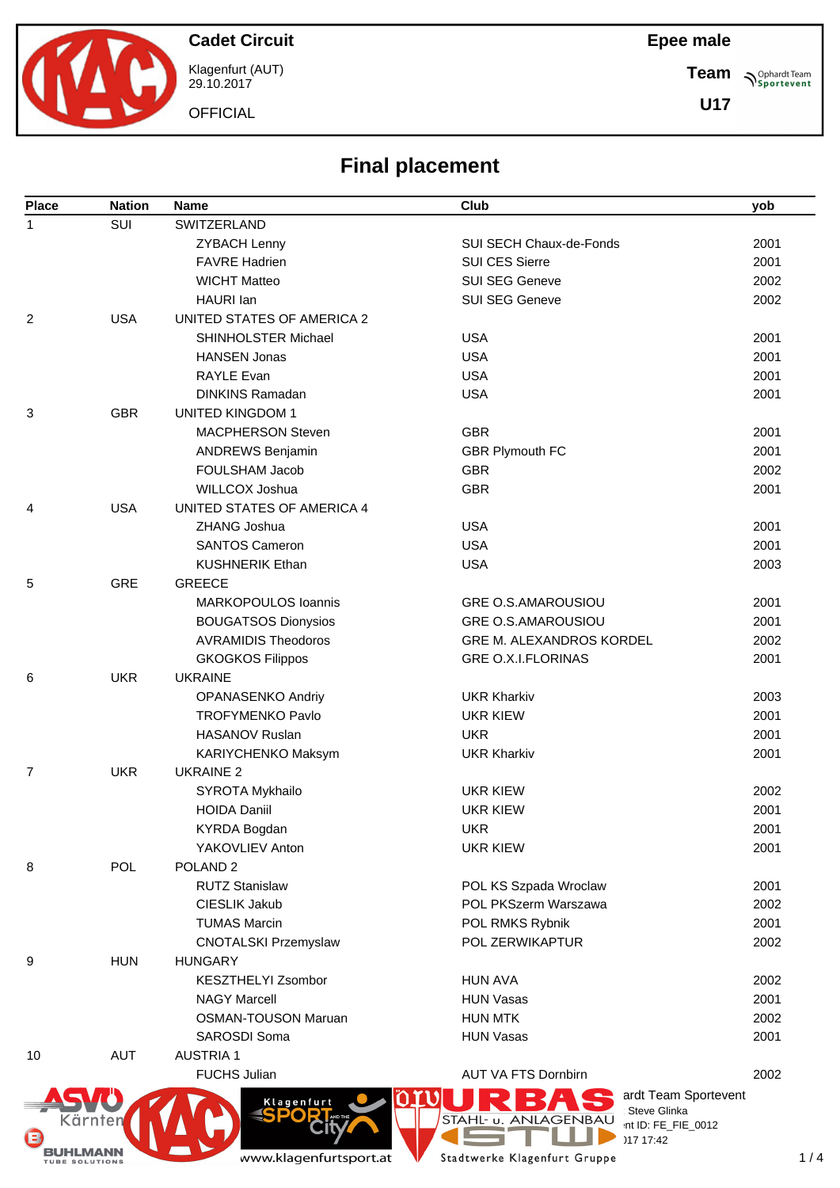Cadet Circuit

Klagenfurt (AUT)
29.10.2017

OFFICIAL

Epee male

Team

U17

# Final placement

| Place | Nation | Name | Club | yob |
|---|---|---|---|---|
| 1 | SUI | SWITZERLAND | | |
| | | ZYBACH Lenny | SUI SECH Chaux-de-Fonds | 2001 |
| | | FAVRE Hadrien | SUI CES Sierre | 2001 |
| | | WICHT Matteo | SUI SEG Geneve | 2002 |
| | | HAURI Ian | SUI SEG Geneve | 2002 |
| 2 | USA | UNITED STATES OF AMERICA 2 | | |
| | | SHINHOLSTER Michael | USA | 2001 |
| | | HANSEN Jonas | USA | 2001 |
| | | RAYLE Evan | USA | 2001 |
| | | DINKINS Ramadan | USA | 2001 |
| 3 | GBR | UNITED KINGDOM 1 | | |
| | | MACPHERSON Steven | GBR | 2001 |
| | | ANDREWS Benjamin | GBR Plymouth FC | 2001 |
| | | FOULSHAM Jacob | GBR | 2002 |
| | | WILLCOX Joshua | GBR | 2001 |
| 4 | USA | UNITED STATES OF AMERICA 4 | | |
| | | ZHANG Joshua | USA | 2001 |
| | | SANTOS Cameron | USA | 2001 |
| | | KUSHNERIK Ethan | USA | 2003 |
| 5 | GRE | GREECE | | |
| | | MARKOPOULOS Ioannis | GRE O.S.AMAROUSIOU | 2001 |
| | | BOUGATSOS Dionysios | GRE O.S.AMAROUSIOU | 2001 |
| | | AVRAMIDIS Theodoros | GRE M. ALEXANDROS KORDEL | 2002 |
| | | GKOGKOS Filippos | GRE O.X.I.FLORINAS | 2001 |
| 6 | UKR | UKRAINE | | |
| | | OPANASENKO Andriy | UKR Kharkiv | 2003 |
| | | TROFYMENKO Pavlo | UKR KIEW | 2001 |
| | | HASANOV Ruslan | UKR | 2001 |
| | | KARIYCHENKO Maksym | UKR Kharkiv | 2001 |
| 7 | UKR | UKRAINE 2 | | |
| | | SYROTA Mykhailo | UKR KIEW | 2002 |
| | | HOIDA Daniil | UKR KIEW | 2001 |
| | | KYRDA Bogdan | UKR | 2001 |
| | | YAKOVLIEV Anton | UKR KIEW | 2001 |
| 8 | POL | POLAND 2 | | |
| | | RUTZ Stanislaw | POL KS Szpada Wroclaw | 2001 |
| | | CIESLIK Jakub | POL PKSzerm Warszawa | 2002 |
| | | TUMAS Marcin | POL RMKS Rybnik | 2001 |
| | | CNOTALSKI Przemyslaw | POL ZERWIKAPTUR | 2002 |
| 9 | HUN | HUNGARY | | |
| | | KESZTHELYI Zsombor | HUN AVA | 2002 |
| | | NAGY Marcell | HUN Vasas | 2001 |
| | | OSMAN-TOUSON Maruan | HUN MTK | 2002 |
| | | SAROSDI Soma | HUN Vasas | 2001 |
| 10 | AUT | AUSTRIA 1 | | |
| | | FUCHS Julian | AUT VA FTS Dornbirn | 2002 |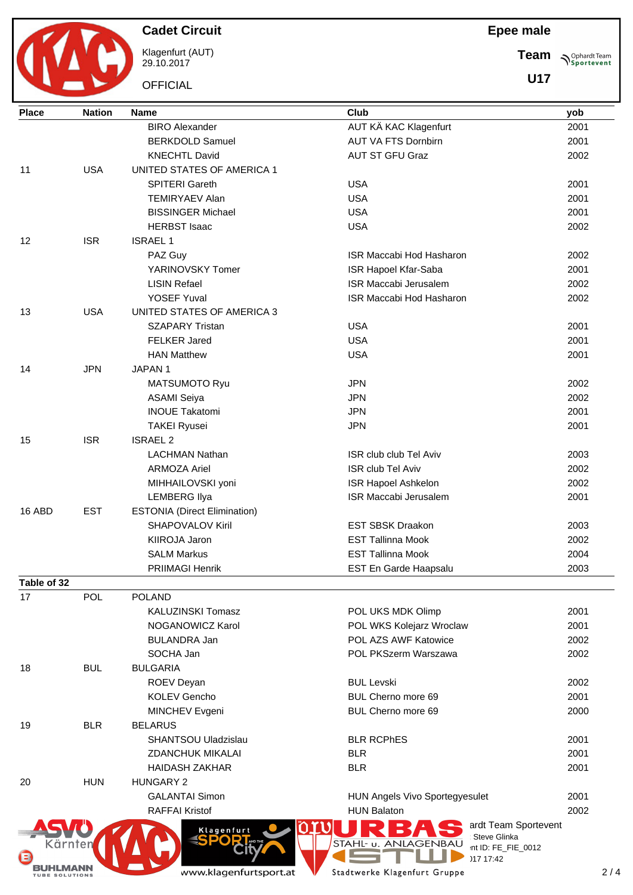# Cadet Circuit

Klagenfurt (AUT)
29.10.2017

OFFICIAL

**Epee male**

**Team**

**U17**

| Place | Nation | Name | Club | yob |
|---|---|---|---|---|
| | | BIRO Alexander | AUT KÄ KAC Klagenfurt | 2001 |
| | | BERKDOLD Samuel | AUT VA FTS Dornbirn | 2001 |
| | | KNECHTL David | AUT ST GFU Graz | 2002 |
| 11 | USA | UNITED STATES OF AMERICA 1 | | |
| | | SPITERI Gareth | USA | 2001 |
| | | TEMIRYAEV Alan | USA | 2001 |
| | | BISSINGER Michael | USA | 2001 |
| | | HERBST Isaac | USA | 2002 |
| 12 | ISR | ISRAEL 1 | | |
| | | PAZ Guy | ISR Maccabi Hod Hasharon | 2002 |
| | | YARINOVSKY Tomer | ISR Hapoel Kfar-Saba | 2001 |
| | | LISIN Refael | ISR Maccabi Jerusalem | 2002 |
| | | YOSEF Yuval | ISR Maccabi Hod Hasharon | 2002 |
| 13 | USA | UNITED STATES OF AMERICA 3 | | |
| | | SZAPARY Tristan | USA | 2001 |
| | | FELKER Jared | USA | 2001 |
| | | HAN Matthew | USA | 2001 |
| 14 | JPN | JAPAN 1 | | |
| | | MATSUMOTO Ryu | JPN | 2002 |
| | | ASAMI Seiya | JPN | 2002 |
| | | INOUE Takatomi | JPN | 2001 |
| | | TAKEI Ryusei | JPN | 2001 |
| 15 | ISR | ISRAEL 2 | | |
| | | LACHMAN Nathan | ISR club club Tel Aviv | 2003 |
| | | ARMOZA Ariel | ISR club Tel Aviv | 2002 |
| | | MIHHAILOVSKI yoni | ISR Hapoel Ashkelon | 2002 |
| | | LEMBERG Ilya | ISR Maccabi Jerusalem | 2001 |
| 16 ABD | EST | ESTONIA (Direct Elimination) | | |
| | | SHAPOVALOV Kiril | EST SBSK Draakon | 2003 |
| | | KIIROJA Jaron | EST Tallinna Mook | 2002 |
| | | SALM Markus | EST Tallinna Mook | 2004 |
| | | PRIIMAGI Henrik | EST En Garde Haapsalu | 2003 |
| **Table of 32** | | | | |
| 17 | POL | POLAND | | |
| | | KALUZINSKI Tomasz | POL UKS MDK Olimp | 2001 |
| | | NOGANOWICZ Karol | POL WKS Kolejarz Wroclaw | 2001 |
| | | BULANDRA Jan | POL AZS AWF Katowice | 2002 |
| | | SOCHA Jan | POL PKSzerm Warszawa | 2002 |
| 18 | BUL | BULGARIA | | |
| | | ROEV Deyan | BUL Levski | 2002 |
| | | KOLEV Gencho | BUL Cherno more 69 | 2001 |
| | | MINCHEV Evgeni | BUL Cherno more 69 | 2000 |
| 19 | BLR | BELARUS | | |
| | | SHANTSOU Uladzislau | BLR RCPhES | 2001 |
| | | ZDANCHUK MIKALAI | BLR | 2001 |
| | | HAIDASH ZAKHAR | BLR | 2001 |
| 20 | HUN | HUNGARY 2 | | |
| | | GALANTAI Simon | HUN Angels Vivo Sportegyesulet | 2001 |
| | | RAFFAI Kristof | HUN Balaton | 2002 |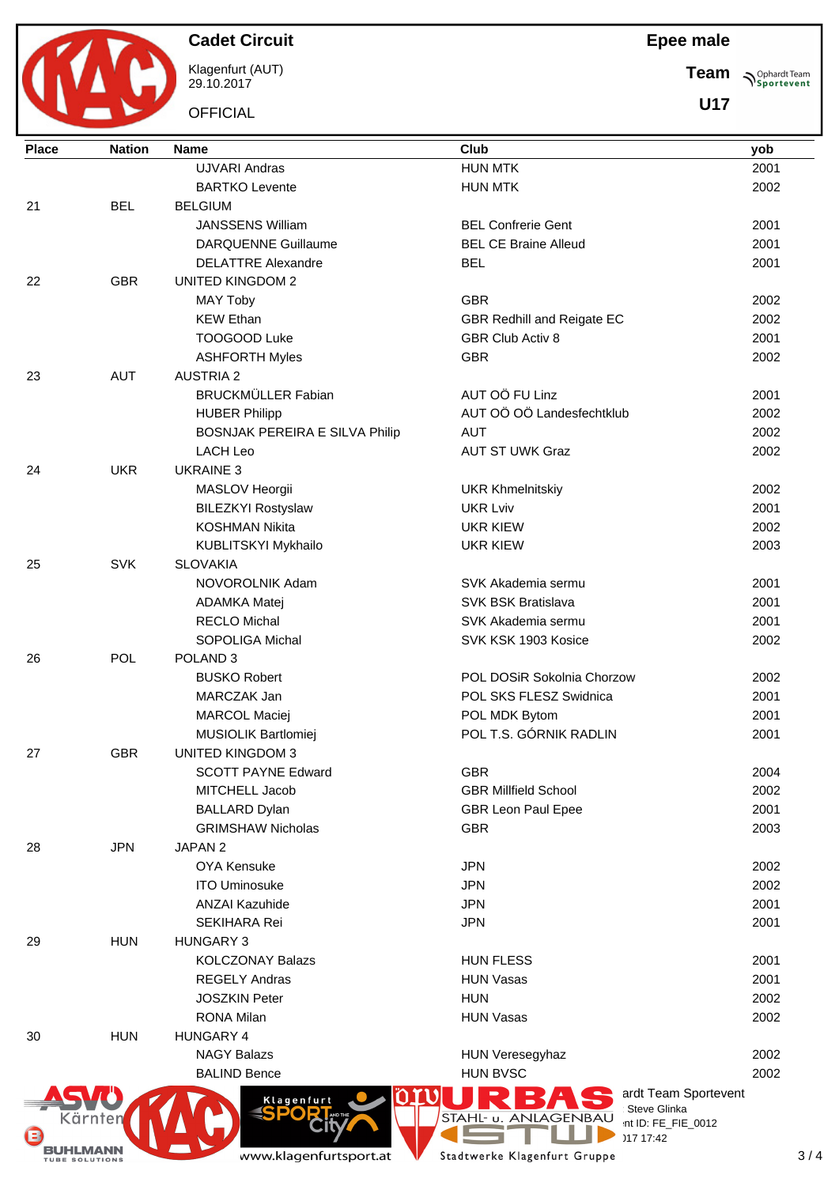# Cadet Circuit

Klagenfurt (AUT)
29.10.2017

OFFICIAL

**Epee male**

**Team**

**U17**

| Place | Nation | Name | Club | yob |
|---|---|---|---|---|
| | | UJVARI Andras | HUN MTK | 2001 |
| | | BARTKO Levente | HUN MTK | 2002 |
| 21 | BEL | BELGIUM | | |
| | | JANSSENS William | BEL Confrerie Gent | 2001 |
| | | DARQUENNE Guillaume | BEL CE Braine Alleud | 2001 |
| | | DELATTRE Alexandre | BEL | 2001 |
| 22 | GBR | UNITED KINGDOM 2 | | |
| | | MAY Toby | GBR | 2002 |
| | | KEW Ethan | GBR Redhill and Reigate EC | 2002 |
| | | TOOGOOD Luke | GBR Club Activ 8 | 2001 |
| | | ASHFORTH Myles | GBR | 2002 |
| 23 | AUT | AUSTRIA 2 | | |
| | | BRUCKMÜLLER Fabian | AUT OÖ FU Linz | 2001 |
| | | HUBER Philipp | AUT OÖ OÖ Landesfechtklub | 2002 |
| | | BOSNJAK PEREIRA E SILVA Philip | AUT | 2002 |
| | | LACH Leo | AUT ST UWK Graz | 2002 |
| 24 | UKR | UKRAINE 3 | | |
| | | MASLOV Heorgii | UKR Khmelnitskiy | 2002 |
| | | BILEZKYI Rostyslaw | UKR Lviv | 2001 |
| | | KOSHMAN Nikita | UKR KIEW | 2002 |
| | | KUBLITSKYI Mykhailo | UKR KIEW | 2003 |
| 25 | SVK | SLOVAKIA | | |
| | | NOVOROLNIK Adam | SVK Akademia sermu | 2001 |
| | | ADAMKA Matej | SVK BSK Bratislava | 2001 |
| | | RECLO Michal | SVK Akademia sermu | 2001 |
| | | SOPOLIGA Michal | SVK KSK 1903 Kosice | 2002 |
| 26 | POL | POLAND 3 | | |
| | | BUSKO Robert | POL DOSiR Sokolnia Chorzow | 2002 |
| | | MARCZAK Jan | POL SKS FLESZ Swidnica | 2001 |
| | | MARCOL Maciej | POL MDK Bytom | 2001 |
| | | MUSIOLIK Bartlomiej | POL T.S. GÓRNIK RADLIN | 2001 |
| 27 | GBR | UNITED KINGDOM 3 | | |
| | | SCOTT PAYNE Edward | GBR | 2004 |
| | | MITCHELL Jacob | GBR Millfield School | 2002 |
| | | BALLARD Dylan | GBR Leon Paul Epee | 2001 |
| | | GRIMSHAW Nicholas | GBR | 2003 |
| 28 | JPN | JAPAN 2 | | |
| | | OYA Kensuke | JPN | 2002 |
| | | ITO Uminosuke | JPN | 2002 |
| | | ANZAI Kazuhide | JPN | 2001 |
| | | SEKIHARA Rei | JPN | 2001 |
| 29 | HUN | HUNGARY 3 | | |
| | | KOLCZONAY Balazs | HUN FLESS | 2001 |
| | | REGELY Andras | HUN Vasas | 2001 |
| | | JOSZKIN Peter | HUN | 2002 |
| | | RONA Milan | HUN Vasas | 2002 |
| 30 | HUN | HUNGARY 4 | | |
| | | NAGY Balazs | HUN Veresegyhaz | 2002 |
| | | BALIND Bence | HUN BVSC | 2002 |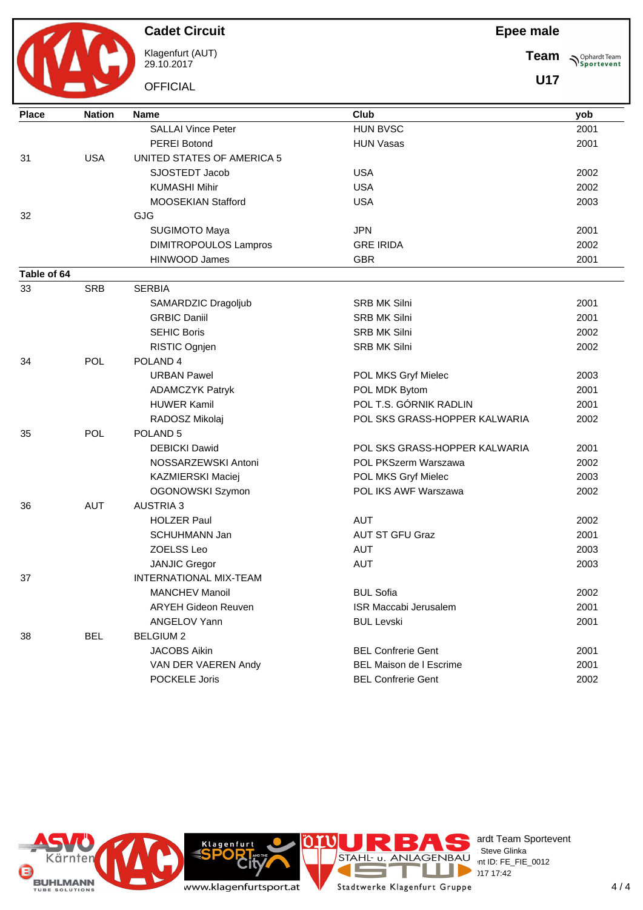Cadet Circuit

Klagenfurt (AUT)
29.10.2017

OFFICIAL

Epee male

Team

U17

| Place | Nation | Name | Club | yob |
|---|---|---|---|---|
| | | SALLAI Vince Peter | HUN BVSC | 2001 |
| | | PEREI Botond | HUN Vasas | 2001 |
| 31 | USA | UNITED STATES OF AMERICA 5 | | |
| | | SJOSTEDT Jacob | USA | 2002 |
| | | KUMASHI Mihir | USA | 2002 |
| | | MOOSEKIAN Stafford | USA | 2003 |
| 32 | | GJG | | |
| | | SUGIMOTO Maya | JPN | 2001 |
| | | DIMITROPOULOS Lampros | GRE IRIDA | 2002 |
| | | HINWOOD James | GBR | 2001 |
| **Table of 64** | | | | |
| 33 | SRB | SERBIA | | |
| | | SAMARDZIC Dragoljub | SRB MK Silni | 2001 |
| | | GRBIC Daniil | SRB MK Silni | 2001 |
| | | SEHIC Boris | SRB MK Silni | 2002 |
| | | RISTIC Ognjen | SRB MK Silni | 2002 |
| 34 | POL | POLAND 4 | | |
| | | URBAN Pawel | POL MKS Gryf Mielec | 2003 |
| | | ADAMCZYK Patryk | POL MDK Bytom | 2001 |
| | | HUWER Kamil | POL T.S. GÓRNIK RADLIN | 2001 |
| | | RADOSZ Mikolaj | POL SKS GRASS-HOPPER KALWARIA | 2002 |
| 35 | POL | POLAND 5 | | |
| | | DEBICKI Dawid | POL SKS GRASS-HOPPER KALWARIA | 2001 |
| | | NOSSARZEWSKI Antoni | POL PKSzerm Warszawa | 2002 |
| | | KAZMIERSKI Maciej | POL MKS Gryf Mielec | 2003 |
| | | OGONOWSKI Szymon | POL IKS AWF Warszawa | 2002 |
| 36 | AUT | AUSTRIA 3 | | |
| | | HOLZER Paul | AUT | 2002 |
| | | SCHUHMANN Jan | AUT ST GFU Graz | 2001 |
| | | ZOELSS Leo | AUT | 2003 |
| | | JANJIC Gregor | AUT | 2003 |
| 37 | | INTERNATIONAL MIX-TEAM | | |
| | | MANCHEV Manoil | BUL Sofia | 2002 |
| | | ARYEH Gideon Reuven | ISR Maccabi Jerusalem | 2001 |
| | | ANGELOV Yann | BUL Levski | 2001 |
| 38 | BEL | BELGIUM 2 | | |
| | | JACOBS Aikin | BEL Confrerie Gent | 2001 |
| | | VAN DER VAEREN Andy | BEL Maison de l Escrime | 2001 |
| | | POCKELE Joris | BEL Confrerie Gent | 2002 |

ardt Team Sportevent
Steve Glinka
nt ID: FE_FIE_0012
)17 17:42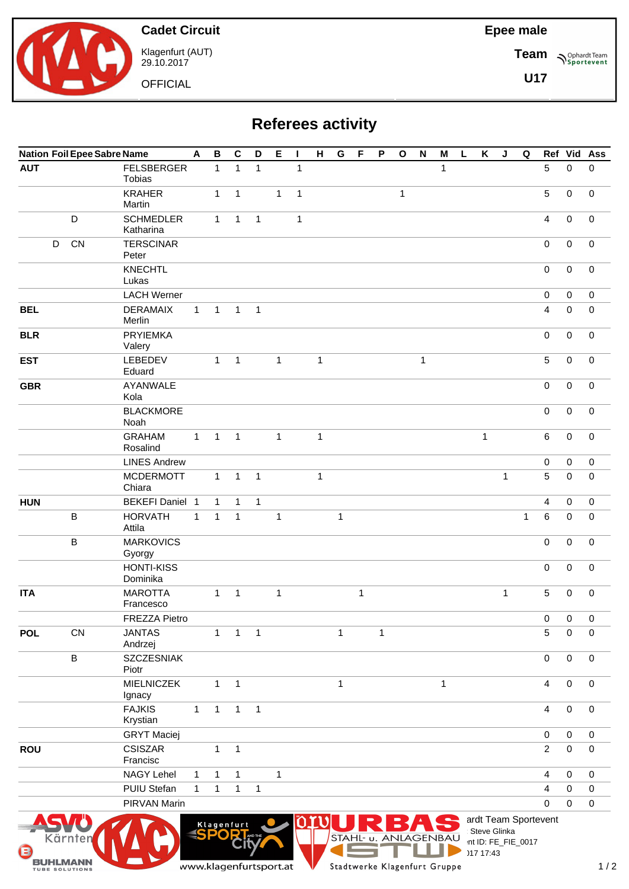Cadet Circuit

Klagenfurt (AUT)
29.10.2017

OFFICIAL

**Epee male**

**Team**

**U17**

# Referees activity

| Nation | Foil | Epee | Sabre | Name | A | B | C | D | E | I | H | G | F | P | O | N | M | L | K | J | Q | Ref | Vid | Ass |
|---|---|---|---|---|---|---|---|---|---|---|---|---|---|---|---|---|---|---|---|---|---|---|---|---|
| **AUT** | | | | FELSBERGER Tobias | | 1 | 1 | 1 | | 1 | | | | | | | 1 | | | | | 5 | 0 | 0 |
| | | | | KRAHER Martin | | 1 | 1 | | 1 | 1 | | | | | 1 | | | | | | | 5 | 0 | 0 |
| | | D | | SCHMEDLER Katharina | | 1 | 1 | 1 | | 1 | | | | | | | | | | | | 4 | 0 | 0 |
| | D | CN | | TERSCINAR Peter | | | | | | | | | | | | | | | | | | 0 | 0 | 0 |
| | | | | KNECHTL Lukas | | | | | | | | | | | | | | | | | | 0 | 0 | 0 |
| | | | | LACH Werner | | | | | | | | | | | | | | | | | | 0 | 0 | 0 |
| **BEL** | | | | DERAMAIX Merlin | 1 | 1 | 1 | 1 | | | | | | | | | | | | | | 4 | 0 | 0 |
| **BLR** | | | | PRYIEMKA Valery | | | | | | | | | | | | | | | | | | 0 | 0 | 0 |
| **EST** | | | | LEBEDEV Eduard | | 1 | 1 | | 1 | | 1 | | | | | 1 | | | | | | 5 | 0 | 0 |
| **GBR** | | | | AYANWALE Kola | | | | | | | | | | | | | | | | | | 0 | 0 | 0 |
| | | | | BLACKMORE Noah | | | | | | | | | | | | | | | | | | 0 | 0 | 0 |
| | | | | GRAHAM Rosalind | 1 | 1 | 1 | | 1 | | 1 | | | | | | | | 1 | | | 6 | 0 | 0 |
| | | | | LINES Andrew | | | | | | | | | | | | | | | | | | 0 | 0 | 0 |
| | | | | MCDERMOTT Chiara | | 1 | 1 | 1 | | | 1 | | | | | | | | | 1 | | 5 | 0 | 0 |
| **HUN** | | | | BEKEFI Daniel | 1 | 1 | 1 | 1 | | | | | | | | | | | | | | 4 | 0 | 0 |
| | | B | | HORVATH Attila | 1 | 1 | 1 | | 1 | | | 1 | | | | | | | | | 1 | 6 | 0 | 0 |
| | | B | | MARKOVICS Gyorgy | | | | | | | | | | | | | | | | | | 0 | 0 | 0 |
| | | | | HONTI-KISS Dominika | | | | | | | | | | | | | | | | | | 0 | 0 | 0 |
| **ITA** | | | | MAROTTA Francesco | | 1 | 1 | | 1 | | | | 1 | | | | | | | 1 | | 5 | 0 | 0 |
| | | | | FREZZA Pietro | | | | | | | | | | | | | | | | | | 0 | 0 | 0 |
| **POL** | | CN | | JANTAS Andrzej | | 1 | 1 | 1 | | | | 1 | | 1 | | | | | | | | 5 | 0 | 0 |
| | | B | | SZCZESNIAK Piotr | | | | | | | | | | | | | | | | | | 0 | 0 | 0 |
| | | | | MIELNICZEK Ignacy | | 1 | 1 | | | | | 1 | | | | | 1 | | | | | 4 | 0 | 0 |
| | | | | FAJKIS Krystian | 1 | 1 | 1 | 1 | | | | | | | | | | | | | | 4 | 0 | 0 |
| | | | | GRYT Maciej | | | | | | | | | | | | | | | | | | 0 | 0 | 0 |
| **ROU** | | | | CSISZAR Francisc | | 1 | 1 | | | | | | | | | | | | | | | 2 | 0 | 0 |
| | | | | NAGY Lehel | 1 | 1 | 1 | | 1 | | | | | | | | | | | | | 4 | 0 | 0 |
| | | | | PUIU Stefan | 1 | 1 | 1 | 1 | | | | | | | | | | | | | | 4 | 0 | 0 |
| | | | | PIRVAN Marin | | | | | | | | | | | | | | | | | | 0 | 0 | 0 |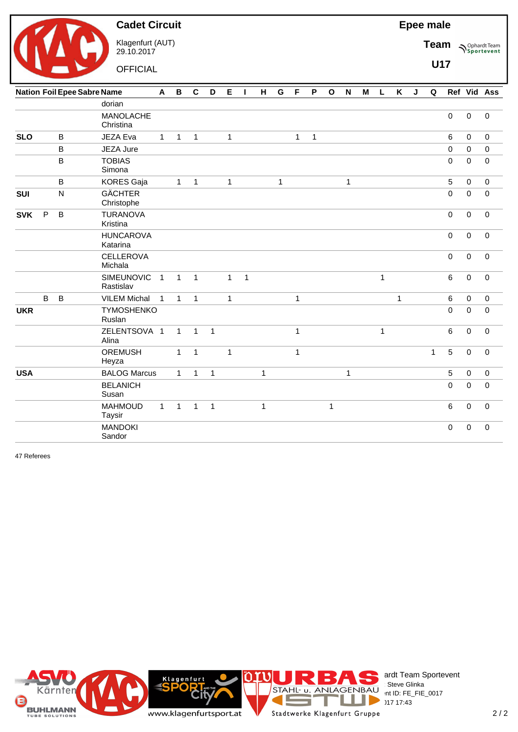# Cadet Circuit

Klagenfurt (AUT)
29.10.2017

OFFICIAL

**Epee male**

**Team**

**U17**

| Nation | Foil | Epee | Sabre | Name | A | B | C | D | E | I | H | G | F | P | O | N | M | L | K | J | Q | Ref | Vid | Ass |
|---|---|---|---|---|---|---|---|---|---|---|---|---|---|---|---|---|---|---|---|---|---|---|---|---|
| | | | | dorian | | | | | | | | | | | | | | | | | | | | |
| | | | | MANOLACHE Christina | | | | | | | | | | | | | | | | | | 0 | 0 | 0 |
| SLO | | B | | JEZA Eva | 1 | 1 | 1 | | 1 | | | | 1 | 1 | | | | | | | | 6 | 0 | 0 |
| | | B | | JEZA Jure | | | | | | | | | | | | | | | | | | 0 | 0 | 0 |
| | | B | | TOBIAS Simona | | | | | | | | | | | | | | | | | | 0 | 0 | 0 |
| | | B | | KORES Gaja | | 1 | 1 | | 1 | | | 1 | | | | 1 | | | | | | 5 | 0 | 0 |
| SUI | | N | | GÄCHTER Christophe | | | | | | | | | | | | | | | | | | 0 | 0 | 0 |
| SVK | P | B | | TURANOVA Kristina | | | | | | | | | | | | | | | | | | 0 | 0 | 0 |
| | | | | HUNCAROVA Katarina | | | | | | | | | | | | | | | | | | 0 | 0 | 0 |
| | | | | CELLEROVA Michala | | | | | | | | | | | | | | | | | | 0 | 0 | 0 |
| | | | | SIMEUNOVIC Rastislav | 1 | 1 | 1 | | 1 | 1 | | | | | | | | 1 | | | | 6 | 0 | 0 |
| | B | B | | VILEM Michal | 1 | 1 | 1 | | 1 | | | | 1 | | | | | | 1 | | | 6 | 0 | 0 |
| UKR | | | | TYMOSHENKO Ruslan | | | | | | | | | | | | | | | | | | 0 | 0 | 0 |
| | | | | ZELENTSOVA Alina | 1 | 1 | 1 | 1 | | | | | 1 | | | | | 1 | | | | 6 | 0 | 0 |
| | | | | OREMUSH Heyza | | 1 | 1 | | 1 | | | | 1 | | | | | | | | 1 | 5 | 0 | 0 |
| USA | | | | BALOG Marcus | | 1 | 1 | 1 | | | 1 | | | | | 1 | | | | | | 5 | 0 | 0 |
| | | | | BELANICH Susan | | | | | | | | | | | | | | | | | | 0 | 0 | 0 |
| | | | | MAHMOUD Taysir | 1 | 1 | 1 | 1 | | | 1 | | | | 1 | | | | | | | 6 | 0 | 0 |
| | | | | MANDOKI Sandor | | | | | | | | | | | | | | | | | | 0 | 0 | 0 |

47 Referees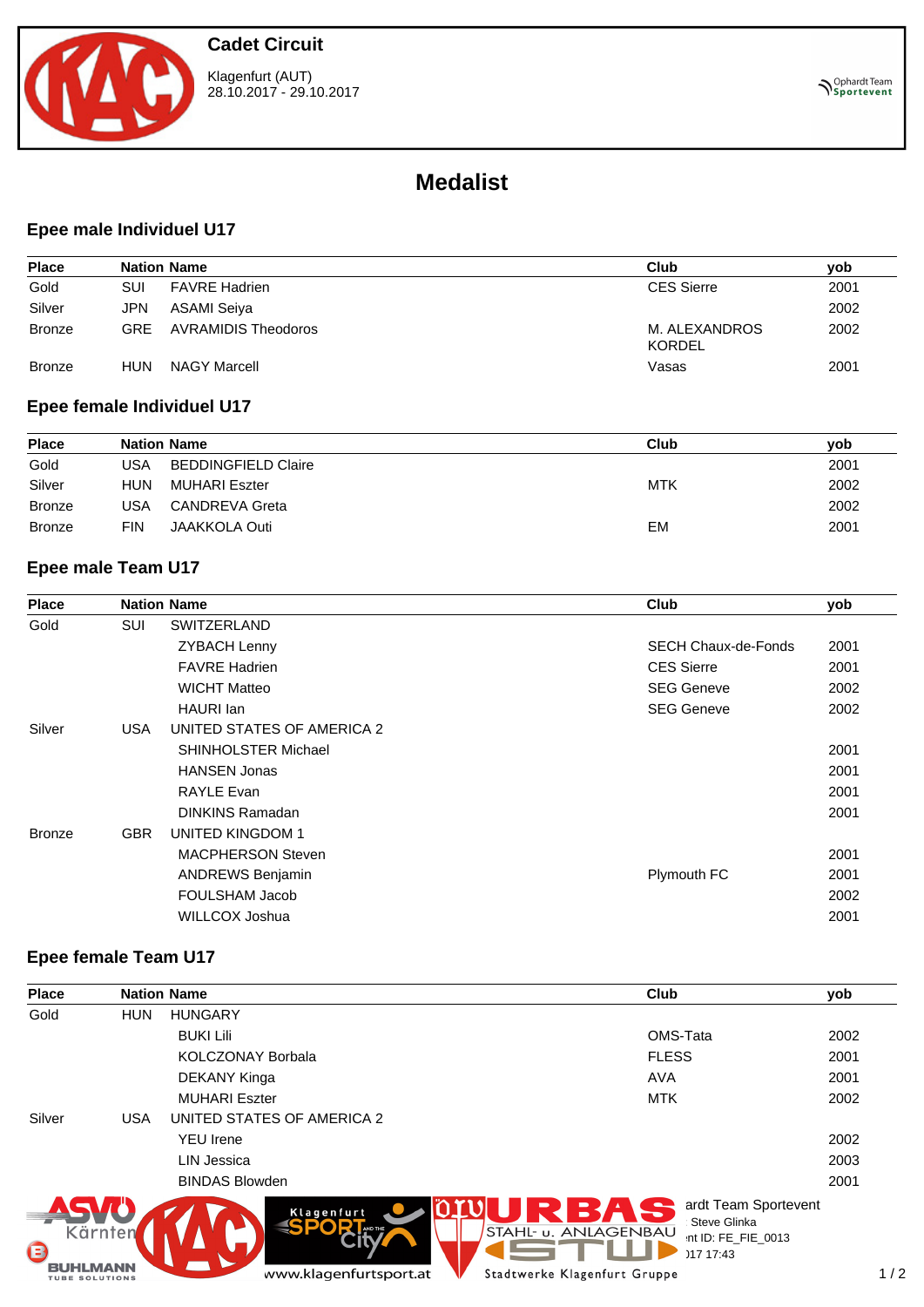**Cadet Circuit**

Klagenfurt (AUT)
28.10.2017 - 29.10.2017

# Medalist

## Epee male Individuel U17

| Place | Nation | Name | Club | yob |
|---|---|---|---|---|
| Gold | SUI | FAVRE Hadrien | CES Sierre | 2001 |
| Silver | JPN | ASAMI Seiya | | 2002 |
| Bronze | GRE | AVRAMIDIS Theodoros | M. ALEXANDROS KORDEL | 2002 |
| Bronze | HUN | NAGY Marcell | Vasas | 2001 |

## Epee female Individuel U17

| Place | Nation | Name | Club | yob |
|---|---|---|---|---|
| Gold | USA | BEDDINGFIELD Claire | | 2001 |
| Silver | HUN | MUHARI Eszter | MTK | 2002 |
| Bronze | USA | CANDREVA Greta | | 2002 |
| Bronze | FIN | JAAKKOLA Outi | EM | 2001 |

## Epee male Team U17

| Place | Nation | Name | Club | yob |
|---|---|---|---|---|
| Gold | SUI | SWITZERLAND | | |
| | | ZYBACH Lenny | SECH Chaux-de-Fonds | 2001 |
| | | FAVRE Hadrien | CES Sierre | 2001 |
| | | WICHT Matteo | SEG Geneve | 2002 |
| | | HAURI Ian | SEG Geneve | 2002 |
| Silver | USA | UNITED STATES OF AMERICA 2 | | |
| | | SHINHOLSTER Michael | | 2001 |
| | | HANSEN Jonas | | 2001 |
| | | RAYLE Evan | | 2001 |
| | | DINKINS Ramadan | | 2001 |
| Bronze | GBR | UNITED KINGDOM 1 | | |
| | | MACPHERSON Steven | | 2001 |
| | | ANDREWS Benjamin | Plymouth FC | 2001 |
| | | FOULSHAM Jacob | | 2002 |
| | | WILLCOX Joshua | | 2001 |

## Epee female Team U17

| Place | Nation | Name | Club | yob |
|---|---|---|---|---|
| Gold | HUN | HUNGARY | | |
| | | BUKI Lili | OMS-Tata | 2002 |
| | | KOLCZONAY Borbala | FLESS | 2001 |
| | | DEKANY Kinga | AVA | 2001 |
| | | MUHARI Eszter | MTK | 2002 |
| Silver | USA | UNITED STATES OF AMERICA 2 | | |
| | | YEU Irene | | 2002 |
| | | LIN Jessica | | 2003 |
| | | BINDAS Blowden | | 2001 |

ardt Team Sportevent
Steve Glinka
nt ID: FE_FIE_0013
)17 17:43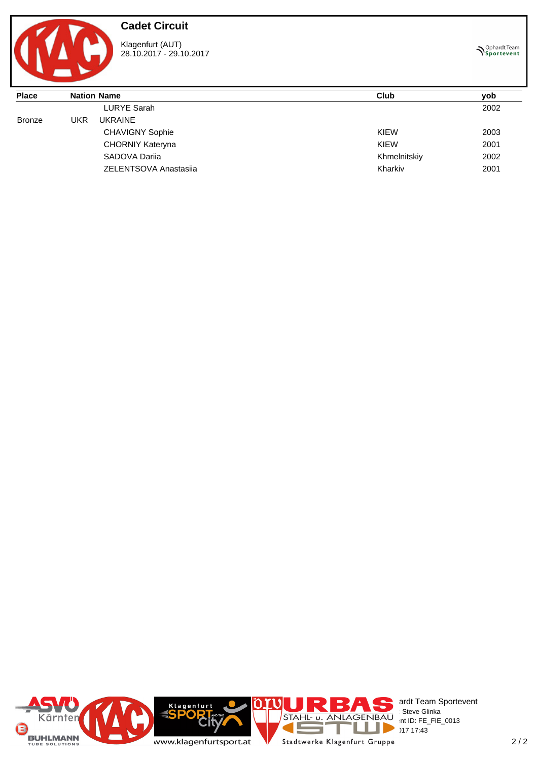## Cadet Circuit

Klagenfurt (AUT)
28.10.2017 - 29.10.2017

| Place | Nation | Name | Club | yob |
|---|---|---|---|---|
| | | LURYE Sarah | | 2002 |
| Bronze | UKR | UKRAINE | | |
| | | CHAVIGNY Sophie | KIEW | 2003 |
| | | CHORNIY Kateryna | KIEW | 2001 |
| | | SADOVA Dariia | Khmelnitskiy | 2002 |
| | | ZELENTSOVA Anastasiia | Kharkiv | 2001 |

ardt Team Sportevent
Steve Glinka
nt ID: FE_FIE_0013
)17 17:43